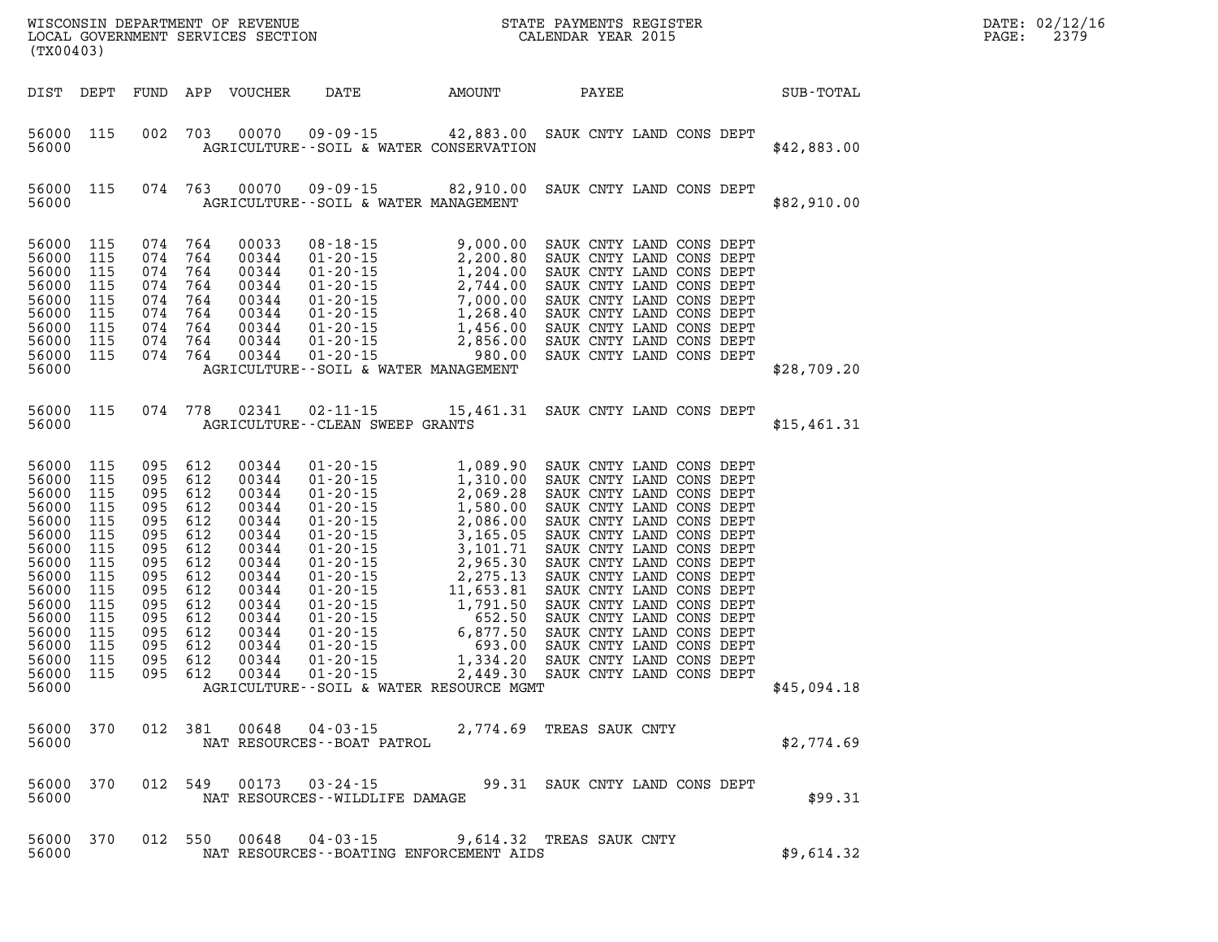WISCONSIN DEPARTMENT OF REVENUE
LOCAL GOVERNMENT SERVICES SECTION
(TX00403)

STATE PAYMENTS REGISTER
CALENDAR YEAR 2015

DATE: 02/12/16

| DIST | DEPT | FUND | APP | VOUCHER | DATE | AMOUNT | PAYEE | SUB-TOTAL |
|---|---|---|---|---|---|---|---|---|
| 56000 | 115 | 002 | 703 | 00070 | 09-09-15 | 42,883.00 | SAUK CNTY LAND CONS DEPT | |
| 56000 | | | | | AGRICULTURE--SOIL & WATER CONSERVATION | | | $42,883.00 |
| 56000 | 115 | 074 | 763 | 00070 | 09-09-15 | 82,910.00 | SAUK CNTY LAND CONS DEPT | |
| 56000 | | | | | AGRICULTURE--SOIL & WATER MANAGEMENT | | | $82,910.00 |
| 56000 | 115 | 074 | 764 | 00033 | 08-18-15 | 9,000.00 | SAUK CNTY LAND CONS DEPT | |
| 56000 | 115 | 074 | 764 | 00344 | 01-20-15 | 2,200.80 | SAUK CNTY LAND CONS DEPT | |
| 56000 | 115 | 074 | 764 | 00344 | 01-20-15 | 1,204.00 | SAUK CNTY LAND CONS DEPT | |
| 56000 | 115 | 074 | 764 | 00344 | 01-20-15 | 2,744.00 | SAUK CNTY LAND CONS DEPT | |
| 56000 | 115 | 074 | 764 | 00344 | 01-20-15 | 7,000.00 | SAUK CNTY LAND CONS DEPT | |
| 56000 | 115 | 074 | 764 | 00344 | 01-20-15 | 1,268.40 | SAUK CNTY LAND CONS DEPT | |
| 56000 | 115 | 074 | 764 | 00344 | 01-20-15 | 1,456.00 | SAUK CNTY LAND CONS DEPT | |
| 56000 | 115 | 074 | 764 | 00344 | 01-20-15 | 2,856.00 | SAUK CNTY LAND CONS DEPT | |
| 56000 | 115 | 074 | 764 | 00344 | 01-20-15 | 980.00 | SAUK CNTY LAND CONS DEPT | |
| 56000 | | | | | AGRICULTURE--SOIL & WATER MANAGEMENT | | | $28,709.20 |
| 56000 | 115 | 074 | 778 | 02341 | 02-11-15 | 15,461.31 | SAUK CNTY LAND CONS DEPT | |
| 56000 | | | | | AGRICULTURE--CLEAN SWEEP GRANTS | | | $15,461.31 |
| 56000 | 115 | 095 | 612 | 00344 | 01-20-15 | 1,089.90 | SAUK CNTY LAND CONS DEPT | |
| 56000 | 115 | 095 | 612 | 00344 | 01-20-15 | 1,310.00 | SAUK CNTY LAND CONS DEPT | |
| 56000 | 115 | 095 | 612 | 00344 | 01-20-15 | 2,069.28 | SAUK CNTY LAND CONS DEPT | |
| 56000 | 115 | 095 | 612 | 00344 | 01-20-15 | 1,580.00 | SAUK CNTY LAND CONS DEPT | |
| 56000 | 115 | 095 | 612 | 00344 | 01-20-15 | 2,086.00 | SAUK CNTY LAND CONS DEPT | |
| 56000 | 115 | 095 | 612 | 00344 | 01-20-15 | 3,165.05 | SAUK CNTY LAND CONS DEPT | |
| 56000 | 115 | 095 | 612 | 00344 | 01-20-15 | 3,101.71 | SAUK CNTY LAND CONS DEPT | |
| 56000 | 115 | 095 | 612 | 00344 | 01-20-15 | 2,965.30 | SAUK CNTY LAND CONS DEPT | |
| 56000 | 115 | 095 | 612 | 00344 | 01-20-15 | 2,275.13 | SAUK CNTY LAND CONS DEPT | |
| 56000 | 115 | 095 | 612 | 00344 | 01-20-15 | 11,653.81 | SAUK CNTY LAND CONS DEPT | |
| 56000 | 115 | 095 | 612 | 00344 | 01-20-15 | 1,791.50 | SAUK CNTY LAND CONS DEPT | |
| 56000 | 115 | 095 | 612 | 00344 | 01-20-15 | 652.50 | SAUK CNTY LAND CONS DEPT | |
| 56000 | 115 | 095 | 612 | 00344 | 01-20-15 | 6,877.50 | SAUK CNTY LAND CONS DEPT | |
| 56000 | 115 | 095 | 612 | 00344 | 01-20-15 | 693.00 | SAUK CNTY LAND CONS DEPT | |
| 56000 | 115 | 095 | 612 | 00344 | 01-20-15 | 1,334.20 | SAUK CNTY LAND CONS DEPT | |
| 56000 | 115 | 095 | 612 | 00344 | 01-20-15 | 2,449.30 | SAUK CNTY LAND CONS DEPT | |
| 56000 | | | | | AGRICULTURE--SOIL & WATER RESOURCE MGMT | | | $45,094.18 |
| 56000 | 370 | 012 | 381 | 00648 | 04-03-15 | 2,774.69 | TREAS SAUK CNTY | |
| 56000 | | | | | NAT RESOURCES--BOAT PATROL | | | $2,774.69 |
| 56000 | 370 | 012 | 549 | 00173 | 03-24-15 | 99.31 | SAUK CNTY LAND CONS DEPT | |
| 56000 | | | | | NAT RESOURCES--WILDLIFE DAMAGE | | | $99.31 |
| 56000 | 370 | 012 | 550 | 00648 | 04-03-15 | 9,614.32 | TREAS SAUK CNTY | |
| 56000 | | | | | NAT RESOURCES--BOATING ENFORCEMENT AIDS | | | $9,614.32 |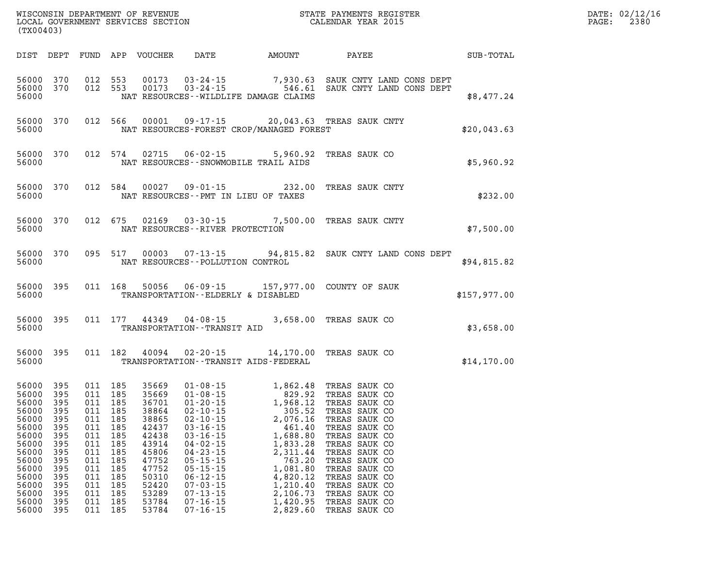WISCONSIN DEPARTMENT OF REVENUE
LOCAL GOVERNMENT SERVICES SECTION
(TX00403)

STATE PAYMENTS REGISTER
CALENDAR YEAR 2015

DATE: 02/12/16

| DIST | DEPT | FUND | APP | VOUCHER | DATE | AMOUNT | PAYEE | SUB-TOTAL |
|---|---|---|---|---|---|---|---|---|
| 56000 | 370 | 012 | 553 | 00173 | 03-24-15 | 7,930.63 | SAUK CNTY LAND CONS DEPT | |
| 56000 | 370 | 012 | 553 | 00173 | 03-24-15 | 546.61 | SAUK CNTY LAND CONS DEPT | |
| 56000 | | | | | NAT RESOURCES--WILDLIFE DAMAGE CLAIMS | | | $8,477.24 |
| 56000 | 370 | 012 | 566 | 00001 | 09-17-15 | 20,043.63 | TREAS SAUK CNTY | |
| 56000 | | | | | NAT RESOURCES-FOREST CROP/MANAGED FOREST | | | $20,043.63 |
| 56000 | 370 | 012 | 574 | 02715 | 06-02-15 | 5,960.92 | TREAS SAUK CO | |
| 56000 | | | | | NAT RESOURCES--SNOWMOBILE TRAIL AIDS | | | $5,960.92 |
| 56000 | 370 | 012 | 584 | 00027 | 09-01-15 | 232.00 | TREAS SAUK CNTY | |
| 56000 | | | | | NAT RESOURCES--PMT IN LIEU OF TAXES | | | $232.00 |
| 56000 | 370 | 012 | 675 | 02169 | 03-30-15 | 7,500.00 | TREAS SAUK CNTY | |
| 56000 | | | | | NAT RESOURCES--RIVER PROTECTION | | | $7,500.00 |
| 56000 | 370 | 095 | 517 | 00003 | 07-13-15 | 94,815.82 | SAUK CNTY LAND CONS DEPT | |
| 56000 | | | | | NAT RESOURCES--POLLUTION CONTROL | | | $94,815.82 |
| 56000 | 395 | 011 | 168 | 50056 | 06-09-15 | 157,977.00 | COUNTY OF SAUK | |
| 56000 | | | | | TRANSPORTATION--ELDERLY & DISABLED | | | $157,977.00 |
| 56000 | 395 | 011 | 177 | 44349 | 04-08-15 | 3,658.00 | TREAS SAUK CO | |
| 56000 | | | | | TRANSPORTATION--TRANSIT AID | | | $3,658.00 |
| 56000 | 395 | 011 | 182 | 40094 | 02-20-15 | 14,170.00 | TREAS SAUK CO | |
| 56000 | | | | | TRANSPORTATION--TRANSIT AIDS-FEDERAL | | | $14,170.00 |
| 56000 | 395 | 011 | 185 | 35669 | 01-08-15 | 1,862.48 | TREAS SAUK CO | |
| 56000 | 395 | 011 | 185 | 35669 | 01-08-15 | 829.92 | TREAS SAUK CO | |
| 56000 | 395 | 011 | 185 | 36701 | 01-20-15 | 1,968.12 | TREAS SAUK CO | |
| 56000 | 395 | 011 | 185 | 38864 | 02-10-15 | 305.52 | TREAS SAUK CO | |
| 56000 | 395 | 011 | 185 | 38865 | 02-10-15 | 2,076.16 | TREAS SAUK CO | |
| 56000 | 395 | 011 | 185 | 42437 | 03-16-15 | 461.40 | TREAS SAUK CO | |
| 56000 | 395 | 011 | 185 | 42438 | 03-16-15 | 1,688.80 | TREAS SAUK CO | |
| 56000 | 395 | 011 | 185 | 43914 | 04-02-15 | 1,833.28 | TREAS SAUK CO | |
| 56000 | 395 | 011 | 185 | 45806 | 04-23-15 | 2,311.44 | TREAS SAUK CO | |
| 56000 | 395 | 011 | 185 | 47752 | 05-15-15 | 763.20 | TREAS SAUK CO | |
| 56000 | 395 | 011 | 185 | 47752 | 05-15-15 | 1,081.80 | TREAS SAUK CO | |
| 56000 | 395 | 011 | 185 | 50310 | 06-12-15 | 4,820.12 | TREAS SAUK CO | |
| 56000 | 395 | 011 | 185 | 52420 | 07-03-15 | 1,210.40 | TREAS SAUK CO | |
| 56000 | 395 | 011 | 185 | 53289 | 07-13-15 | 2,106.73 | TREAS SAUK CO | |
| 56000 | 395 | 011 | 185 | 53784 | 07-16-15 | 1,420.95 | TREAS SAUK CO | |
| 56000 | 395 | 011 | 185 | 53784 | 07-16-15 | 2,829.60 | TREAS SAUK CO | |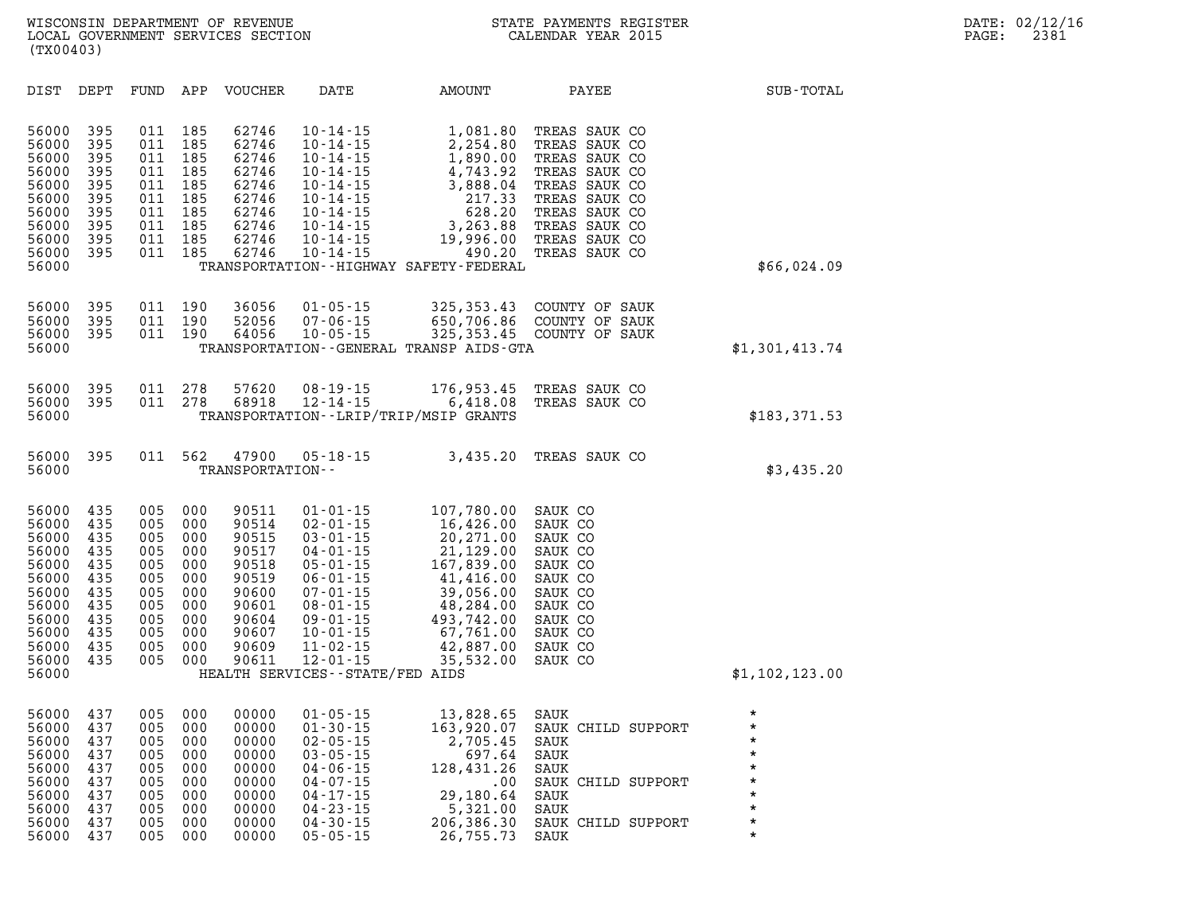WISCONSIN DEPARTMENT OF REVENUE
LOCAL GOVERNMENT SERVICES SECTION
(TX00403)

STATE PAYMENTS REGISTER
CALENDAR YEAR 2015

DATE: 02/12/16

| DIST | DEPT | FUND | APP | VOUCHER | DATE | AMOUNT | PAYEE | SUB-TOTAL |
|---|---|---|---|---|---|---|---|---|
| 56000 | 395 | 011 | 185 | 62746 | 10-14-15 | 1,081.80 | TREAS SAUK CO | |
| 56000 | 395 | 011 | 185 | 62746 | 10-14-15 | 2,254.80 | TREAS SAUK CO | |
| 56000 | 395 | 011 | 185 | 62746 | 10-14-15 | 1,890.00 | TREAS SAUK CO | |
| 56000 | 395 | 011 | 185 | 62746 | 10-14-15 | 4,743.92 | TREAS SAUK CO | |
| 56000 | 395 | 011 | 185 | 62746 | 10-14-15 | 3,888.04 | TREAS SAUK CO | |
| 56000 | 395 | 011 | 185 | 62746 | 10-14-15 | 217.33 | TREAS SAUK CO | |
| 56000 | 395 | 011 | 185 | 62746 | 10-14-15 | 628.20 | TREAS SAUK CO | |
| 56000 | 395 | 011 | 185 | 62746 | 10-14-15 | 3,263.88 | TREAS SAUK CO | |
| 56000 | 395 | 011 | 185 | 62746 | 10-14-15 | 19,996.00 | TREAS SAUK CO | |
| 56000 | 395 | 011 | 185 | 62746 | 10-14-15 | 490.20 | TREAS SAUK CO | |
| 56000 | | | | TRANSPORTATION--HIGHWAY SAFETY-FEDERAL | | | | $66,024.09 |
| 56000 | 395 | 011 | 190 | 36056 | 01-05-15 | 325,353.43 | COUNTY OF SAUK | |
| 56000 | 395 | 011 | 190 | 52056 | 07-06-15 | 650,706.86 | COUNTY OF SAUK | |
| 56000 | 395 | 011 | 190 | 64056 | 10-05-15 | 325,353.45 | COUNTY OF SAUK | |
| 56000 | | | | TRANSPORTATION--GENERAL TRANSP AIDS-GTA | | | | $1,301,413.74 |
| 56000 | 395 | 011 | 278 | 57620 | 08-19-15 | 176,953.45 | TREAS SAUK CO | |
| 56000 | 395 | 011 | 278 | 68918 | 12-14-15 | 6,418.08 | TREAS SAUK CO | |
| 56000 | | | | TRANSPORTATION--LRIP/TRIP/MSIP GRANTS | | | | $183,371.53 |
| 56000 | 395 | 011 | 562 | 47900 | 05-18-15 | 3,435.20 | TREAS SAUK CO | |
| 56000 | | | | TRANSPORTATION-- | | | | $3,435.20 |
| 56000 | 435 | 005 | 000 | 90511 | 01-01-15 | 107,780.00 | SAUK CO | |
| 56000 | 435 | 005 | 000 | 90514 | 02-01-15 | 16,426.00 | SAUK CO | |
| 56000 | 435 | 005 | 000 | 90515 | 03-01-15 | 20,271.00 | SAUK CO | |
| 56000 | 435 | 005 | 000 | 90517 | 04-01-15 | 21,129.00 | SAUK CO | |
| 56000 | 435 | 005 | 000 | 90518 | 05-01-15 | 167,839.00 | SAUK CO | |
| 56000 | 435 | 005 | 000 | 90519 | 06-01-15 | 41,416.00 | SAUK CO | |
| 56000 | 435 | 005 | 000 | 90600 | 07-01-15 | 39,056.00 | SAUK CO | |
| 56000 | 435 | 005 | 000 | 90601 | 08-01-15 | 48,284.00 | SAUK CO | |
| 56000 | 435 | 005 | 000 | 90604 | 09-01-15 | 493,742.00 | SAUK CO | |
| 56000 | 435 | 005 | 000 | 90607 | 10-01-15 | 67,761.00 | SAUK CO | |
| 56000 | 435 | 005 | 000 | 90609 | 11-02-15 | 42,887.00 | SAUK CO | |
| 56000 | 435 | 005 | 000 | 90611 | 12-01-15 | 35,532.00 | SAUK CO | |
| 56000 | | | | HEALTH SERVICES--STATE/FED AIDS | | | | $1,102,123.00 |
| 56000 | 437 | 005 | 000 | 00000 | 01-05-15 | 13,828.65 | SAUK | * |
| 56000 | 437 | 005 | 000 | 00000 | 01-30-15 | 163,920.07 | SAUK CHILD SUPPORT | * |
| 56000 | 437 | 005 | 000 | 00000 | 02-05-15 | 2,705.45 | SAUK | * |
| 56000 | 437 | 005 | 000 | 00000 | 03-05-15 | 697.64 | SAUK | * |
| 56000 | 437 | 005 | 000 | 00000 | 04-06-15 | 128,431.26 | SAUK | * |
| 56000 | 437 | 005 | 000 | 00000 | 04-07-15 | .00 | SAUK CHILD SUPPORT | * |
| 56000 | 437 | 005 | 000 | 00000 | 04-17-15 | 29,180.64 | SAUK | * |
| 56000 | 437 | 005 | 000 | 00000 | 04-23-15 | 5,321.00 | SAUK | * |
| 56000 | 437 | 005 | 000 | 00000 | 04-30-15 | 206,386.30 | SAUK CHILD SUPPORT | * |
| 56000 | 437 | 005 | 000 | 00000 | 05-05-15 | 26,755.73 | SAUK | * |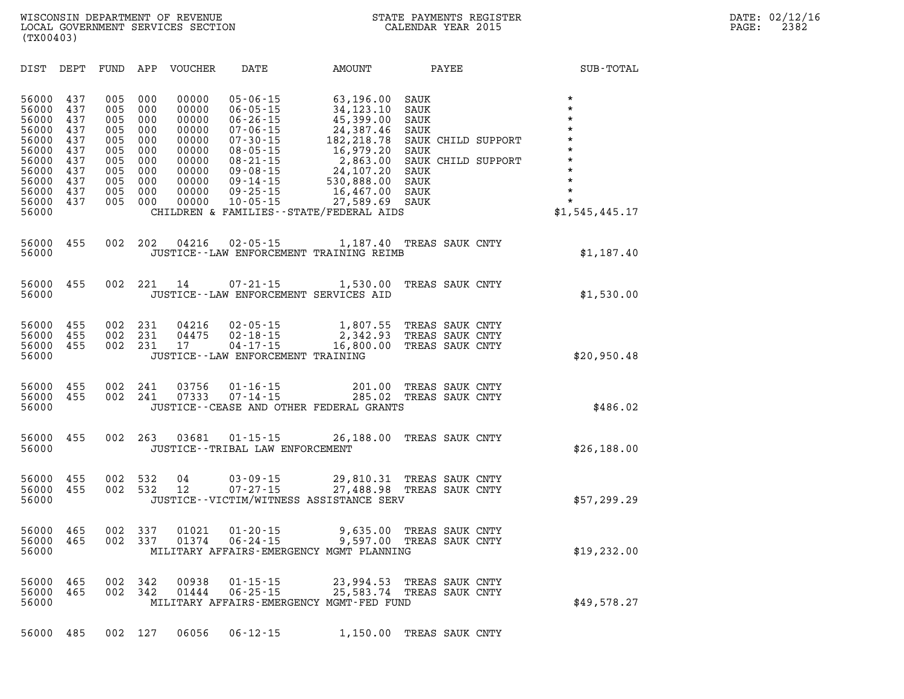| DIST | DEPT | FUND | APP | VOUCHER | DATE | AMOUNT | PAYEE | SUB-TOTAL |
|---|---|---|---|---|---|---|---|---|
| 56000 | 437 | 005 | 000 | 00000 | 05-06-15 | 63,196.00 | SAUK | * |
| 56000 | 437 | 005 | 000 | 00000 | 06-05-15 | 34,123.10 | SAUK | * |
| 56000 | 437 | 005 | 000 | 00000 | 06-26-15 | 45,399.00 | SAUK | * |
| 56000 | 437 | 005 | 000 | 00000 | 07-06-15 | 24,387.46 | SAUK | * |
| 56000 | 437 | 005 | 000 | 00000 | 07-30-15 | 182,218.78 | SAUK CHILD SUPPORT | * |
| 56000 | 437 | 005 | 000 | 00000 | 08-05-15 | 16,979.20 | SAUK | * |
| 56000 | 437 | 005 | 000 | 00000 | 08-21-15 | 2,863.00 | SAUK CHILD SUPPORT | * |
| 56000 | 437 | 005 | 000 | 00000 | 09-08-15 | 24,107.20 | SAUK | * |
| 56000 | 437 | 005 | 000 | 00000 | 09-14-15 | 530,888.00 | SAUK | * |
| 56000 | 437 | 005 | 000 | 00000 | 09-25-15 | 16,467.00 | SAUK | * |
| 56000 | 437 | 005 | 000 | 00000 | 10-05-15 | 27,589.69 | SAUK | * |
| 56000 | | | | | CHILDREN & FAMILIES--STATE/FEDERAL AIDS | | | $1,545,445.17 |
| 56000 | 455 | 002 | 202 | 04216 | 02-05-15 | 1,187.40 | TREAS SAUK CNTY | |
| 56000 | | | | | JUSTICE--LAW ENFORCEMENT TRAINING REIMB | | | $1,187.40 |
| 56000 | 455 | 002 | 221 | 14 | 07-21-15 | 1,530.00 | TREAS SAUK CNTY | |
| 56000 | | | | | JUSTICE--LAW ENFORCEMENT SERVICES AID | | | $1,530.00 |
| 56000 | 455 | 002 | 231 | 04216 | 02-05-15 | 1,807.55 | TREAS SAUK CNTY | |
| 56000 | 455 | 002 | 231 | 04475 | 02-18-15 | 2,342.93 | TREAS SAUK CNTY | |
| 56000 | 455 | 002 | 231 | 17 | 04-17-15 | 16,800.00 | TREAS SAUK CNTY | |
| 56000 | | | | | JUSTICE--LAW ENFORCEMENT TRAINING | | | $20,950.48 |
| 56000 | 455 | 002 | 241 | 03756 | 01-16-15 | 201.00 | TREAS SAUK CNTY | |
| 56000 | 455 | 002 | 241 | 07333 | 07-14-15 | 285.02 | TREAS SAUK CNTY | |
| 56000 | | | | | JUSTICE--CEASE AND OTHER FEDERAL GRANTS | | | $486.02 |
| 56000 | 455 | 002 | 263 | 03681 | 01-15-15 | 26,188.00 | TREAS SAUK CNTY | |
| 56000 | | | | | JUSTICE--TRIBAL LAW ENFORCEMENT | | | $26,188.00 |
| 56000 | 455 | 002 | 532 | 04 | 03-09-15 | 29,810.31 | TREAS SAUK CNTY | |
| 56000 | 455 | 002 | 532 | 12 | 07-27-15 | 27,488.98 | TREAS SAUK CNTY | |
| 56000 | | | | | JUSTICE--VICTIM/WITNESS ASSISTANCE SERV | | | $57,299.29 |
| 56000 | 465 | 002 | 337 | 01021 | 01-20-15 | 9,635.00 | TREAS SAUK CNTY | |
| 56000 | 465 | 002 | 337 | 01374 | 06-24-15 | 9,597.00 | TREAS SAUK CNTY | |
| 56000 | | | | | MILITARY AFFAIRS-EMERGENCY MGMT PLANNING | | | $19,232.00 |
| 56000 | 465 | 002 | 342 | 00938 | 01-15-15 | 23,994.53 | TREAS SAUK CNTY | |
| 56000 | 465 | 002 | 342 | 01444 | 06-25-15 | 25,583.74 | TREAS SAUK CNTY | |
| 56000 | | | | | MILITARY AFFAIRS-EMERGENCY MGMT-FED FUND | | | $49,578.27 |
| 56000 | 485 | 002 | 127 | 06056 | 06-12-15 | 1,150.00 | TREAS SAUK CNTY | |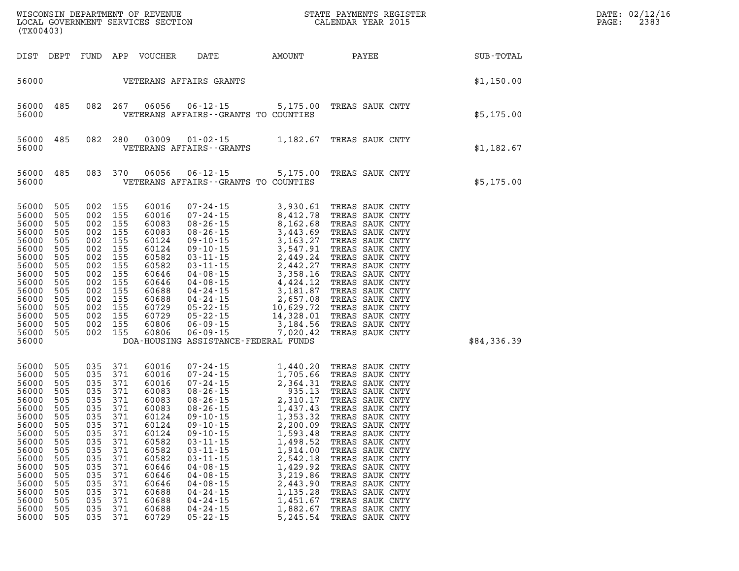WISCONSIN DEPARTMENT OF REVENUE
LOCAL GOVERNMENT SERVICES SECTION
(TX00403)

STATE PAYMENTS REGISTER
CALENDAR YEAR 2015

DATE: 02/12/16
PAGE: 2383

| DIST | DEPT | FUND | APP | VOUCHER | DATE | AMOUNT | PAYEE | SUB-TOTAL |
|---|---|---|---|---|---|---|---|---|
| 56000 | | | | | VETERANS AFFAIRS GRANTS | | | $1,150.00 |
| 56000 | 485 | 082 | 267 | 06056 | 06-12-15 | 5,175.00 | TREAS SAUK CNTY | |
| 56000 | | | | | VETERANS AFFAIRS--GRANTS TO COUNTIES | | | $5,175.00 |
| 56000 | 485 | 082 | 280 | 03009 | 01-02-15 | 1,182.67 | TREAS SAUK CNTY | |
| 56000 | | | | | VETERANS AFFAIRS--GRANTS | | | $1,182.67 |
| 56000 | 485 | 083 | 370 | 06056 | 06-12-15 | 5,175.00 | TREAS SAUK CNTY | |
| 56000 | | | | | VETERANS AFFAIRS--GRANTS TO COUNTIES | | | $5,175.00 |
| 56000 | 505 | 002 | 155 | 60016 | 07-24-15 | 3,930.61 | TREAS SAUK CNTY | |
| 56000 | 505 | 002 | 155 | 60016 | 07-24-15 | 8,412.78 | TREAS SAUK CNTY | |
| 56000 | 505 | 002 | 155 | 60083 | 08-26-15 | 8,162.68 | TREAS SAUK CNTY | |
| 56000 | 505 | 002 | 155 | 60083 | 08-26-15 | 3,443.69 | TREAS SAUK CNTY | |
| 56000 | 505 | 002 | 155 | 60124 | 09-10-15 | 3,163.27 | TREAS SAUK CNTY | |
| 56000 | 505 | 002 | 155 | 60124 | 09-10-15 | 3,547.91 | TREAS SAUK CNTY | |
| 56000 | 505 | 002 | 155 | 60582 | 03-11-15 | 2,449.24 | TREAS SAUK CNTY | |
| 56000 | 505 | 002 | 155 | 60582 | 03-11-15 | 2,442.27 | TREAS SAUK CNTY | |
| 56000 | 505 | 002 | 155 | 60646 | 04-08-15 | 3,358.16 | TREAS SAUK CNTY | |
| 56000 | 505 | 002 | 155 | 60646 | 04-08-15 | 4,424.12 | TREAS SAUK CNTY | |
| 56000 | 505 | 002 | 155 | 60688 | 04-24-15 | 3,181.87 | TREAS SAUK CNTY | |
| 56000 | 505 | 002 | 155 | 60688 | 04-24-15 | 2,657.08 | TREAS SAUK CNTY | |
| 56000 | 505 | 002 | 155 | 60729 | 05-22-15 | 10,629.72 | TREAS SAUK CNTY | |
| 56000 | 505 | 002 | 155 | 60729 | 05-22-15 | 14,328.01 | TREAS SAUK CNTY | |
| 56000 | 505 | 002 | 155 | 60806 | 06-09-15 | 3,184.56 | TREAS SAUK CNTY | |
| 56000 | 505 | 002 | 155 | 60806 | 06-09-15 | 7,020.42 | TREAS SAUK CNTY | |
| 56000 | | | | | DOA-HOUSING ASSISTANCE-FEDERAL FUNDS | | | $84,336.39 |
| 56000 | 505 | 035 | 371 | 60016 | 07-24-15 | 1,440.20 | TREAS SAUK CNTY | |
| 56000 | 505 | 035 | 371 | 60016 | 07-24-15 | 1,705.66 | TREAS SAUK CNTY | |
| 56000 | 505 | 035 | 371 | 60016 | 07-24-15 | 2,364.31 | TREAS SAUK CNTY | |
| 56000 | 505 | 035 | 371 | 60083 | 08-26-15 | 935.13 | TREAS SAUK CNTY | |
| 56000 | 505 | 035 | 371 | 60083 | 08-26-15 | 2,310.17 | TREAS SAUK CNTY | |
| 56000 | 505 | 035 | 371 | 60083 | 08-26-15 | 1,437.43 | TREAS SAUK CNTY | |
| 56000 | 505 | 035 | 371 | 60124 | 09-10-15 | 1,353.32 | TREAS SAUK CNTY | |
| 56000 | 505 | 035 | 371 | 60124 | 09-10-15 | 2,200.09 | TREAS SAUK CNTY | |
| 56000 | 505 | 035 | 371 | 60124 | 09-10-15 | 1,593.48 | TREAS SAUK CNTY | |
| 56000 | 505 | 035 | 371 | 60582 | 03-11-15 | 1,498.52 | TREAS SAUK CNTY | |
| 56000 | 505 | 035 | 371 | 60582 | 03-11-15 | 1,914.00 | TREAS SAUK CNTY | |
| 56000 | 505 | 035 | 371 | 60582 | 03-11-15 | 2,542.18 | TREAS SAUK CNTY | |
| 56000 | 505 | 035 | 371 | 60646 | 04-08-15 | 1,429.92 | TREAS SAUK CNTY | |
| 56000 | 505 | 035 | 371 | 60646 | 04-08-15 | 3,219.86 | TREAS SAUK CNTY | |
| 56000 | 505 | 035 | 371 | 60646 | 04-08-15 | 2,443.90 | TREAS SAUK CNTY | |
| 56000 | 505 | 035 | 371 | 60688 | 04-24-15 | 1,135.28 | TREAS SAUK CNTY | |
| 56000 | 505 | 035 | 371 | 60688 | 04-24-15 | 1,451.67 | TREAS SAUK CNTY | |
| 56000 | 505 | 035 | 371 | 60688 | 04-24-15 | 1,882.67 | TREAS SAUK CNTY | |
| 56000 | 505 | 035 | 371 | 60729 | 05-22-15 | 5,245.54 | TREAS SAUK CNTY | |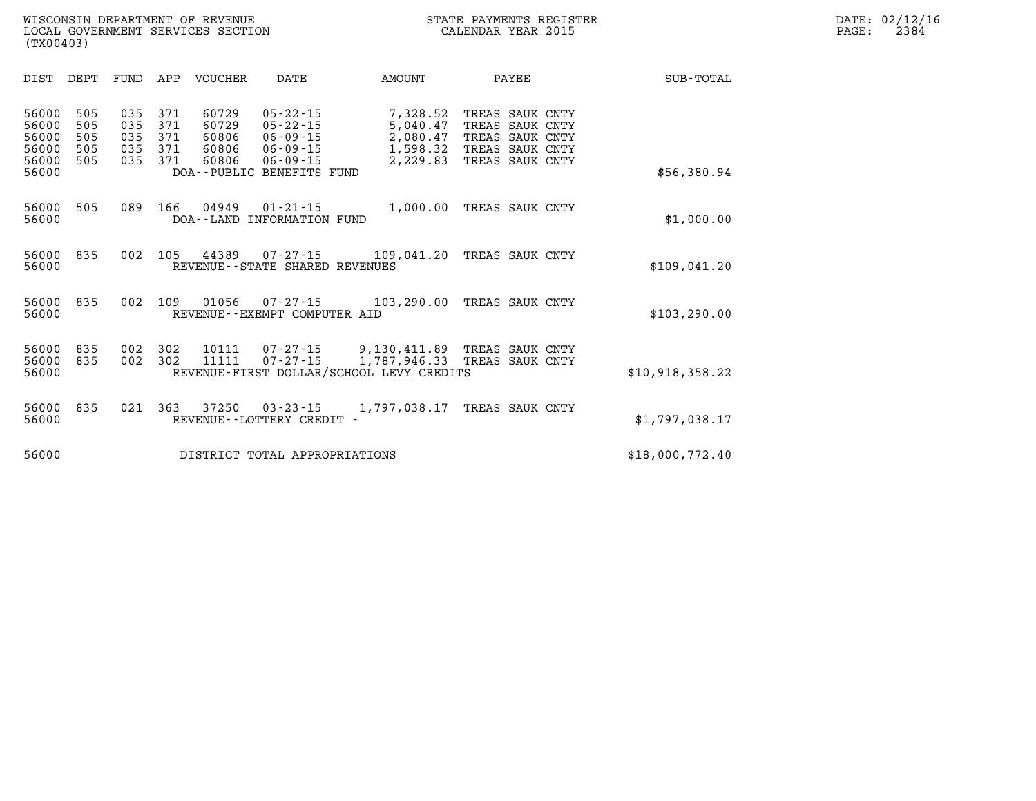WISCONSIN DEPARTMENT OF REVENUE
LOCAL GOVERNMENT SERVICES SECTION
(TX00403)

STATE PAYMENTS REGISTER
CALENDAR YEAR 2015

DATE: 02/12/16
PAGE: 2384

| DIST | DEPT | FUND | APP | VOUCHER | DATE | AMOUNT | PAYEE | SUB-TOTAL |
|---|---|---|---|---|---|---|---|---|
| 56000 | 505 | 035 | 371 | 60729 | 05-22-15 | 7,328.52 | TREAS SAUK CNTY | |
| 56000 | 505 | 035 | 371 | 60729 | 05-22-15 | 5,040.47 | TREAS SAUK CNTY | |
| 56000 | 505 | 035 | 371 | 60806 | 06-09-15 | 2,080.47 | TREAS SAUK CNTY | |
| 56000 | 505 | 035 | 371 | 60806 | 06-09-15 | 1,598.32 | TREAS SAUK CNTY | |
| 56000 | 505 | 035 | 371 | 60806 | 06-09-15 | 2,229.83 | TREAS SAUK CNTY | |
| 56000 | | | | DOA--PUBLIC BENEFITS FUND | | | | $56,380.94 |
| 56000 | 505 | 089 | 166 | 04949 | 01-21-15 | 1,000.00 | TREAS SAUK CNTY | |
| 56000 | | | | DOA--LAND INFORMATION FUND | | | | $1,000.00 |
| 56000 | 835 | 002 | 105 | 44389 | 07-27-15 | 109,041.20 | TREAS SAUK CNTY | |
| 56000 | | | | REVENUE--STATE SHARED REVENUES | | | | $109,041.20 |
| 56000 | 835 | 002 | 109 | 01056 | 07-27-15 | 103,290.00 | TREAS SAUK CNTY | |
| 56000 | | | | REVENUE--EXEMPT COMPUTER AID | | | | $103,290.00 |
| 56000 | 835 | 002 | 302 | 10111 | 07-27-15 | 9,130,411.89 | TREAS SAUK CNTY | |
| 56000 | 835 | 002 | 302 | 11111 | 07-27-15 | 1,787,946.33 | TREAS SAUK CNTY | |
| 56000 | | | | REVENUE-FIRST DOLLAR/SCHOOL LEVY CREDITS | | | | $10,918,358.22 |
| 56000 | 835 | 021 | 363 | 37250 | 03-23-15 | 1,797,038.17 | TREAS SAUK CNTY | |
| 56000 | | | | REVENUE--LOTTERY CREDIT - | | | | $1,797,038.17 |
| 56000 | | | | DISTRICT TOTAL APPROPRIATIONS | | | | $18,000,772.40 |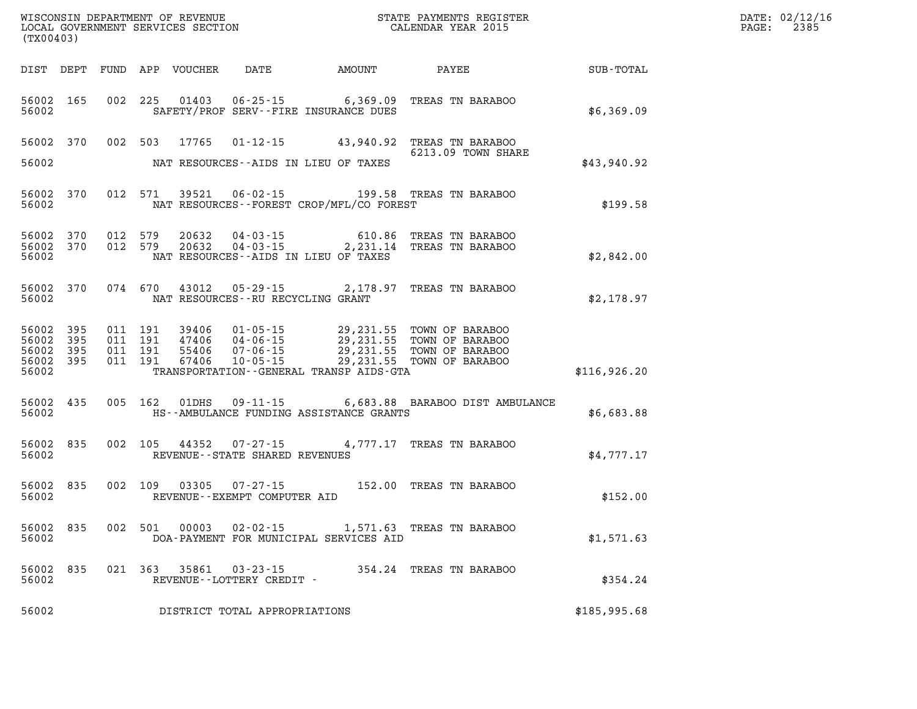WISCONSIN DEPARTMENT OF REVENUE
LOCAL GOVERNMENT SERVICES SECTION
(TX00403)

STATE PAYMENTS REGISTER
CALENDAR YEAR 2015

DATE: 02/12/16
PAGE: 2385

| DIST | DEPT | FUND | APP | VOUCHER | DATE | AMOUNT | PAYEE | SUB-TOTAL |
|---|---|---|---|---|---|---|---|---|
| 56002 | 165 | 002 | 225 | 01403 | 06-25-15 | 6,369.09 | TREAS TN BARABOO | |
| 56002 | | | | SAFETY/PROF SERV--FIRE INSURANCE DUES | | | | $6,369.09 |
| 56002 | 370 | 002 | 503 | 17765 | 01-12-15 | 43,940.92 | TREAS TN BARABOO 6213.09 TOWN SHARE | |
| 56002 | | | | NAT RESOURCES--AIDS IN LIEU OF TAXES | | | | $43,940.92 |
| 56002 | 370 | 012 | 571 | 39521 | 06-02-15 | 199.58 | TREAS TN BARABOO | |
| 56002 | | | | NAT RESOURCES--FOREST CROP/MFL/CO FOREST | | | | $199.58 |
| 56002 | 370 | 012 | 579 | 20632 | 04-03-15 | 610.86 | TREAS TN BARABOO | |
| 56002 | 370 | 012 | 579 | 20632 | 04-03-15 | 2,231.14 | TREAS TN BARABOO | |
| 56002 | | | | NAT RESOURCES--AIDS IN LIEU OF TAXES | | | | $2,842.00 |
| 56002 | 370 | 074 | 670 | 43012 | 05-29-15 | 2,178.97 | TREAS TN BARABOO | |
| 56002 | | | | NAT RESOURCES--RU RECYCLING GRANT | | | | $2,178.97 |
| 56002 | 395 | 011 | 191 | 39406 | 01-05-15 | 29,231.55 | TOWN OF BARABOO | |
| 56002 | 395 | 011 | 191 | 47406 | 04-06-15 | 29,231.55 | TOWN OF BARABOO | |
| 56002 | 395 | 011 | 191 | 55406 | 07-06-15 | 29,231.55 | TOWN OF BARABOO | |
| 56002 | 395 | 011 | 191 | 67406 | 10-05-15 | 29,231.55 | TOWN OF BARABOO | |
| 56002 | | | | TRANSPORTATION--GENERAL TRANSP AIDS-GTA | | | | $116,926.20 |
| 56002 | 435 | 005 | 162 | 01DHS | 09-11-15 | 6,683.88 | BARABOO DIST AMBULANCE | |
| 56002 | | | | HS--AMBULANCE FUNDING ASSISTANCE GRANTS | | | | $6,683.88 |
| 56002 | 835 | 002 | 105 | 44352 | 07-27-15 | 4,777.17 | TREAS TN BARABOO | |
| 56002 | | | | REVENUE--STATE SHARED REVENUES | | | | $4,777.17 |
| 56002 | 835 | 002 | 109 | 03305 | 07-27-15 | 152.00 | TREAS TN BARABOO | |
| 56002 | | | | REVENUE--EXEMPT COMPUTER AID | | | | $152.00 |
| 56002 | 835 | 002 | 501 | 00003 | 02-02-15 | 1,571.63 | TREAS TN BARABOO | |
| 56002 | | | | DOA-PAYMENT FOR MUNICIPAL SERVICES AID | | | | $1,571.63 |
| 56002 | 835 | 021 | 363 | 35861 | 03-23-15 | 354.24 | TREAS TN BARABOO | |
| 56002 | | | | REVENUE--LOTTERY CREDIT - | | | | $354.24 |
| 56002 | | | | DISTRICT TOTAL APPROPRIATIONS | | | | $185,995.68 |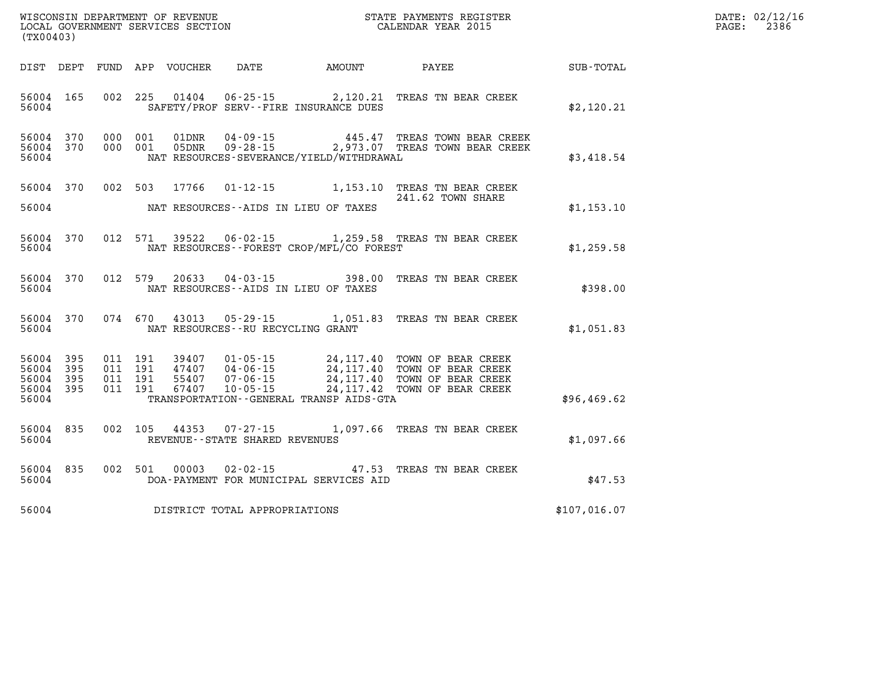WISCONSIN DEPARTMENT OF REVENUE
LOCAL GOVERNMENT SERVICES SECTION
(TX00403)

STATE PAYMENTS REGISTER
CALENDAR YEAR 2015

DATE: 02/12/16
PAGE: 2386

| DIST | DEPT | FUND | APP | VOUCHER | DATE | AMOUNT | PAYEE | SUB-TOTAL |
|---|---|---|---|---|---|---|---|---|
| 56004 | 165 | 002 | 225 | 01404 | 06-25-15 | 2,120.21 | TREAS TN BEAR CREEK | |
| 56004 | | | | | SAFETY/PROF SERV--FIRE INSURANCE DUES | | | $2,120.21 |
| 56004 | 370 | 000 | 001 | 01DNR | 04-09-15 | 445.47 | TREAS TOWN BEAR CREEK | |
| 56004 | 370 | 000 | 001 | 05DNR | 09-28-15 | 2,973.07 | TREAS TOWN BEAR CREEK | |
| 56004 | | | | | NAT RESOURCES-SEVERANCE/YIELD/WITHDRAWAL | | | $3,418.54 |
| 56004 | 370 | 002 | 503 | 17766 | 01-12-15 | 1,153.10 | TREAS TN BEAR CREEK 241.62 TOWN SHARE | |
| 56004 | | | | | NAT RESOURCES--AIDS IN LIEU OF TAXES | | | $1,153.10 |
| 56004 | 370 | 012 | 571 | 39522 | 06-02-15 | 1,259.58 | TREAS TN BEAR CREEK | |
| 56004 | | | | | NAT RESOURCES--FOREST CROP/MFL/CO FOREST | | | $1,259.58 |
| 56004 | 370 | 012 | 579 | 20633 | 04-03-15 | 398.00 | TREAS TN BEAR CREEK | |
| 56004 | | | | | NAT RESOURCES--AIDS IN LIEU OF TAXES | | | $398.00 |
| 56004 | 370 | 074 | 670 | 43013 | 05-29-15 | 1,051.83 | TREAS TN BEAR CREEK | |
| 56004 | | | | | NAT RESOURCES--RU RECYCLING GRANT | | | $1,051.83 |
| 56004 | 395 | 011 | 191 | 39407 | 01-05-15 | 24,117.40 | TOWN OF BEAR CREEK | |
| 56004 | 395 | 011 | 191 | 47407 | 04-06-15 | 24,117.40 | TOWN OF BEAR CREEK | |
| 56004 | 395 | 011 | 191 | 55407 | 07-06-15 | 24,117.40 | TOWN OF BEAR CREEK | |
| 56004 | 395 | 011 | 191 | 67407 | 10-05-15 | 24,117.42 | TOWN OF BEAR CREEK | |
| 56004 | | | | | TRANSPORTATION--GENERAL TRANSP AIDS-GTA | | | $96,469.62 |
| 56004 | 835 | 002 | 105 | 44353 | 07-27-15 | 1,097.66 | TREAS TN BEAR CREEK | |
| 56004 | | | | | REVENUE--STATE SHARED REVENUES | | | $1,097.66 |
| 56004 | 835 | 002 | 501 | 00003 | 02-02-15 | 47.53 | TREAS TN BEAR CREEK | |
| 56004 | | | | | DOA-PAYMENT FOR MUNICIPAL SERVICES AID | | | $47.53 |
| 56004 | | | | | DISTRICT TOTAL APPROPRIATIONS | | | $107,016.07 |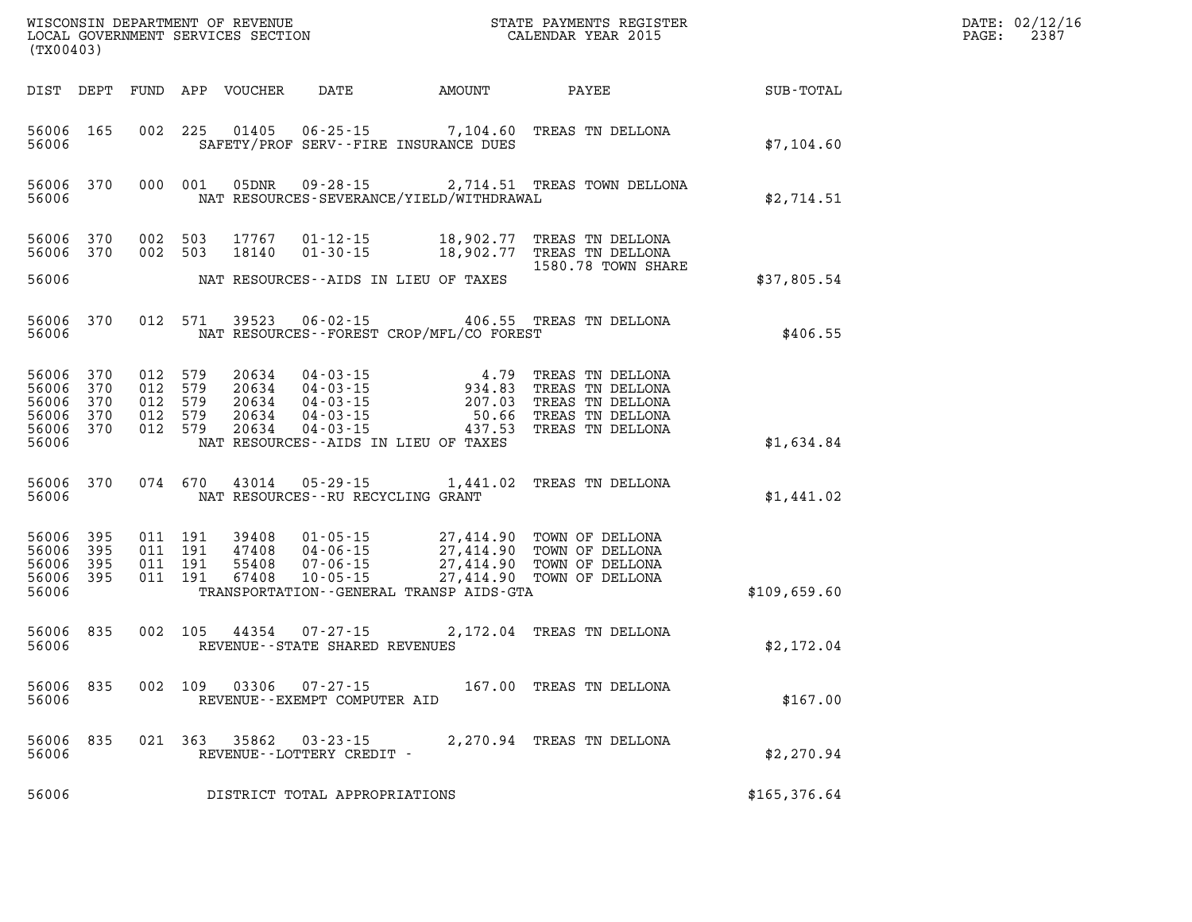WISCONSIN DEPARTMENT OF REVENUE
LOCAL GOVERNMENT SERVICES SECTION
(TX00403)

STATE PAYMENTS REGISTER
CALENDAR YEAR 2015

DATE: 02/12/16
PAGE: 2387

| DIST | DEPT | FUND | APP | VOUCHER | DATE | AMOUNT | PAYEE | SUB-TOTAL |
|---|---|---|---|---|---|---|---|---|
| 56006 | 165 | 002 | 225 | 01405 | 06-25-15 | 7,104.60 | TREAS TN DELLONA | |
| 56006 | | | | | SAFETY/PROF SERV--FIRE INSURANCE DUES | | | $7,104.60 |
| 56006 | 370 | 000 | 001 | 05DNR | 09-28-15 | 2,714.51 | TREAS TOWN DELLONA | |
| 56006 | | | | | NAT RESOURCES-SEVERANCE/YIELD/WITHDRAWAL | | | $2,714.51 |
| 56006 | 370 | 002 | 503 | 17767 | 01-12-15 | 18,902.77 | TREAS TN DELLONA | |
| 56006 | 370 | 002 | 503 | 18140 | 01-30-15 | 18,902.77 | TREAS TN DELLONA 1580.78 TOWN SHARE | |
| 56006 | | | | | NAT RESOURCES--AIDS IN LIEU OF TAXES | | | $37,805.54 |
| 56006 | 370 | 012 | 571 | 39523 | 06-02-15 | 406.55 | TREAS TN DELLONA | |
| 56006 | | | | | NAT RESOURCES--FOREST CROP/MFL/CO FOREST | | | $406.55 |
| 56006 | 370 | 012 | 579 | 20634 | 04-03-15 | 4.79 | TREAS TN DELLONA | |
| 56006 | 370 | 012 | 579 | 20634 | 04-03-15 | 934.83 | TREAS TN DELLONA | |
| 56006 | 370 | 012 | 579 | 20634 | 04-03-15 | 207.03 | TREAS TN DELLONA | |
| 56006 | 370 | 012 | 579 | 20634 | 04-03-15 | 50.66 | TREAS TN DELLONA | |
| 56006 | 370 | 012 | 579 | 20634 | 04-03-15 | 437.53 | TREAS TN DELLONA | |
| 56006 | | | | | NAT RESOURCES--AIDS IN LIEU OF TAXES | | | $1,634.84 |
| 56006 | 370 | 074 | 670 | 43014 | 05-29-15 | 1,441.02 | TREAS TN DELLONA | |
| 56006 | | | | | NAT RESOURCES--RU RECYCLING GRANT | | | $1,441.02 |
| 56006 | 395 | 011 | 191 | 39408 | 01-05-15 | 27,414.90 | TOWN OF DELLONA | |
| 56006 | 395 | 011 | 191 | 47408 | 04-06-15 | 27,414.90 | TOWN OF DELLONA | |
| 56006 | 395 | 011 | 191 | 55408 | 07-06-15 | 27,414.90 | TOWN OF DELLONA | |
| 56006 | 395 | 011 | 191 | 67408 | 10-05-15 | 27,414.90 | TOWN OF DELLONA | |
| 56006 | | | | | TRANSPORTATION--GENERAL TRANSP AIDS-GTA | | | $109,659.60 |
| 56006 | 835 | 002 | 105 | 44354 | 07-27-15 | 2,172.04 | TREAS TN DELLONA | |
| 56006 | | | | | REVENUE--STATE SHARED REVENUES | | | $2,172.04 |
| 56006 | 835 | 002 | 109 | 03306 | 07-27-15 | 167.00 | TREAS TN DELLONA | |
| 56006 | | | | | REVENUE--EXEMPT COMPUTER AID | | | $167.00 |
| 56006 | 835 | 021 | 363 | 35862 | 03-23-15 | 2,270.94 | TREAS TN DELLONA | |
| 56006 | | | | | REVENUE--LOTTERY CREDIT - | | | $2,270.94 |
| 56006 | | | | | DISTRICT TOTAL APPROPRIATIONS | | | $165,376.64 |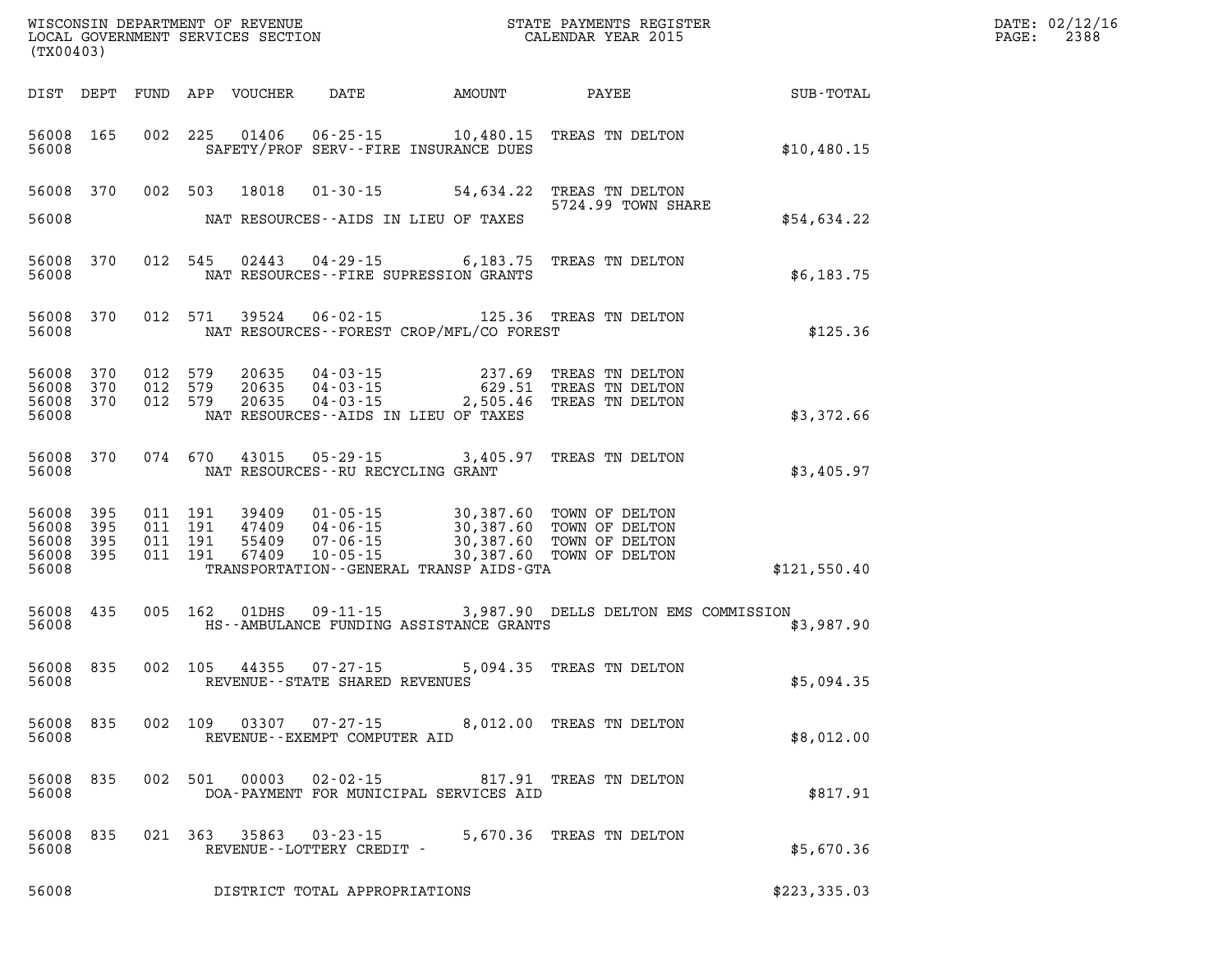WISCONSIN DEPARTMENT OF REVENUE
LOCAL GOVERNMENT SERVICES SECTION
(TX00403)

STATE PAYMENTS REGISTER
CALENDAR YEAR 2015

DATE: 02/12/16
PAGE: 2388

| DIST | DEPT | FUND | APP | VOUCHER | DATE | AMOUNT | PAYEE | SUB-TOTAL |
|---|---|---|---|---|---|---|---|---|
| 56008 | 165 | 002 | 225 | 01406 | 06-25-15 | 10,480.15 | TREAS TN DELTON | |
| 56008 | | | | SAFETY/PROF SERV--FIRE INSURANCE DUES | | | | $10,480.15 |
| 56008 | 370 | 002 | 503 | 18018 | 01-30-15 | 54,634.22 | TREAS TN DELTON 5724.99 TOWN SHARE | |
| 56008 | | | | NAT RESOURCES--AIDS IN LIEU OF TAXES | | | | $54,634.22 |
| 56008 | 370 | 012 | 545 | 02443 | 04-29-15 | 6,183.75 | TREAS TN DELTON | |
| 56008 | | | | NAT RESOURCES--FIRE SUPRESSION GRANTS | | | | $6,183.75 |
| 56008 | 370 | 012 | 571 | 39524 | 06-02-15 | 125.36 | TREAS TN DELTON | |
| 56008 | | | | NAT RESOURCES--FOREST CROP/MFL/CO FOREST | | | | $125.36 |
| 56008 | 370 | 012 | 579 | 20635 | 04-03-15 | 237.69 | TREAS TN DELTON | |
| 56008 | 370 | 012 | 579 | 20635 | 04-03-15 | 629.51 | TREAS TN DELTON | |
| 56008 | 370 | 012 | 579 | 20635 | 04-03-15 | 2,505.46 | TREAS TN DELTON | |
| 56008 | | | | NAT RESOURCES--AIDS IN LIEU OF TAXES | | | | $3,372.66 |
| 56008 | 370 | 074 | 670 | 43015 | 05-29-15 | 3,405.97 | TREAS TN DELTON | |
| 56008 | | | | NAT RESOURCES--RU RECYCLING GRANT | | | | $3,405.97 |
| 56008 | 395 | 011 | 191 | 39409 | 01-05-15 | 30,387.60 | TOWN OF DELTON | |
| 56008 | 395 | 011 | 191 | 47409 | 04-06-15 | 30,387.60 | TOWN OF DELTON | |
| 56008 | 395 | 011 | 191 | 55409 | 07-06-15 | 30,387.60 | TOWN OF DELTON | |
| 56008 | 395 | 011 | 191 | 67409 | 10-05-15 | 30,387.60 | TOWN OF DELTON | |
| 56008 | | | | TRANSPORTATION--GENERAL TRANSP AIDS-GTA | | | | $121,550.40 |
| 56008 | 435 | 005 | 162 | 01DHS | 09-11-15 | 3,987.90 | DELLS DELTON EMS COMMISSION | |
| 56008 | | | | HS--AMBULANCE FUNDING ASSISTANCE GRANTS | | | | $3,987.90 |
| 56008 | 835 | 002 | 105 | 44355 | 07-27-15 | 5,094.35 | TREAS TN DELTON | |
| 56008 | | | | REVENUE--STATE SHARED REVENUES | | | | $5,094.35 |
| 56008 | 835 | 002 | 109 | 03307 | 07-27-15 | 8,012.00 | TREAS TN DELTON | |
| 56008 | | | | REVENUE--EXEMPT COMPUTER AID | | | | $8,012.00 |
| 56008 | 835 | 002 | 501 | 00003 | 02-02-15 | 817.91 | TREAS TN DELTON | |
| 56008 | | | | DOA-PAYMENT FOR MUNICIPAL SERVICES AID | | | | $817.91 |
| 56008 | 835 | 021 | 363 | 35863 | 03-23-15 | 5,670.36 | TREAS TN DELTON | |
| 56008 | | | | REVENUE--LOTTERY CREDIT - | | | | $5,670.36 |
| 56008 | | | | DISTRICT TOTAL APPROPRIATIONS | | | | $223,335.03 |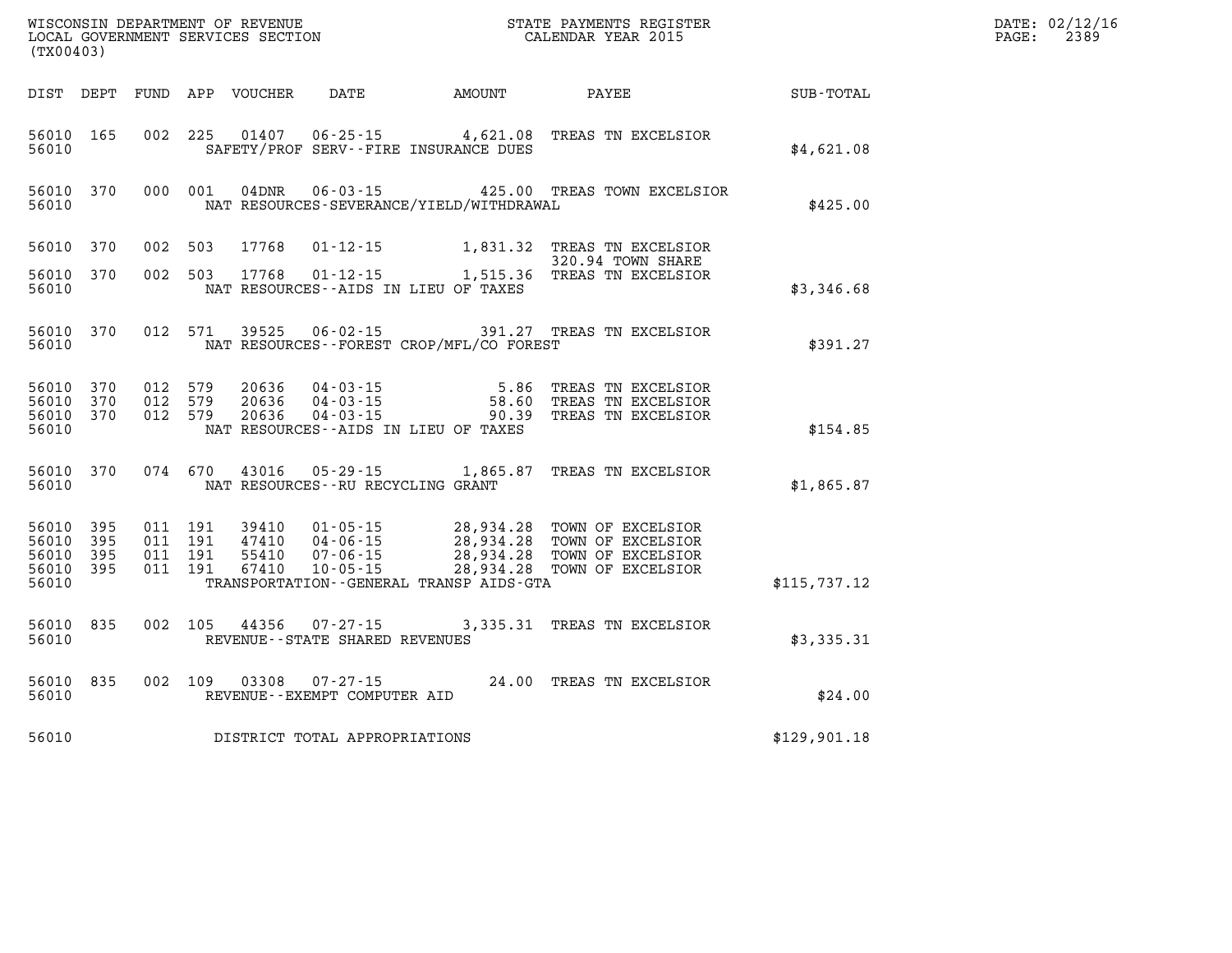WISCONSIN DEPARTMENT OF REVENUE
LOCAL GOVERNMENT SERVICES SECTION
(TX00403)

STATE PAYMENTS REGISTER
CALENDAR YEAR 2015

DATE: 02/12/16
PAGE: 2389

| DIST | DEPT | FUND | APP | VOUCHER | DATE | AMOUNT | PAYEE | SUB-TOTAL |
|---|---|---|---|---|---|---|---|---|
| 56010 | 165 | 002 | 225 | 01407 | 06-25-15 | 4,621.08 | TREAS TN EXCELSIOR | |
| 56010 | | | | | SAFETY/PROF SERV--FIRE INSURANCE DUES | | | $4,621.08 |
| 56010 | 370 | 000 | 001 | 04DNR | 06-03-15 | 425.00 | TREAS TOWN EXCELSIOR | |
| 56010 | | | | | NAT RESOURCES-SEVERANCE/YIELD/WITHDRAWAL | | | $425.00 |
| 56010 | 370 | 002 | 503 | 17768 | 01-12-15 | 1,831.32 | TREAS TN EXCELSIOR 320.94 TOWN SHARE | |
| 56010 | 370 | 002 | 503 | 17768 | 01-12-15 | 1,515.36 | TREAS TN EXCELSIOR | |
| 56010 | | | | | NAT RESOURCES--AIDS IN LIEU OF TAXES | | | $3,346.68 |
| 56010 | 370 | 012 | 571 | 39525 | 06-02-15 | 391.27 | TREAS TN EXCELSIOR | |
| 56010 | | | | | NAT RESOURCES--FOREST CROP/MFL/CO FOREST | | | $391.27 |
| 56010 | 370 | 012 | 579 | 20636 | 04-03-15 | 5.86 | TREAS TN EXCELSIOR | |
| 56010 | 370 | 012 | 579 | 20636 | 04-03-15 | 58.60 | TREAS TN EXCELSIOR | |
| 56010 | 370 | 012 | 579 | 20636 | 04-03-15 | 90.39 | TREAS TN EXCELSIOR | |
| 56010 | | | | | NAT RESOURCES--AIDS IN LIEU OF TAXES | | | $154.85 |
| 56010 | 370 | 074 | 670 | 43016 | 05-29-15 | 1,865.87 | TREAS TN EXCELSIOR | |
| 56010 | | | | | NAT RESOURCES--RU RECYCLING GRANT | | | $1,865.87 |
| 56010 | 395 | 011 | 191 | 39410 | 01-05-15 | 28,934.28 | TOWN OF EXCELSIOR | |
| 56010 | 395 | 011 | 191 | 47410 | 04-06-15 | 28,934.28 | TOWN OF EXCELSIOR | |
| 56010 | 395 | 011 | 191 | 55410 | 07-06-15 | 28,934.28 | TOWN OF EXCELSIOR | |
| 56010 | 395 | 011 | 191 | 67410 | 10-05-15 | 28,934.28 | TOWN OF EXCELSIOR | |
| 56010 | | | | | TRANSPORTATION--GENERAL TRANSP AIDS-GTA | | | $115,737.12 |
| 56010 | 835 | 002 | 105 | 44356 | 07-27-15 | 3,335.31 | TREAS TN EXCELSIOR | |
| 56010 | | | | | REVENUE--STATE SHARED REVENUES | | | $3,335.31 |
| 56010 | 835 | 002 | 109 | 03308 | 07-27-15 | 24.00 | TREAS TN EXCELSIOR | |
| 56010 | | | | | REVENUE--EXEMPT COMPUTER AID | | | $24.00 |
| 56010 | | | | | DISTRICT TOTAL APPROPRIATIONS | | | $129,901.18 |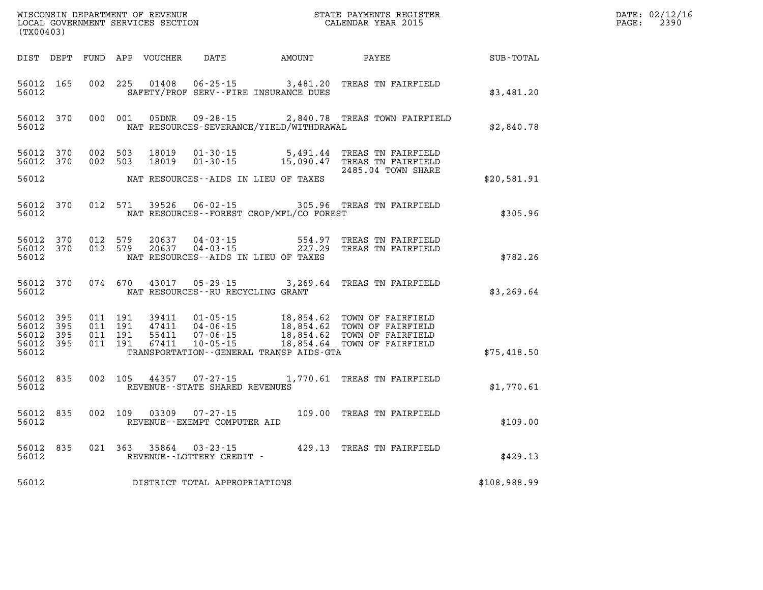WISCONSIN DEPARTMENT OF REVENUE
LOCAL GOVERNMENT SERVICES SECTION
(TX00403)

STATE PAYMENTS REGISTER
CALENDAR YEAR 2015

DATE: 02/12/16
PAGE: 2390

| DIST | DEPT | FUND | APP | VOUCHER | DATE | AMOUNT | PAYEE | SUB-TOTAL |
|---|---|---|---|---|---|---|---|---|
| 56012 | 165 | 002 | 225 | 01408 | 06-25-15 | 3,481.20 | TREAS TN FAIRFIELD | |
| 56012 | | | | | SAFETY/PROF SERV--FIRE INSURANCE DUES | | | $3,481.20 |
| 56012 | 370 | 000 | 001 | 05DNR | 09-28-15 | 2,840.78 | TREAS TOWN FAIRFIELD | |
| 56012 | | | | | NAT RESOURCES-SEVERANCE/YIELD/WITHDRAWAL | | | $2,840.78 |
| 56012 | 370 | 002 | 503 | 18019 | 01-30-15 | 5,491.44 | TREAS TN FAIRFIELD | |
| 56012 | 370 | 002 | 503 | 18019 | 01-30-15 | 15,090.47 | TREAS TN FAIRFIELD | |
| | | | | | | | 2485.04 TOWN SHARE | |
| 56012 | | | | | NAT RESOURCES--AIDS IN LIEU OF TAXES | | | $20,581.91 |
| 56012 | 370 | 012 | 571 | 39526 | 06-02-15 | 305.96 | TREAS TN FAIRFIELD | |
| 56012 | | | | | NAT RESOURCES--FOREST CROP/MFL/CO FOREST | | | $305.96 |
| 56012 | 370 | 012 | 579 | 20637 | 04-03-15 | 554.97 | TREAS TN FAIRFIELD | |
| 56012 | 370 | 012 | 579 | 20637 | 04-03-15 | 227.29 | TREAS TN FAIRFIELD | |
| 56012 | | | | | NAT RESOURCES--AIDS IN LIEU OF TAXES | | | $782.26 |
| 56012 | 370 | 074 | 670 | 43017 | 05-29-15 | 3,269.64 | TREAS TN FAIRFIELD | |
| 56012 | | | | | NAT RESOURCES--RU RECYCLING GRANT | | | $3,269.64 |
| 56012 | 395 | 011 | 191 | 39411 | 01-05-15 | 18,854.62 | TOWN OF FAIRFIELD | |
| 56012 | 395 | 011 | 191 | 47411 | 04-06-15 | 18,854.62 | TOWN OF FAIRFIELD | |
| 56012 | 395 | 011 | 191 | 55411 | 07-06-15 | 18,854.62 | TOWN OF FAIRFIELD | |
| 56012 | 395 | 011 | 191 | 67411 | 10-05-15 | 18,854.64 | TOWN OF FAIRFIELD | |
| 56012 | | | | | TRANSPORTATION--GENERAL TRANSP AIDS-GTA | | | $75,418.50 |
| 56012 | 835 | 002 | 105 | 44357 | 07-27-15 | 1,770.61 | TREAS TN FAIRFIELD | |
| 56012 | | | | | REVENUE--STATE SHARED REVENUES | | | $1,770.61 |
| 56012 | 835 | 002 | 109 | 03309 | 07-27-15 | 109.00 | TREAS TN FAIRFIELD | |
| 56012 | | | | | REVENUE--EXEMPT COMPUTER AID | | | $109.00 |
| 56012 | 835 | 021 | 363 | 35864 | 03-23-15 | 429.13 | TREAS TN FAIRFIELD | |
| 56012 | | | | | REVENUE--LOTTERY CREDIT - | | | $429.13 |
| 56012 | | | | | DISTRICT TOTAL APPROPRIATIONS | | | $108,988.99 |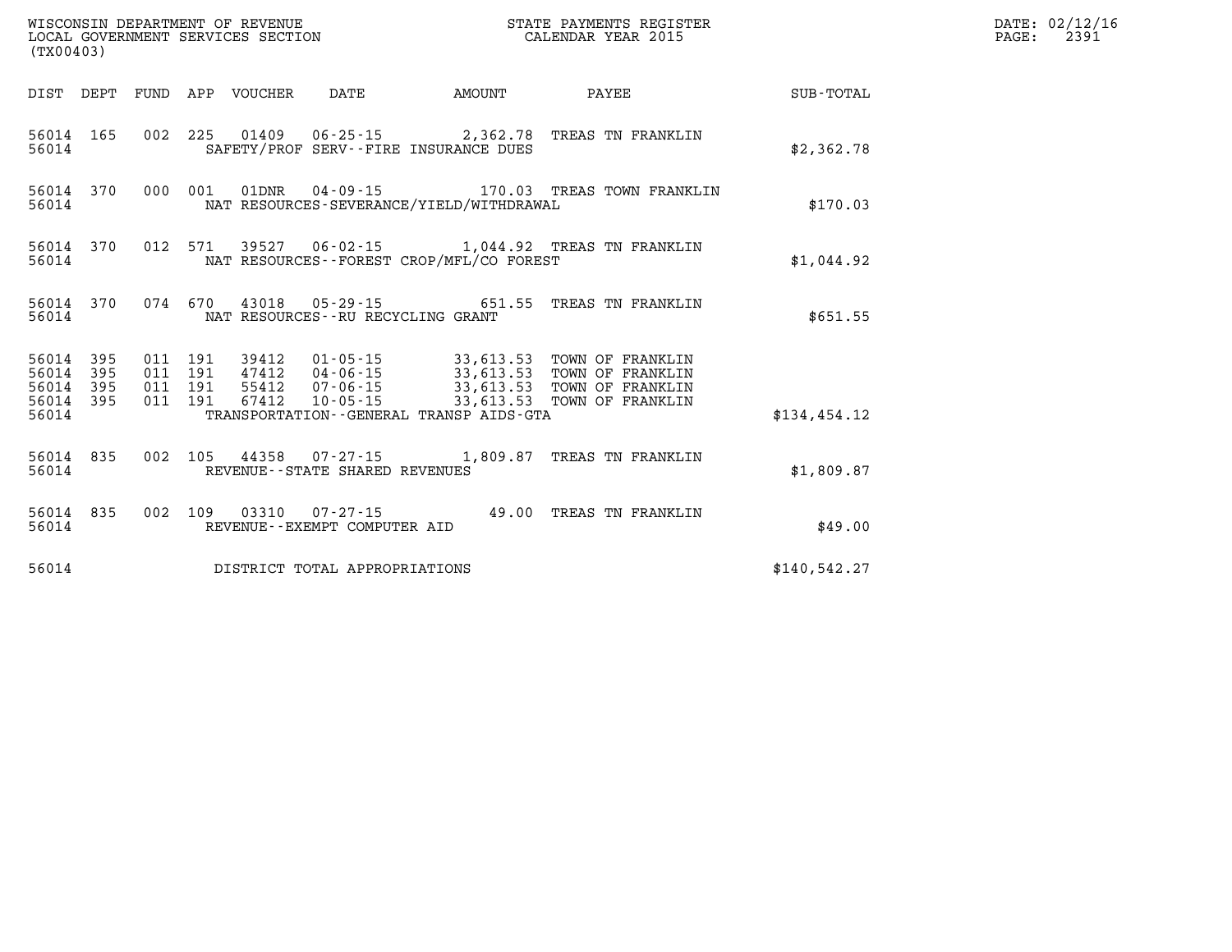WISCONSIN DEPARTMENT OF REVENUE
LOCAL GOVERNMENT SERVICES SECTION
(TX00403)

STATE PAYMENTS REGISTER
CALENDAR YEAR 2015

DATE: 02/12/16
PAGE: 2391

| DIST | DEPT | FUND | APP | VOUCHER | DATE | AMOUNT | PAYEE | SUB-TOTAL |
|---|---|---|---|---|---|---|---|---|
| 56014 | 165 | 002 | 225 | 01409 | 06-25-15 | 2,362.78 | TREAS TN FRANKLIN | |
| 56014 | | | | SAFETY/PROF SERV--FIRE INSURANCE DUES | | | | $2,362.78 |
| 56014 | 370 | 000 | 001 | 01DNR | 04-09-15 | 170.03 | TREAS TOWN FRANKLIN | |
| 56014 | | | | NAT RESOURCES-SEVERANCE/YIELD/WITHDRAWAL | | | | $170.03 |
| 56014 | 370 | 012 | 571 | 39527 | 06-02-15 | 1,044.92 | TREAS TN FRANKLIN | |
| 56014 | | | | NAT RESOURCES--FOREST CROP/MFL/CO FOREST | | | | $1,044.92 |
| 56014 | 370 | 074 | 670 | 43018 | 05-29-15 | 651.55 | TREAS TN FRANKLIN | |
| 56014 | | | | NAT RESOURCES--RU RECYCLING GRANT | | | | $651.55 |
| 56014 | 395 | 011 | 191 | 39412 | 01-05-15 | 33,613.53 | TOWN OF FRANKLIN | |
| 56014 | 395 | 011 | 191 | 47412 | 04-06-15 | 33,613.53 | TOWN OF FRANKLIN | |
| 56014 | 395 | 011 | 191 | 55412 | 07-06-15 | 33,613.53 | TOWN OF FRANKLIN | |
| 56014 | 395 | 011 | 191 | 67412 | 10-05-15 | 33,613.53 | TOWN OF FRANKLIN | |
| 56014 | | | | TRANSPORTATION--GENERAL TRANSP AIDS-GTA | | | | $134,454.12 |
| 56014 | 835 | 002 | 105 | 44358 | 07-27-15 | 1,809.87 | TREAS TN FRANKLIN | |
| 56014 | | | | REVENUE--STATE SHARED REVENUES | | | | $1,809.87 |
| 56014 | 835 | 002 | 109 | 03310 | 07-27-15 | 49.00 | TREAS TN FRANKLIN | |
| 56014 | | | | REVENUE--EXEMPT COMPUTER AID | | | | $49.00 |
| 56014 | | | | DISTRICT TOTAL APPROPRIATIONS | | | | $140,542.27 |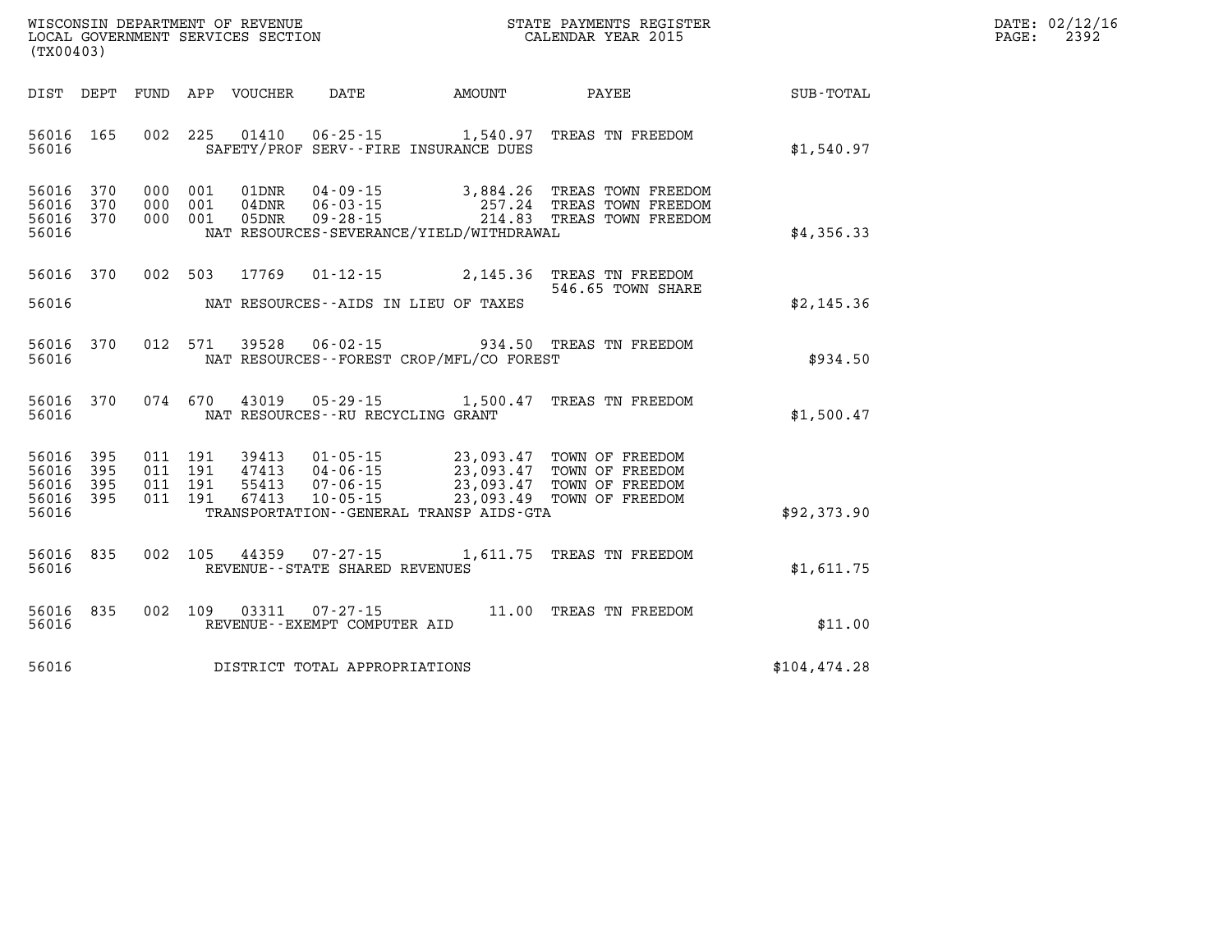WISCONSIN DEPARTMENT OF REVENUE
LOCAL GOVERNMENT SERVICES SECTION
(TX00403)

STATE PAYMENTS REGISTER
CALENDAR YEAR 2015

DATE: 02/12/16
PAGE: 2392

| DIST | DEPT | FUND | APP | VOUCHER | DATE | AMOUNT | PAYEE | SUB-TOTAL |
|---|---|---|---|---|---|---|---|---|
| 56016 | 165 | 002 | 225 | 01410 | 06-25-15 | 1,540.97 | TREAS TN FREEDOM | |
| 56016 | | | | | SAFETY/PROF SERV--FIRE INSURANCE DUES | | | $1,540.97 |
| 56016 | 370 | 000 | 001 | 01DNR | 04-09-15 | 3,884.26 | TREAS TOWN FREEDOM | |
| 56016 | 370 | 000 | 001 | 04DNR | 06-03-15 | 257.24 | TREAS TOWN FREEDOM | |
| 56016 | 370 | 000 | 001 | 05DNR | 09-28-15 | 214.83 | TREAS TOWN FREEDOM | |
| 56016 | | | | | NAT RESOURCES-SEVERANCE/YIELD/WITHDRAWAL | | | $4,356.33 |
| 56016 | 370 | 002 | 503 | 17769 | 01-12-15 | 2,145.36 | TREAS TN FREEDOM<br>546.65 TOWN SHARE | |
| 56016 | | | | | NAT RESOURCES--AIDS IN LIEU OF TAXES | | | $2,145.36 |
| 56016 | 370 | 012 | 571 | 39528 | 06-02-15 | 934.50 | TREAS TN FREEDOM | |
| 56016 | | | | | NAT RESOURCES--FOREST CROP/MFL/CO FOREST | | | $934.50 |
| 56016 | 370 | 074 | 670 | 43019 | 05-29-15 | 1,500.47 | TREAS TN FREEDOM | |
| 56016 | | | | | NAT RESOURCES--RU RECYCLING GRANT | | | $1,500.47 |
| 56016 | 395 | 011 | 191 | 39413 | 01-05-15 | 23,093.47 | TOWN OF FREEDOM | |
| 56016 | 395 | 011 | 191 | 47413 | 04-06-15 | 23,093.47 | TOWN OF FREEDOM | |
| 56016 | 395 | 011 | 191 | 55413 | 07-06-15 | 23,093.47 | TOWN OF FREEDOM | |
| 56016 | 395 | 011 | 191 | 67413 | 10-05-15 | 23,093.49 | TOWN OF FREEDOM | |
| 56016 | | | | | TRANSPORTATION--GENERAL TRANSP AIDS-GTA | | | $92,373.90 |
| 56016 | 835 | 002 | 105 | 44359 | 07-27-15 | 1,611.75 | TREAS TN FREEDOM | |
| 56016 | | | | | REVENUE--STATE SHARED REVENUES | | | $1,611.75 |
| 56016 | 835 | 002 | 109 | 03311 | 07-27-15 | 11.00 | TREAS TN FREEDOM | |
| 56016 | | | | | REVENUE--EXEMPT COMPUTER AID | | | $11.00 |
| 56016 | | | | | DISTRICT TOTAL APPROPRIATIONS | | | $104,474.28 |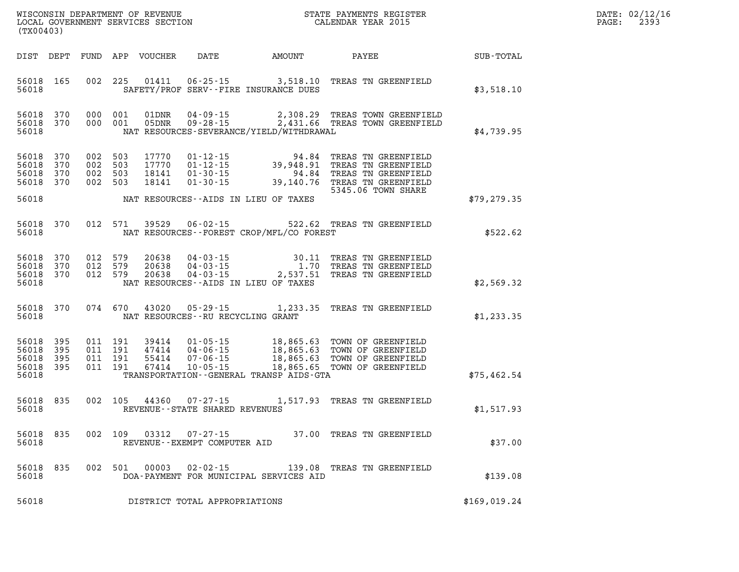WISCONSIN DEPARTMENT OF REVENUE
LOCAL GOVERNMENT SERVICES SECTION
(TX00403)

STATE PAYMENTS REGISTER
CALENDAR YEAR 2015

DATE: 02/12/16
PAGE: 2393

| DIST | DEPT | FUND | APP | VOUCHER | DATE | AMOUNT | PAYEE | SUB-TOTAL |
|---|---|---|---|---|---|---|---|---|
| 56018 | 165 | 002 | 225 | 01411 | 06-25-15 | 3,518.10 | TREAS TN GREENFIELD | |
| 56018 | | | | | SAFETY/PROF SERV--FIRE INSURANCE DUES | | | $3,518.10 |
| 56018 | 370 | 000 | 001 | 01DNR | 04-09-15 | 2,308.29 | TREAS TOWN GREENFIELD | |
| 56018 | 370 | 000 | 001 | 05DNR | 09-28-15 | 2,431.66 | TREAS TOWN GREENFIELD | |
| 56018 | | | | | NAT RESOURCES-SEVERANCE/YIELD/WITHDRAWAL | | | $4,739.95 |
| 56018 | 370 | 002 | 503 | 17770 | 01-12-15 | 94.84 | TREAS TN GREENFIELD | |
| 56018 | 370 | 002 | 503 | 17770 | 01-12-15 | 39,948.91 | TREAS TN GREENFIELD | |
| 56018 | 370 | 002 | 503 | 18141 | 01-30-15 | 94.84 | TREAS TN GREENFIELD | |
| 56018 | 370 | 002 | 503 | 18141 | 01-30-15 | 39,140.76 | TREAS TN GREENFIELD 5345.06 TOWN SHARE | |
| 56018 | | | | | NAT RESOURCES--AIDS IN LIEU OF TAXES | | | $79,279.35 |
| 56018 | 370 | 012 | 571 | 39529 | 06-02-15 | 522.62 | TREAS TN GREENFIELD | |
| 56018 | | | | | NAT RESOURCES--FOREST CROP/MFL/CO FOREST | | | $522.62 |
| 56018 | 370 | 012 | 579 | 20638 | 04-03-15 | 30.11 | TREAS TN GREENFIELD | |
| 56018 | 370 | 012 | 579 | 20638 | 04-03-15 | 1.70 | TREAS TN GREENFIELD | |
| 56018 | 370 | 012 | 579 | 20638 | 04-03-15 | 2,537.51 | TREAS TN GREENFIELD | |
| 56018 | | | | | NAT RESOURCES--AIDS IN LIEU OF TAXES | | | $2,569.32 |
| 56018 | 370 | 074 | 670 | 43020 | 05-29-15 | 1,233.35 | TREAS TN GREENFIELD | |
| 56018 | | | | | NAT RESOURCES--RU RECYCLING GRANT | | | $1,233.35 |
| 56018 | 395 | 011 | 191 | 39414 | 01-05-15 | 18,865.63 | TOWN OF GREENFIELD | |
| 56018 | 395 | 011 | 191 | 47414 | 04-06-15 | 18,865.63 | TOWN OF GREENFIELD | |
| 56018 | 395 | 011 | 191 | 55414 | 07-06-15 | 18,865.63 | TOWN OF GREENFIELD | |
| 56018 | 395 | 011 | 191 | 67414 | 10-05-15 | 18,865.65 | TOWN OF GREENFIELD | |
| 56018 | | | | | TRANSPORTATION--GENERAL TRANSP AIDS-GTA | | | $75,462.54 |
| 56018 | 835 | 002 | 105 | 44360 | 07-27-15 | 1,517.93 | TREAS TN GREENFIELD | |
| 56018 | | | | | REVENUE--STATE SHARED REVENUES | | | $1,517.93 |
| 56018 | 835 | 002 | 109 | 03312 | 07-27-15 | 37.00 | TREAS TN GREENFIELD | |
| 56018 | | | | | REVENUE--EXEMPT COMPUTER AID | | | $37.00 |
| 56018 | 835 | 002 | 501 | 00003 | 02-02-15 | 139.08 | TREAS TN GREENFIELD | |
| 56018 | | | | | DOA-PAYMENT FOR MUNICIPAL SERVICES AID | | | $139.08 |
| 56018 | | | | | DISTRICT TOTAL APPROPRIATIONS | | | $169,019.24 |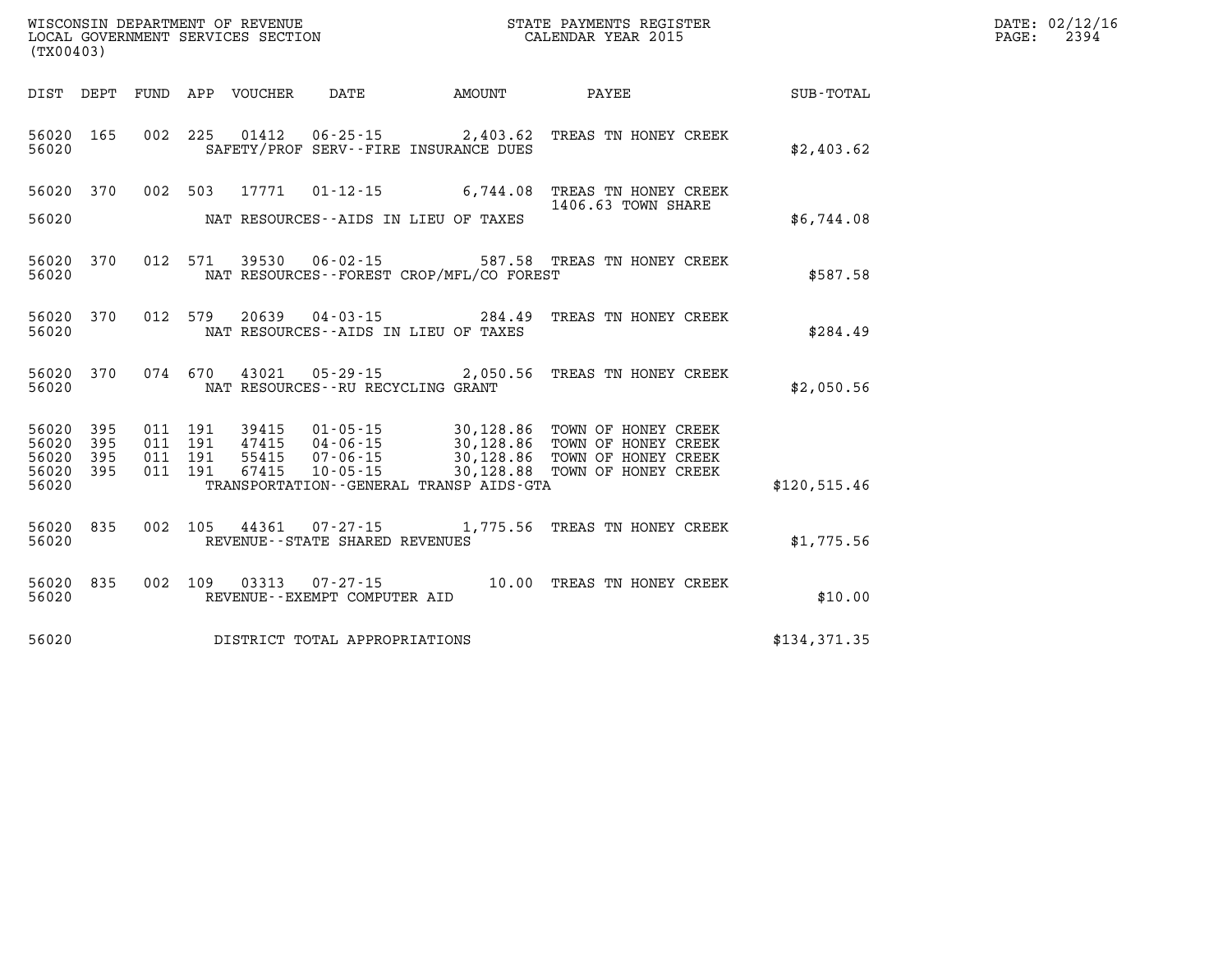WISCONSIN DEPARTMENT OF REVENUE
LOCAL GOVERNMENT SERVICES SECTION
(TX00403)

STATE PAYMENTS REGISTER
CALENDAR YEAR 2015

DATE: 02/12/16
PAGE: 2394

| DIST | DEPT | FUND | APP | VOUCHER | DATE | AMOUNT | PAYEE | SUB-TOTAL |
|---|---|---|---|---|---|---|---|---|
| 56020 | 165 | 002 | 225 | 01412 | 06-25-15 | 2,403.62 | TREAS TN HONEY CREEK | |
| 56020 | | | | | SAFETY/PROF SERV--FIRE INSURANCE DUES | | | $2,403.62 |
| 56020 | 370 | 002 | 503 | 17771 | 01-12-15 | 6,744.08 | TREAS TN HONEY CREEK 1406.63 TOWN SHARE | |
| 56020 | | | | | NAT RESOURCES--AIDS IN LIEU OF TAXES | | | $6,744.08 |
| 56020 | 370 | 012 | 571 | 39530 | 06-02-15 | 587.58 | TREAS TN HONEY CREEK | |
| 56020 | | | | | NAT RESOURCES--FOREST CROP/MFL/CO FOREST | | | $587.58 |
| 56020 | 370 | 012 | 579 | 20639 | 04-03-15 | 284.49 | TREAS TN HONEY CREEK | |
| 56020 | | | | | NAT RESOURCES--AIDS IN LIEU OF TAXES | | | $284.49 |
| 56020 | 370 | 074 | 670 | 43021 | 05-29-15 | 2,050.56 | TREAS TN HONEY CREEK | |
| 56020 | | | | | NAT RESOURCES--RU RECYCLING GRANT | | | $2,050.56 |
| 56020 | 395 | 011 | 191 | 39415 | 01-05-15 | 30,128.86 | TOWN OF HONEY CREEK | |
| 56020 | 395 | 011 | 191 | 47415 | 04-06-15 | 30,128.86 | TOWN OF HONEY CREEK | |
| 56020 | 395 | 011 | 191 | 55415 | 07-06-15 | 30,128.86 | TOWN OF HONEY CREEK | |
| 56020 | 395 | 011 | 191 | 67415 | 10-05-15 | 30,128.88 | TOWN OF HONEY CREEK | |
| 56020 | | | | | TRANSPORTATION--GENERAL TRANSP AIDS-GTA | | | $120,515.46 |
| 56020 | 835 | 002 | 105 | 44361 | 07-27-15 | 1,775.56 | TREAS TN HONEY CREEK | |
| 56020 | | | | | REVENUE--STATE SHARED REVENUES | | | $1,775.56 |
| 56020 | 835 | 002 | 109 | 03313 | 07-27-15 | 10.00 | TREAS TN HONEY CREEK | |
| 56020 | | | | | REVENUE--EXEMPT COMPUTER AID | | | $10.00 |
| 56020 | | | | | DISTRICT TOTAL APPROPRIATIONS | | | $134,371.35 |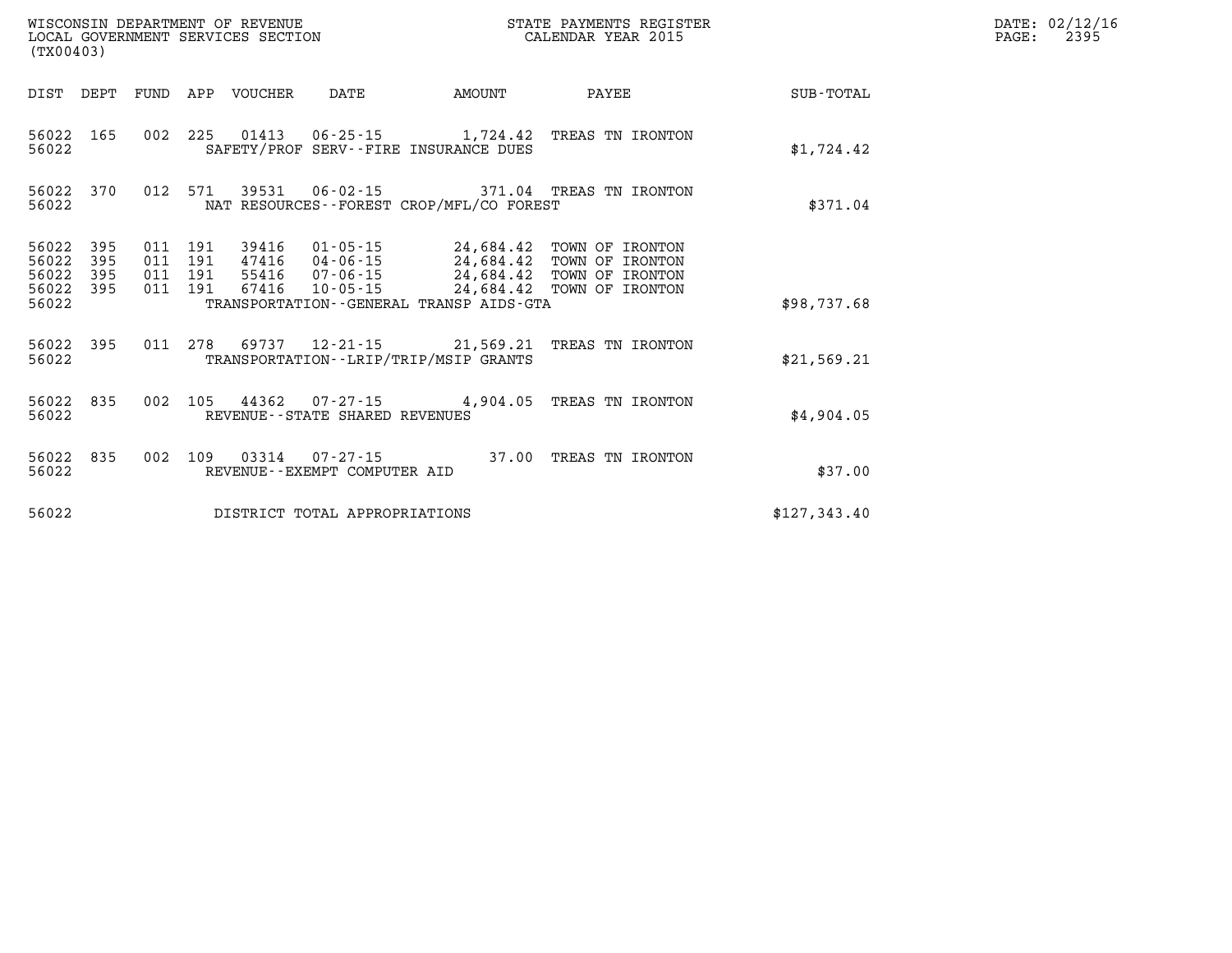WISCONSIN DEPARTMENT OF REVENUE
LOCAL GOVERNMENT SERVICES SECTION
(TX00403)

STATE PAYMENTS REGISTER
CALENDAR YEAR 2015

DATE: 02/12/16

| DIST | DEPT | FUND | APP | VOUCHER | DATE | AMOUNT | PAYEE | SUB-TOTAL |
|---|---|---|---|---|---|---|---|---|
| 56022 | 165 | 002 | 225 | 01413 | 06-25-15 | 1,724.42 | TREAS TN IRONTON | |
| 56022 | | | | | SAFETY/PROF SERV--FIRE INSURANCE DUES | | | $1,724.42 |
| 56022 | 370 | 012 | 571 | 39531 | 06-02-15 | 371.04 | TREAS TN IRONTON | |
| 56022 | | | | | NAT RESOURCES--FOREST CROP/MFL/CO FOREST | | | $371.04 |
| 56022 | 395 | 011 | 191 | 39416 | 01-05-15 | 24,684.42 | TOWN OF IRONTON | |
| 56022 | 395 | 011 | 191 | 47416 | 04-06-15 | 24,684.42 | TOWN OF IRONTON | |
| 56022 | 395 | 011 | 191 | 55416 | 07-06-15 | 24,684.42 | TOWN OF IRONTON | |
| 56022 | 395 | 011 | 191 | 67416 | 10-05-15 | 24,684.42 | TOWN OF IRONTON | |
| 56022 | | | | | TRANSPORTATION--GENERAL TRANSP AIDS-GTA | | | $98,737.68 |
| 56022 | 395 | 011 | 278 | 69737 | 12-21-15 | 21,569.21 | TREAS TN IRONTON | |
| 56022 | | | | | TRANSPORTATION--LRIP/TRIP/MSIP GRANTS | | | $21,569.21 |
| 56022 | 835 | 002 | 105 | 44362 | 07-27-15 | 4,904.05 | TREAS TN IRONTON | |
| 56022 | | | | | REVENUE--STATE SHARED REVENUES | | | $4,904.05 |
| 56022 | 835 | 002 | 109 | 03314 | 07-27-15 | 37.00 | TREAS TN IRONTON | |
| 56022 | | | | | REVENUE--EXEMPT COMPUTER AID | | | $37.00 |
| 56022 | | | | | DISTRICT TOTAL APPROPRIATIONS | | | $127,343.40 |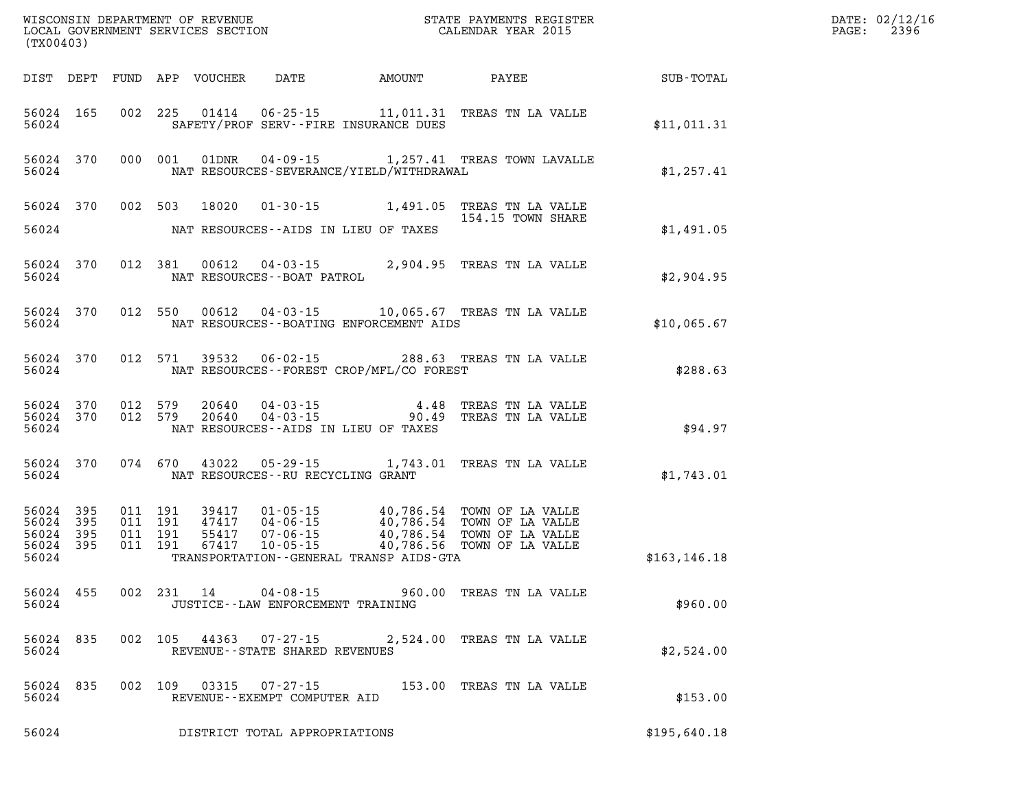WISCONSIN DEPARTMENT OF REVENUE
LOCAL GOVERNMENT SERVICES SECTION
(TX00403)

STATE PAYMENTS REGISTER
CALENDAR YEAR 2015

DATE: 02/12/16

| DIST | DEPT | FUND | APP | VOUCHER | DATE | AMOUNT | PAYEE | SUB-TOTAL |
|---|---|---|---|---|---|---|---|---|
| 56024 | 165 | 002 | 225 | 01414 | 06-25-15 | 11,011.31 | TREAS TN LA VALLE | |
| 56024 | | | | SAFETY/PROF SERV--FIRE INSURANCE DUES | | | | $11,011.31 |
| 56024 | 370 | 000 | 001 | 01DNR | 04-09-15 | 1,257.41 | TREAS TOWN LAVALLE | |
| 56024 | | | | NAT RESOURCES-SEVERANCE/YIELD/WITHDRAWAL | | | | $1,257.41 |
| 56024 | 370 | 002 | 503 | 18020 | 01-30-15 | 1,491.05 | TREAS TN LA VALLE 154.15 TOWN SHARE | |
| 56024 | | | | NAT RESOURCES--AIDS IN LIEU OF TAXES | | | | $1,491.05 |
| 56024 | 370 | 012 | 381 | 00612 | 04-03-15 | 2,904.95 | TREAS TN LA VALLE | |
| 56024 | | | | NAT RESOURCES--BOAT PATROL | | | | $2,904.95 |
| 56024 | 370 | 012 | 550 | 00612 | 04-03-15 | 10,065.67 | TREAS TN LA VALLE | |
| 56024 | | | | NAT RESOURCES--BOATING ENFORCEMENT AIDS | | | | $10,065.67 |
| 56024 | 370 | 012 | 571 | 39532 | 06-02-15 | 288.63 | TREAS TN LA VALLE | |
| 56024 | | | | NAT RESOURCES--FOREST CROP/MFL/CO FOREST | | | | $288.63 |
| 56024 | 370 | 012 | 579 | 20640 | 04-03-15 | 4.48 | TREAS TN LA VALLE | |
| 56024 | 370 | 012 | 579 | 20640 | 04-03-15 | 90.49 | TREAS TN LA VALLE | |
| 56024 | | | | NAT RESOURCES--AIDS IN LIEU OF TAXES | | | | $94.97 |
| 56024 | 370 | 074 | 670 | 43022 | 05-29-15 | 1,743.01 | TREAS TN LA VALLE | |
| 56024 | | | | NAT RESOURCES--RU RECYCLING GRANT | | | | $1,743.01 |
| 56024 | 395 | 011 | 191 | 39417 | 01-05-15 | 40,786.54 | TOWN OF LA VALLE | |
| 56024 | 395 | 011 | 191 | 47417 | 04-06-15 | 40,786.54 | TOWN OF LA VALLE | |
| 56024 | 395 | 011 | 191 | 55417 | 07-06-15 | 40,786.54 | TOWN OF LA VALLE | |
| 56024 | 395 | 011 | 191 | 67417 | 10-05-15 | 40,786.56 | TOWN OF LA VALLE | |
| 56024 | | | | TRANSPORTATION--GENERAL TRANSP AIDS-GTA | | | | $163,146.18 |
| 56024 | 455 | 002 | 231 | 14 | 04-08-15 | 960.00 | TREAS TN LA VALLE | |
| 56024 | | | | JUSTICE--LAW ENFORCEMENT TRAINING | | | | $960.00 |
| 56024 | 835 | 002 | 105 | 44363 | 07-27-15 | 2,524.00 | TREAS TN LA VALLE | |
| 56024 | | | | REVENUE--STATE SHARED REVENUES | | | | $2,524.00 |
| 56024 | 835 | 002 | 109 | 03315 | 07-27-15 | 153.00 | TREAS TN LA VALLE | |
| 56024 | | | | REVENUE--EXEMPT COMPUTER AID | | | | $153.00 |
| 56024 | | | | DISTRICT TOTAL APPROPRIATIONS | | | | $195,640.18 |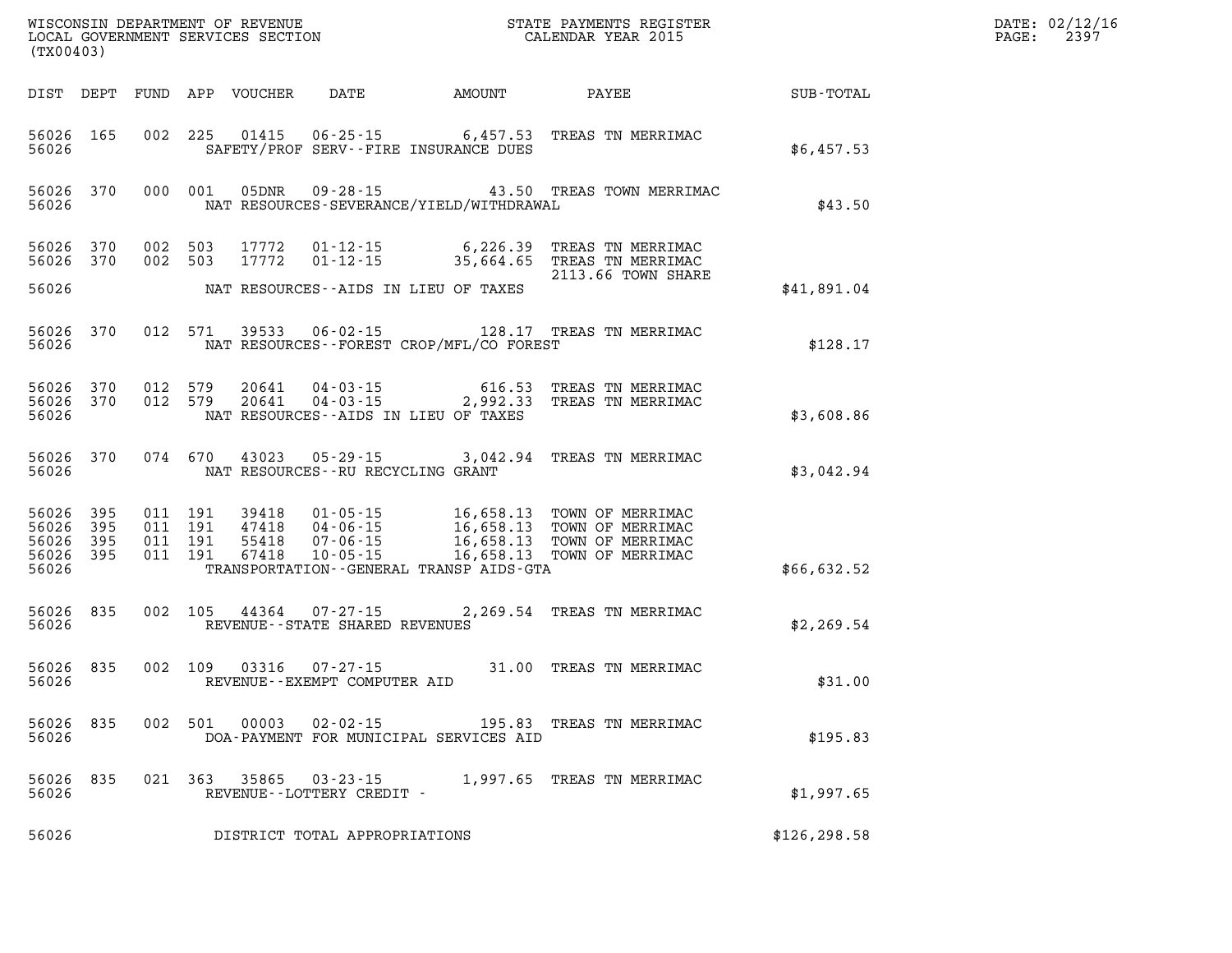| DIST | DEPT | FUND | APP | VOUCHER | DATE | AMOUNT | PAYEE | SUB-TOTAL |
|---|---|---|---|---|---|---|---|---|
| 56026 | 165 | 002 | 225 | 01415 | 06-25-15 | 6,457.53 | TREAS TN MERRIMAC | |
| 56026 | | | | | SAFETY/PROF SERV--FIRE INSURANCE DUES | | | $6,457.53 |
| 56026 | 370 | 000 | 001 | 05DNR | 09-28-15 | 43.50 | TREAS TOWN MERRIMAC | |
| 56026 | | | | | NAT RESOURCES-SEVERANCE/YIELD/WITHDRAWAL | | | $43.50 |
| 56026 | 370 | 002 | 503 | 17772 | 01-12-15 | 6,226.39 | TREAS TN MERRIMAC | |
| 56026 | 370 | 002 | 503 | 17772 | 01-12-15 | 35,664.65 | TREAS TN MERRIMAC 2113.66 TOWN SHARE | |
| 56026 | | | | | NAT RESOURCES--AIDS IN LIEU OF TAXES | | | $41,891.04 |
| 56026 | 370 | 012 | 571 | 39533 | 06-02-15 | 128.17 | TREAS TN MERRIMAC | |
| 56026 | | | | | NAT RESOURCES--FOREST CROP/MFL/CO FOREST | | | $128.17 |
| 56026 | 370 | 012 | 579 | 20641 | 04-03-15 | 616.53 | TREAS TN MERRIMAC | |
| 56026 | 370 | 012 | 579 | 20641 | 04-03-15 | 2,992.33 | TREAS TN MERRIMAC | |
| 56026 | | | | | NAT RESOURCES--AIDS IN LIEU OF TAXES | | | $3,608.86 |
| 56026 | 370 | 074 | 670 | 43023 | 05-29-15 | 3,042.94 | TREAS TN MERRIMAC | |
| 56026 | | | | | NAT RESOURCES--RU RECYCLING GRANT | | | $3,042.94 |
| 56026 | 395 | 011 | 191 | 39418 | 01-05-15 | 16,658.13 | TOWN OF MERRIMAC | |
| 56026 | 395 | 011 | 191 | 47418 | 04-06-15 | 16,658.13 | TOWN OF MERRIMAC | |
| 56026 | 395 | 011 | 191 | 55418 | 07-06-15 | 16,658.13 | TOWN OF MERRIMAC | |
| 56026 | 395 | 011 | 191 | 67418 | 10-05-15 | 16,658.13 | TOWN OF MERRIMAC | |
| 56026 | | | | | TRANSPORTATION--GENERAL TRANSP AIDS-GTA | | | $66,632.52 |
| 56026 | 835 | 002 | 105 | 44364 | 07-27-15 | 2,269.54 | TREAS TN MERRIMAC | |
| 56026 | | | | | REVENUE--STATE SHARED REVENUES | | | $2,269.54 |
| 56026 | 835 | 002 | 109 | 03316 | 07-27-15 | 31.00 | TREAS TN MERRIMAC | |
| 56026 | | | | | REVENUE--EXEMPT COMPUTER AID | | | $31.00 |
| 56026 | 835 | 002 | 501 | 00003 | 02-02-15 | 195.83 | TREAS TN MERRIMAC | |
| 56026 | | | | | DOA-PAYMENT FOR MUNICIPAL SERVICES AID | | | $195.83 |
| 56026 | 835 | 021 | 363 | 35865 | 03-23-15 | 1,997.65 | TREAS TN MERRIMAC | |
| 56026 | | | | | REVENUE--LOTTERY CREDIT - | | | $1,997.65 |
| 56026 | | | | | DISTRICT TOTAL APPROPRIATIONS | | | $126,298.58 |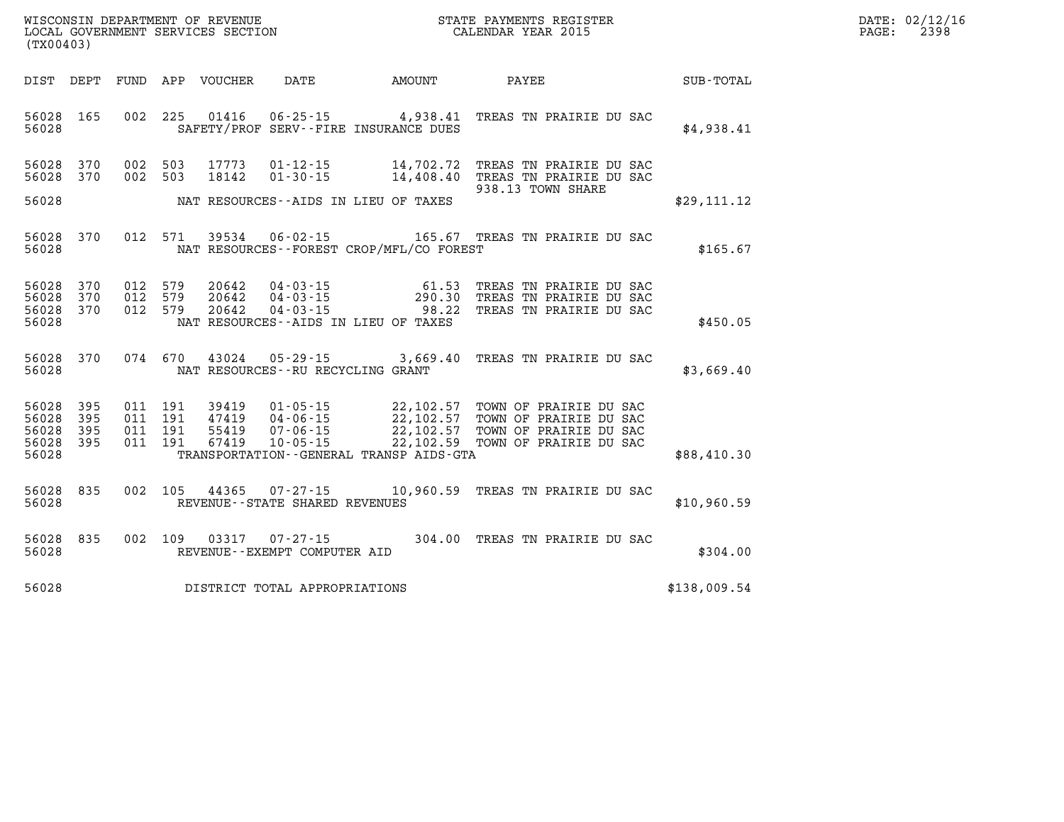WISCONSIN DEPARTMENT OF REVENUE
LOCAL GOVERNMENT SERVICES SECTION
(TX00403)

STATE PAYMENTS REGISTER
CALENDAR YEAR 2015

DATE: 02/12/16
PAGE: 2398

| DIST | DEPT | FUND | APP | VOUCHER | DATE | AMOUNT | PAYEE | SUB-TOTAL |
|---|---|---|---|---|---|---|---|---|
| 56028 | 165 | 002 | 225 | 01416 | 06-25-15 | 4,938.41 | TREAS TN PRAIRIE DU SAC | |
| 56028 | | | | | SAFETY/PROF SERV--FIRE INSURANCE DUES | | | $4,938.41 |
| 56028 | 370 | 002 | 503 | 17773 | 01-12-15 | 14,702.72 | TREAS TN PRAIRIE DU SAC | |
| 56028 | 370 | 002 | 503 | 18142 | 01-30-15 | 14,408.40 | TREAS TN PRAIRIE DU SAC 938.13 TOWN SHARE | |
| 56028 | | | | | NAT RESOURCES--AIDS IN LIEU OF TAXES | | | $29,111.12 |
| 56028 | 370 | 012 | 571 | 39534 | 06-02-15 | 165.67 | TREAS TN PRAIRIE DU SAC | |
| 56028 | | | | | NAT RESOURCES--FOREST CROP/MFL/CO FOREST | | | $165.67 |
| 56028 | 370 | 012 | 579 | 20642 | 04-03-15 | 61.53 | TREAS TN PRAIRIE DU SAC | |
| 56028 | 370 | 012 | 579 | 20642 | 04-03-15 | 290.30 | TREAS TN PRAIRIE DU SAC | |
| 56028 | 370 | 012 | 579 | 20642 | 04-03-15 | 98.22 | TREAS TN PRAIRIE DU SAC | |
| 56028 | | | | | NAT RESOURCES--AIDS IN LIEU OF TAXES | | | $450.05 |
| 56028 | 370 | 074 | 670 | 43024 | 05-29-15 | 3,669.40 | TREAS TN PRAIRIE DU SAC | |
| 56028 | | | | | NAT RESOURCES--RU RECYCLING GRANT | | | $3,669.40 |
| 56028 | 395 | 011 | 191 | 39419 | 01-05-15 | 22,102.57 | TOWN OF PRAIRIE DU SAC | |
| 56028 | 395 | 011 | 191 | 47419 | 04-06-15 | 22,102.57 | TOWN OF PRAIRIE DU SAC | |
| 56028 | 395 | 011 | 191 | 55419 | 07-06-15 | 22,102.57 | TOWN OF PRAIRIE DU SAC | |
| 56028 | 395 | 011 | 191 | 67419 | 10-05-15 | 22,102.59 | TOWN OF PRAIRIE DU SAC | |
| 56028 | | | | | TRANSPORTATION--GENERAL TRANSP AIDS-GTA | | | $88,410.30 |
| 56028 | 835 | 002 | 105 | 44365 | 07-27-15 | 10,960.59 | TREAS TN PRAIRIE DU SAC | |
| 56028 | | | | | REVENUE--STATE SHARED REVENUES | | | $10,960.59 |
| 56028 | 835 | 002 | 109 | 03317 | 07-27-15 | 304.00 | TREAS TN PRAIRIE DU SAC | |
| 56028 | | | | | REVENUE--EXEMPT COMPUTER AID | | | $304.00 |
| 56028 | | | | | DISTRICT TOTAL APPROPRIATIONS | | | $138,009.54 |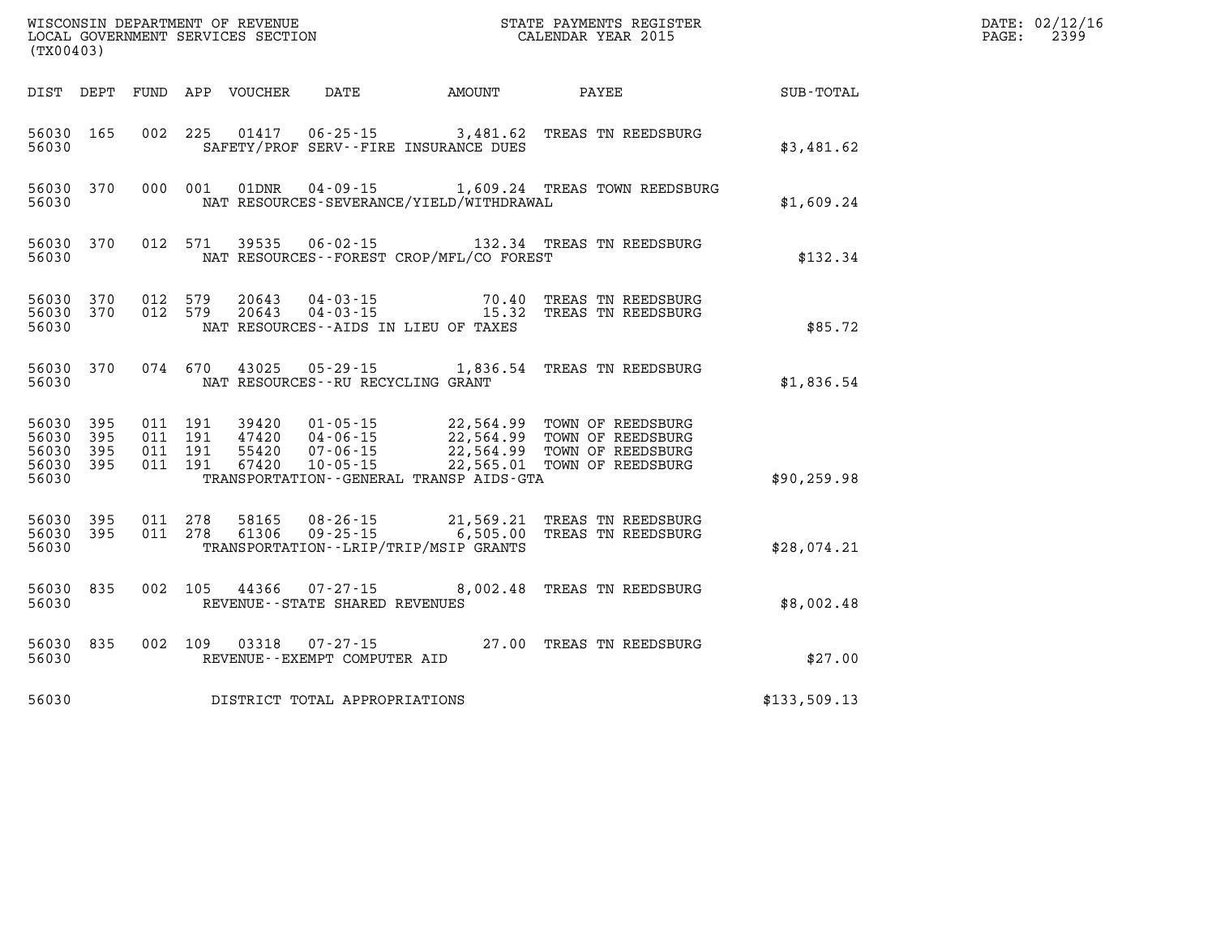WISCONSIN DEPARTMENT OF REVENUE
LOCAL GOVERNMENT SERVICES SECTION
(TX00403)

STATE PAYMENTS REGISTER
CALENDAR YEAR 2015

DATE: 02/12/16
PAGE: 2399

| DIST | DEPT | FUND | APP | VOUCHER | DATE | AMOUNT | PAYEE | SUB-TOTAL |
|---|---|---|---|---|---|---|---|---|
| 56030 | 165 | 002 | 225 | 01417 | 06-25-15 | 3,481.62 | TREAS TN REEDSBURG | |
| 56030 | | | | SAFETY/PROF SERV--FIRE INSURANCE DUES | | | | $3,481.62 |
| 56030 | 370 | 000 | 001 | 01DNR | 04-09-15 | 1,609.24 | TREAS TOWN REEDSBURG | |
| 56030 | | | | NAT RESOURCES-SEVERANCE/YIELD/WITHDRAWAL | | | | $1,609.24 |
| 56030 | 370 | 012 | 571 | 39535 | 06-02-15 | 132.34 | TREAS TN REEDSBURG | |
| 56030 | | | | NAT RESOURCES--FOREST CROP/MFL/CO FOREST | | | | $132.34 |
| 56030 | 370 | 012 | 579 | 20643 | 04-03-15 | 70.40 | TREAS TN REEDSBURG | |
| 56030 | 370 | 012 | 579 | 20643 | 04-03-15 | 15.32 | TREAS TN REEDSBURG | |
| 56030 | | | | NAT RESOURCES--AIDS IN LIEU OF TAXES | | | | $85.72 |
| 56030 | 370 | 074 | 670 | 43025 | 05-29-15 | 1,836.54 | TREAS TN REEDSBURG | |
| 56030 | | | | NAT RESOURCES--RU RECYCLING GRANT | | | | $1,836.54 |
| 56030 | 395 | 011 | 191 | 39420 | 01-05-15 | 22,564.99 | TOWN OF REEDSBURG | |
| 56030 | 395 | 011 | 191 | 47420 | 04-06-15 | 22,564.99 | TOWN OF REEDSBURG | |
| 56030 | 395 | 011 | 191 | 55420 | 07-06-15 | 22,564.99 | TOWN OF REEDSBURG | |
| 56030 | 395 | 011 | 191 | 67420 | 10-05-15 | 22,565.01 | TOWN OF REEDSBURG | |
| 56030 | | | | TRANSPORTATION--GENERAL TRANSP AIDS-GTA | | | | $90,259.98 |
| 56030 | 395 | 011 | 278 | 58165 | 08-26-15 | 21,569.21 | TREAS TN REEDSBURG | |
| 56030 | 395 | 011 | 278 | 61306 | 09-25-15 | 6,505.00 | TREAS TN REEDSBURG | |
| 56030 | | | | TRANSPORTATION--LRIP/TRIP/MSIP GRANTS | | | | $28,074.21 |
| 56030 | 835 | 002 | 105 | 44366 | 07-27-15 | 8,002.48 | TREAS TN REEDSBURG | |
| 56030 | | | | REVENUE--STATE SHARED REVENUES | | | | $8,002.48 |
| 56030 | 835 | 002 | 109 | 03318 | 07-27-15 | 27.00 | TREAS TN REEDSBURG | |
| 56030 | | | | REVENUE--EXEMPT COMPUTER AID | | | | $27.00 |
| 56030 | | | | DISTRICT TOTAL APPROPRIATIONS | | | | $133,509.13 |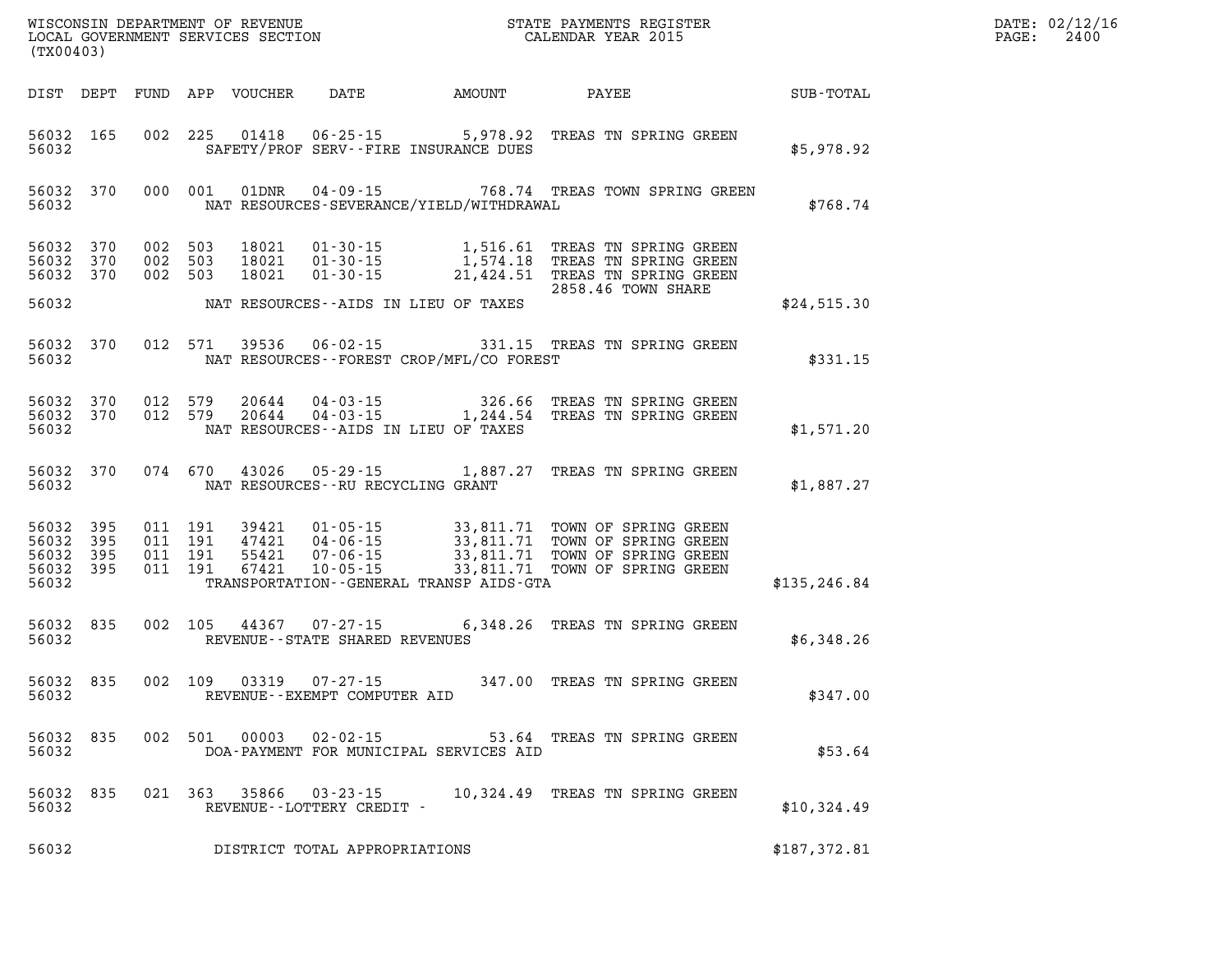WISCONSIN DEPARTMENT OF REVENUE
LOCAL GOVERNMENT SERVICES SECTION
(TX00403)

STATE PAYMENTS REGISTER
CALENDAR YEAR 2015

DATE: 02/12/16
PAGE: 2400

| DIST | DEPT | FUND | APP | VOUCHER | DATE | AMOUNT | PAYEE | SUB-TOTAL |
|---|---|---|---|---|---|---|---|---|
| 56032 | 165 | 002 | 225 | 01418 | 06-25-15 | 5,978.92 | TREAS TN SPRING GREEN | |
| 56032 | | | | | SAFETY/PROF SERV--FIRE INSURANCE DUES | | | $5,978.92 |
| 56032 | 370 | 000 | 001 | 01DNR | 04-09-15 | 768.74 | TREAS TOWN SPRING GREEN | |
| 56032 | | | | | NAT RESOURCES-SEVERANCE/YIELD/WITHDRAWAL | | | $768.74 |
| 56032 | 370 | 002 | 503 | 18021 | 01-30-15 | 1,516.61 | TREAS TN SPRING GREEN | |
| 56032 | 370 | 002 | 503 | 18021 | 01-30-15 | 1,574.18 | TREAS TN SPRING GREEN | |
| 56032 | 370 | 002 | 503 | 18021 | 01-30-15 | 21,424.51 | TREAS TN SPRING GREEN 2858.46 TOWN SHARE | |
| 56032 | | | | | NAT RESOURCES--AIDS IN LIEU OF TAXES | | | $24,515.30 |
| 56032 | 370 | 012 | 571 | 39536 | 06-02-15 | 331.15 | TREAS TN SPRING GREEN | |
| 56032 | | | | | NAT RESOURCES--FOREST CROP/MFL/CO FOREST | | | $331.15 |
| 56032 | 370 | 012 | 579 | 20644 | 04-03-15 | 326.66 | TREAS TN SPRING GREEN | |
| 56032 | 370 | 012 | 579 | 20644 | 04-03-15 | 1,244.54 | TREAS TN SPRING GREEN | |
| 56032 | | | | | NAT RESOURCES--AIDS IN LIEU OF TAXES | | | $1,571.20 |
| 56032 | 370 | 074 | 670 | 43026 | 05-29-15 | 1,887.27 | TREAS TN SPRING GREEN | |
| 56032 | | | | | NAT RESOURCES--RU RECYCLING GRANT | | | $1,887.27 |
| 56032 | 395 | 011 | 191 | 39421 | 01-05-15 | 33,811.71 | TOWN OF SPRING GREEN | |
| 56032 | 395 | 011 | 191 | 47421 | 04-06-15 | 33,811.71 | TOWN OF SPRING GREEN | |
| 56032 | 395 | 011 | 191 | 55421 | 07-06-15 | 33,811.71 | TOWN OF SPRING GREEN | |
| 56032 | 395 | 011 | 191 | 67421 | 10-05-15 | 33,811.71 | TOWN OF SPRING GREEN | |
| 56032 | | | | | TRANSPORTATION--GENERAL TRANSP AIDS-GTA | | | $135,246.84 |
| 56032 | 835 | 002 | 105 | 44367 | 07-27-15 | 6,348.26 | TREAS TN SPRING GREEN | |
| 56032 | | | | | REVENUE--STATE SHARED REVENUES | | | $6,348.26 |
| 56032 | 835 | 002 | 109 | 03319 | 07-27-15 | 347.00 | TREAS TN SPRING GREEN | |
| 56032 | | | | | REVENUE--EXEMPT COMPUTER AID | | | $347.00 |
| 56032 | 835 | 002 | 501 | 00003 | 02-02-15 | 53.64 | TREAS TN SPRING GREEN | |
| 56032 | | | | | DOA-PAYMENT FOR MUNICIPAL SERVICES AID | | | $53.64 |
| 56032 | 835 | 021 | 363 | 35866 | 03-23-15 | 10,324.49 | TREAS TN SPRING GREEN | |
| 56032 | | | | | REVENUE--LOTTERY CREDIT - | | | $10,324.49 |
| 56032 | | | | | DISTRICT TOTAL APPROPRIATIONS | | | $187,372.81 |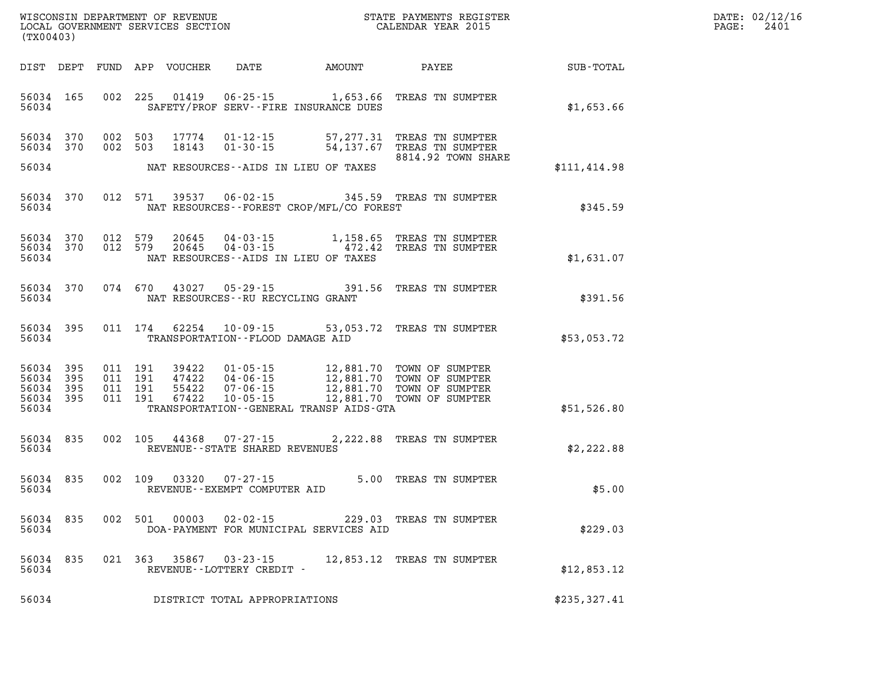WISCONSIN DEPARTMENT OF REVENUE
LOCAL GOVERNMENT SERVICES SECTION
(TX00403)

STATE PAYMENTS REGISTER
CALENDAR YEAR 2015

DATE: 02/12/16
PAGE: 2401

| DIST | DEPT | FUND | APP | VOUCHER | DATE | AMOUNT | PAYEE | SUB-TOTAL |
|---|---|---|---|---|---|---|---|---|
| 56034 | 165 | 002 | 225 | 01419 | 06-25-15 | 1,653.66 | TREAS TN SUMPTER | |
| 56034 | | | | SAFETY/PROF SERV--FIRE INSURANCE DUES | | | | $1,653.66 |
| 56034 | 370 | 002 | 503 | 17774 | 01-12-15 | 57,277.31 | TREAS TN SUMPTER | |
| 56034 | 370 | 002 | 503 | 18143 | 01-30-15 | 54,137.67 | TREAS TN SUMPTER | |
| | | | | | | | 8814.92 TOWN SHARE | |
| 56034 | | | | NAT RESOURCES--AIDS IN LIEU OF TAXES | | | | $111,414.98 |
| 56034 | 370 | 012 | 571 | 39537 | 06-02-15 | 345.59 | TREAS TN SUMPTER | |
| 56034 | | | | NAT RESOURCES--FOREST CROP/MFL/CO FOREST | | | | $345.59 |
| 56034 | 370 | 012 | 579 | 20645 | 04-03-15 | 1,158.65 | TREAS TN SUMPTER | |
| 56034 | 370 | 012 | 579 | 20645 | 04-03-15 | 472.42 | TREAS TN SUMPTER | |
| 56034 | | | | NAT RESOURCES--AIDS IN LIEU OF TAXES | | | | $1,631.07 |
| 56034 | 370 | 074 | 670 | 43027 | 05-29-15 | 391.56 | TREAS TN SUMPTER | |
| 56034 | | | | NAT RESOURCES--RU RECYCLING GRANT | | | | $391.56 |
| 56034 | 395 | 011 | 174 | 62254 | 10-09-15 | 53,053.72 | TREAS TN SUMPTER | |
| 56034 | | | | TRANSPORTATION--FLOOD DAMAGE AID | | | | $53,053.72 |
| 56034 | 395 | 011 | 191 | 39422 | 01-05-15 | 12,881.70 | TOWN OF SUMPTER | |
| 56034 | 395 | 011 | 191 | 47422 | 04-06-15 | 12,881.70 | TOWN OF SUMPTER | |
| 56034 | 395 | 011 | 191 | 55422 | 07-06-15 | 12,881.70 | TOWN OF SUMPTER | |
| 56034 | 395 | 011 | 191 | 67422 | 10-05-15 | 12,881.70 | TOWN OF SUMPTER | |
| 56034 | | | | TRANSPORTATION--GENERAL TRANSP AIDS-GTA | | | | $51,526.80 |
| 56034 | 835 | 002 | 105 | 44368 | 07-27-15 | 2,222.88 | TREAS TN SUMPTER | |
| 56034 | | | | REVENUE--STATE SHARED REVENUES | | | | $2,222.88 |
| 56034 | 835 | 002 | 109 | 03320 | 07-27-15 | 5.00 | TREAS TN SUMPTER | |
| 56034 | | | | REVENUE--EXEMPT COMPUTER AID | | | | $5.00 |
| 56034 | 835 | 002 | 501 | 00003 | 02-02-15 | 229.03 | TREAS TN SUMPTER | |
| 56034 | | | | DOA-PAYMENT FOR MUNICIPAL SERVICES AID | | | | $229.03 |
| 56034 | 835 | 021 | 363 | 35867 | 03-23-15 | 12,853.12 | TREAS TN SUMPTER | |
| 56034 | | | | REVENUE--LOTTERY CREDIT - | | | | $12,853.12 |
| 56034 | | | | DISTRICT TOTAL APPROPRIATIONS | | | | $235,327.41 |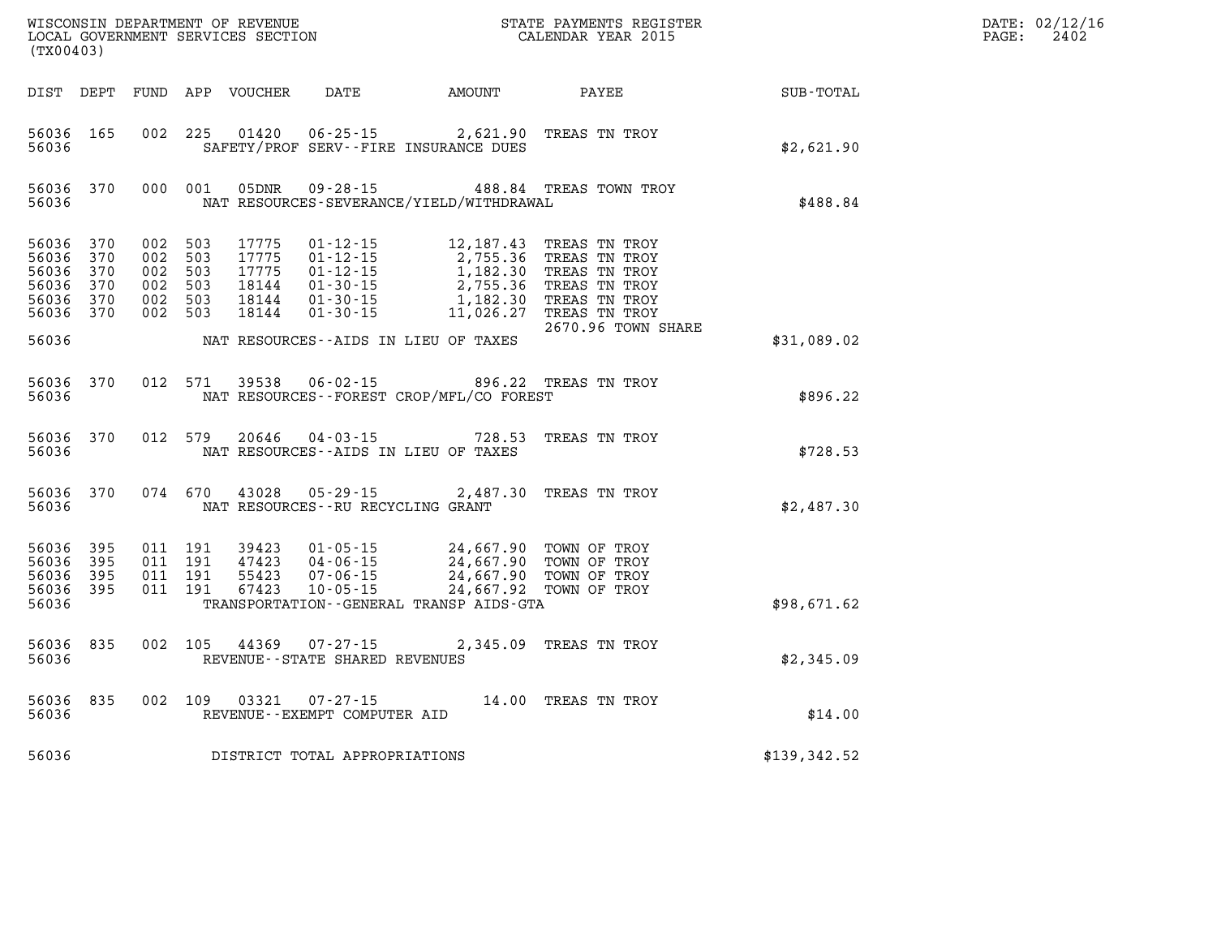WISCONSIN DEPARTMENT OF REVENUE
LOCAL GOVERNMENT SERVICES SECTION
(TX00403)

STATE PAYMENTS REGISTER
CALENDAR YEAR 2015

DATE: 02/12/16
PAGE: 2402

| DIST | DEPT | FUND | APP | VOUCHER | DATE | AMOUNT | PAYEE | SUB-TOTAL |
|---|---|---|---|---|---|---|---|---|
| 56036 | 165 | 002 | 225 | 01420 | 06-25-15 | 2,621.90 | TREAS TN TROY | |
| 56036 | | | | | SAFETY/PROF SERV--FIRE INSURANCE DUES | | | $2,621.90 |
| 56036 | 370 | 000 | 001 | 05DNR | 09-28-15 | 488.84 | TREAS TOWN TROY | |
| 56036 | | | | | NAT RESOURCES-SEVERANCE/YIELD/WITHDRAWAL | | | $488.84 |
| 56036 | 370 | 002 | 503 | 17775 | 01-12-15 | 12,187.43 | TREAS TN TROY | |
| 56036 | 370 | 002 | 503 | 17775 | 01-12-15 | 2,755.36 | TREAS TN TROY | |
| 56036 | 370 | 002 | 503 | 17775 | 01-12-15 | 1,182.30 | TREAS TN TROY | |
| 56036 | 370 | 002 | 503 | 18144 | 01-30-15 | 2,755.36 | TREAS TN TROY | |
| 56036 | 370 | 002 | 503 | 18144 | 01-30-15 | 1,182.30 | TREAS TN TROY | |
| 56036 | 370 | 002 | 503 | 18144 | 01-30-15 | 11,026.27 | TREAS TN TROY | |
| | | | | | | | 2670.96 TOWN SHARE | |
| 56036 | | | | | NAT RESOURCES--AIDS IN LIEU OF TAXES | | | $31,089.02 |
| 56036 | 370 | 012 | 571 | 39538 | 06-02-15 | 896.22 | TREAS TN TROY | |
| 56036 | | | | | NAT RESOURCES--FOREST CROP/MFL/CO FOREST | | | $896.22 |
| 56036 | 370 | 012 | 579 | 20646 | 04-03-15 | 728.53 | TREAS TN TROY | |
| 56036 | | | | | NAT RESOURCES--AIDS IN LIEU OF TAXES | | | $728.53 |
| 56036 | 370 | 074 | 670 | 43028 | 05-29-15 | 2,487.30 | TREAS TN TROY | |
| 56036 | | | | | NAT RESOURCES--RU RECYCLING GRANT | | | $2,487.30 |
| 56036 | 395 | 011 | 191 | 39423 | 01-05-15 | 24,667.90 | TOWN OF TROY | |
| 56036 | 395 | 011 | 191 | 47423 | 04-06-15 | 24,667.90 | TOWN OF TROY | |
| 56036 | 395 | 011 | 191 | 55423 | 07-06-15 | 24,667.90 | TOWN OF TROY | |
| 56036 | 395 | 011 | 191 | 67423 | 10-05-15 | 24,667.92 | TOWN OF TROY | |
| 56036 | | | | | TRANSPORTATION--GENERAL TRANSP AIDS-GTA | | | $98,671.62 |
| 56036 | 835 | 002 | 105 | 44369 | 07-27-15 | 2,345.09 | TREAS TN TROY | |
| 56036 | | | | | REVENUE--STATE SHARED REVENUES | | | $2,345.09 |
| 56036 | 835 | 002 | 109 | 03321 | 07-27-15 | 14.00 | TREAS TN TROY | |
| 56036 | | | | | REVENUE--EXEMPT COMPUTER AID | | | $14.00 |
| 56036 | | | | | DISTRICT TOTAL APPROPRIATIONS | | | $139,342.52 |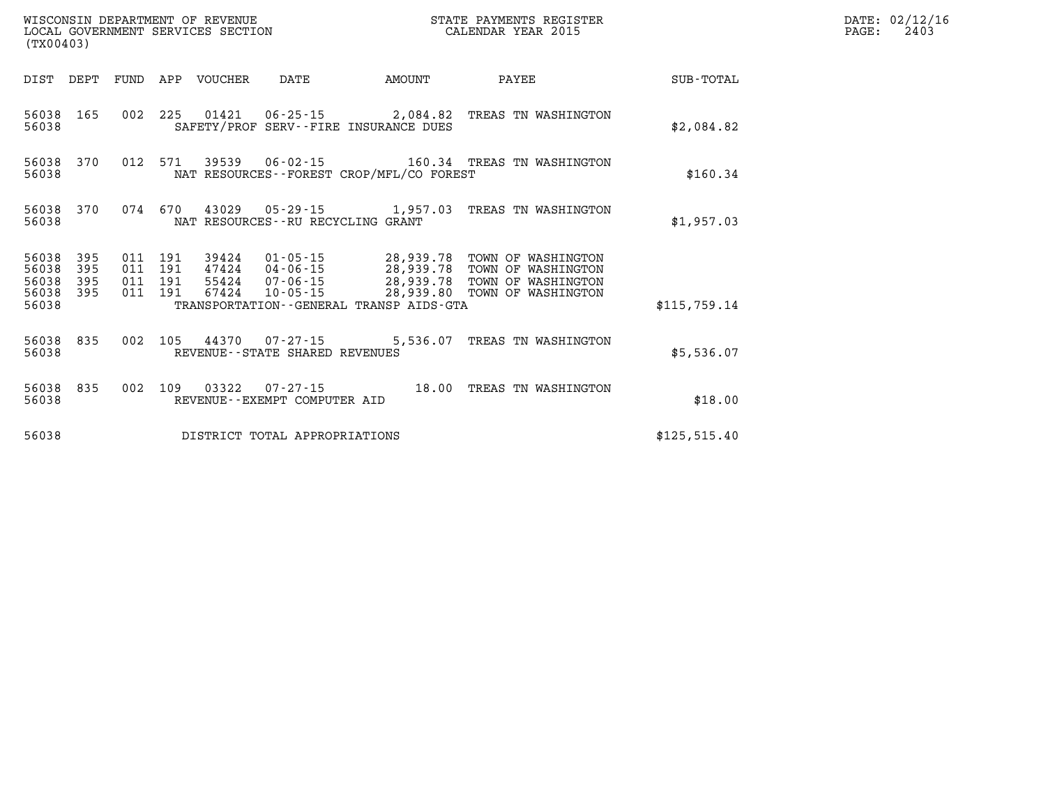WISCONSIN DEPARTMENT OF REVENUE
LOCAL GOVERNMENT SERVICES SECTION
(TX00403)

STATE PAYMENTS REGISTER
CALENDAR YEAR 2015

DATE: 02/12/16
PAGE: 2403

| DIST | DEPT | FUND | APP | VOUCHER | DATE | AMOUNT | PAYEE | SUB-TOTAL |
|---|---|---|---|---|---|---|---|---|
| 56038 | 165 | 002 | 225 | 01421 | 06-25-15 | 2,084.82 | TREAS TN WASHINGTON | |
| 56038 | | | | | SAFETY/PROF SERV--FIRE INSURANCE DUES | | | $2,084.82 |
| 56038 | 370 | 012 | 571 | 39539 | 06-02-15 | 160.34 | TREAS TN WASHINGTON | |
| 56038 | | | | | NAT RESOURCES--FOREST CROP/MFL/CO FOREST | | | $160.34 |
| 56038 | 370 | 074 | 670 | 43029 | 05-29-15 | 1,957.03 | TREAS TN WASHINGTON | |
| 56038 | | | | | NAT RESOURCES--RU RECYCLING GRANT | | | $1,957.03 |
| 56038 | 395 | 011 | 191 | 39424 | 01-05-15 | 28,939.78 | TOWN OF WASHINGTON | |
| 56038 | 395 | 011 | 191 | 47424 | 04-06-15 | 28,939.78 | TOWN OF WASHINGTON | |
| 56038 | 395 | 011 | 191 | 55424 | 07-06-15 | 28,939.78 | TOWN OF WASHINGTON | |
| 56038 | 395 | 011 | 191 | 67424 | 10-05-15 | 28,939.80 | TOWN OF WASHINGTON | |
| 56038 | | | | | TRANSPORTATION--GENERAL TRANSP AIDS-GTA | | | $115,759.14 |
| 56038 | 835 | 002 | 105 | 44370 | 07-27-15 | 5,536.07 | TREAS TN WASHINGTON | |
| 56038 | | | | | REVENUE--STATE SHARED REVENUES | | | $5,536.07 |
| 56038 | 835 | 002 | 109 | 03322 | 07-27-15 | 18.00 | TREAS TN WASHINGTON | |
| 56038 | | | | | REVENUE--EXEMPT COMPUTER AID | | | $18.00 |
| 56038 | | | | | DISTRICT TOTAL APPROPRIATIONS | | | $125,515.40 |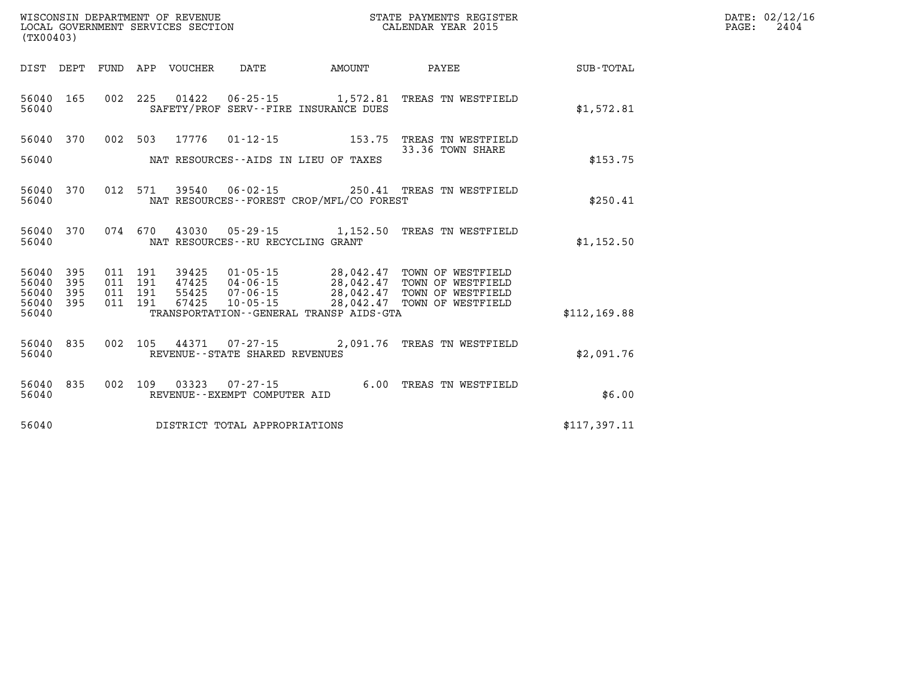WISCONSIN DEPARTMENT OF REVENUE
LOCAL GOVERNMENT SERVICES SECTION
(TX00403)

STATE PAYMENTS REGISTER
CALENDAR YEAR 2015

DATE: 02/12/16
PAGE: 2404

| DIST | DEPT | FUND | APP | VOUCHER | DATE | AMOUNT | PAYEE | SUB-TOTAL |
|---|---|---|---|---|---|---|---|---|
| 56040 | 165 | 002 | 225 | 01422 | 06-25-15 | 1,572.81 | TREAS TN WESTFIELD | |
| 56040 | | | | | SAFETY/PROF SERV--FIRE INSURANCE DUES | | | $1,572.81 |
| 56040 | 370 | 002 | 503 | 17776 | 01-12-15 | 153.75 | TREAS TN WESTFIELD 33.36 TOWN SHARE | |
| 56040 | | | | | NAT RESOURCES--AIDS IN LIEU OF TAXES | | | $153.75 |
| 56040 | 370 | 012 | 571 | 39540 | 06-02-15 | 250.41 | TREAS TN WESTFIELD | |
| 56040 | | | | | NAT RESOURCES--FOREST CROP/MFL/CO FOREST | | | $250.41 |
| 56040 | 370 | 074 | 670 | 43030 | 05-29-15 | 1,152.50 | TREAS TN WESTFIELD | |
| 56040 | | | | | NAT RESOURCES--RU RECYCLING GRANT | | | $1,152.50 |
| 56040 | 395 | 011 | 191 | 39425 | 01-05-15 | 28,042.47 | TOWN OF WESTFIELD | |
| 56040 | 395 | 011 | 191 | 47425 | 04-06-15 | 28,042.47 | TOWN OF WESTFIELD | |
| 56040 | 395 | 011 | 191 | 55425 | 07-06-15 | 28,042.47 | TOWN OF WESTFIELD | |
| 56040 | 395 | 011 | 191 | 67425 | 10-05-15 | 28,042.47 | TOWN OF WESTFIELD | |
| 56040 | | | | | TRANSPORTATION--GENERAL TRANSP AIDS-GTA | | | $112,169.88 |
| 56040 | 835 | 002 | 105 | 44371 | 07-27-15 | 2,091.76 | TREAS TN WESTFIELD | |
| 56040 | | | | | REVENUE--STATE SHARED REVENUES | | | $2,091.76 |
| 56040 | 835 | 002 | 109 | 03323 | 07-27-15 | 6.00 | TREAS TN WESTFIELD | |
| 56040 | | | | | REVENUE--EXEMPT COMPUTER AID | | | $6.00 |
| 56040 | | | | | DISTRICT TOTAL APPROPRIATIONS | | | $117,397.11 |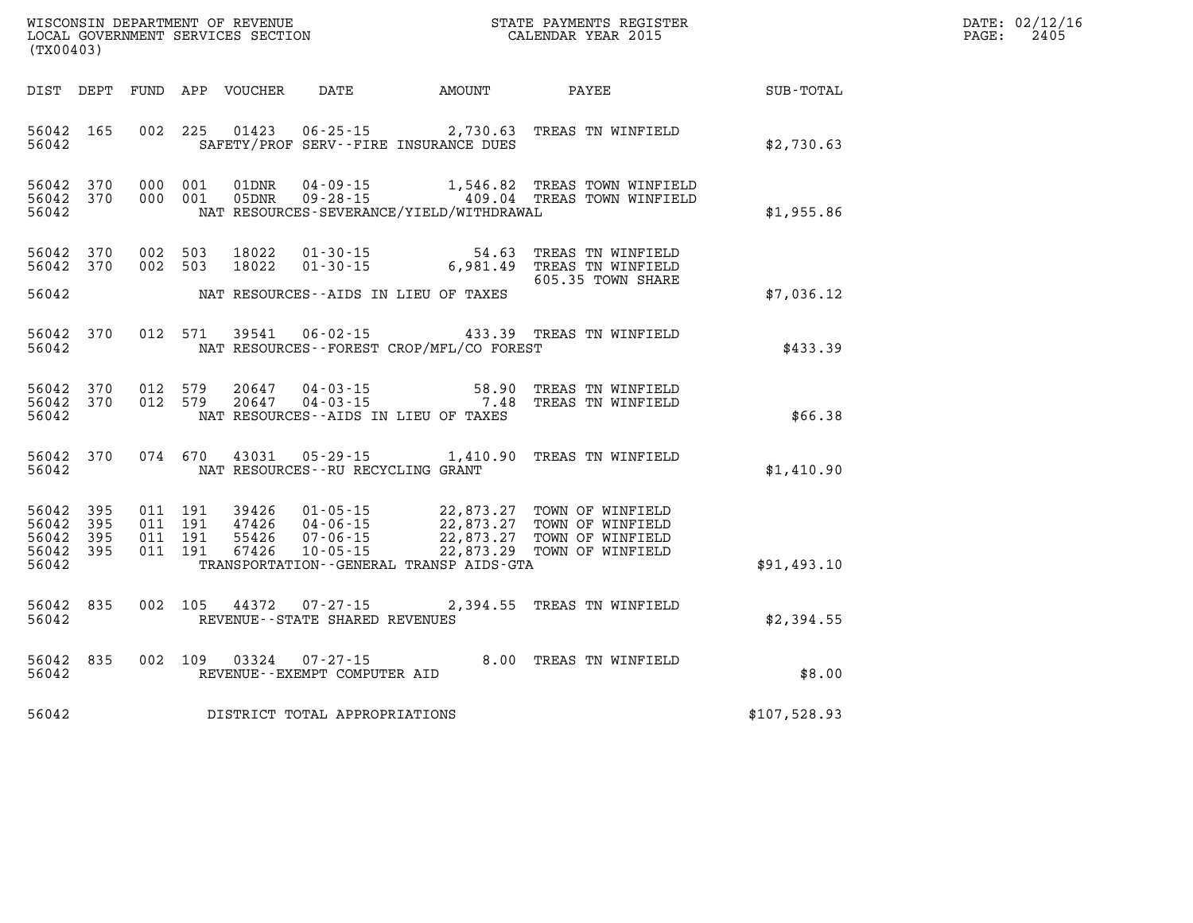WISCONSIN DEPARTMENT OF REVENUE
LOCAL GOVERNMENT SERVICES SECTION
(TX00403)

STATE PAYMENTS REGISTER
CALENDAR YEAR 2015

DATE: 02/12/16
PAGE: 2405

| DIST | DEPT | FUND | APP | VOUCHER | DATE | AMOUNT | PAYEE | SUB-TOTAL |
|---|---|---|---|---|---|---|---|---|
| 56042 | 165 | 002 | 225 | 01423 | 06-25-15 | 2,730.63 | TREAS TN WINFIELD | |
| 56042 | | | | | SAFETY/PROF SERV--FIRE INSURANCE DUES | | | $2,730.63 |
| 56042 | 370 | 000 | 001 | 01DNR | 04-09-15 | 1,546.82 | TREAS TOWN WINFIELD | |
| 56042 | 370 | 000 | 001 | 05DNR | 09-28-15 | 409.04 | TREAS TOWN WINFIELD | |
| 56042 | | | | | NAT RESOURCES-SEVERANCE/YIELD/WITHDRAWAL | | | $1,955.86 |
| 56042 | 370 | 002 | 503 | 18022 | 01-30-15 | 54.63 | TREAS TN WINFIELD | |
| 56042 | 370 | 002 | 503 | 18022 | 01-30-15 | 6,981.49 | TREAS TN WINFIELD 605.35 TOWN SHARE | |
| 56042 | | | | | NAT RESOURCES--AIDS IN LIEU OF TAXES | | | $7,036.12 |
| 56042 | 370 | 012 | 571 | 39541 | 06-02-15 | 433.39 | TREAS TN WINFIELD | |
| 56042 | | | | | NAT RESOURCES--FOREST CROP/MFL/CO FOREST | | | $433.39 |
| 56042 | 370 | 012 | 579 | 20647 | 04-03-15 | 58.90 | TREAS TN WINFIELD | |
| 56042 | 370 | 012 | 579 | 20647 | 04-03-15 | 7.48 | TREAS TN WINFIELD | |
| 56042 | | | | | NAT RESOURCES--AIDS IN LIEU OF TAXES | | | $66.38 |
| 56042 | 370 | 074 | 670 | 43031 | 05-29-15 | 1,410.90 | TREAS TN WINFIELD | |
| 56042 | | | | | NAT RESOURCES--RU RECYCLING GRANT | | | $1,410.90 |
| 56042 | 395 | 011 | 191 | 39426 | 01-05-15 | 22,873.27 | TOWN OF WINFIELD | |
| 56042 | 395 | 011 | 191 | 47426 | 04-06-15 | 22,873.27 | TOWN OF WINFIELD | |
| 56042 | 395 | 011 | 191 | 55426 | 07-06-15 | 22,873.27 | TOWN OF WINFIELD | |
| 56042 | 395 | 011 | 191 | 67426 | 10-05-15 | 22,873.29 | TOWN OF WINFIELD | |
| 56042 | | | | | TRANSPORTATION--GENERAL TRANSP AIDS-GTA | | | $91,493.10 |
| 56042 | 835 | 002 | 105 | 44372 | 07-27-15 | 2,394.55 | TREAS TN WINFIELD | |
| 56042 | | | | | REVENUE--STATE SHARED REVENUES | | | $2,394.55 |
| 56042 | 835 | 002 | 109 | 03324 | 07-27-15 | 8.00 | TREAS TN WINFIELD | |
| 56042 | | | | | REVENUE--EXEMPT COMPUTER AID | | | $8.00 |
| 56042 | | | | | DISTRICT TOTAL APPROPRIATIONS | | | $107,528.93 |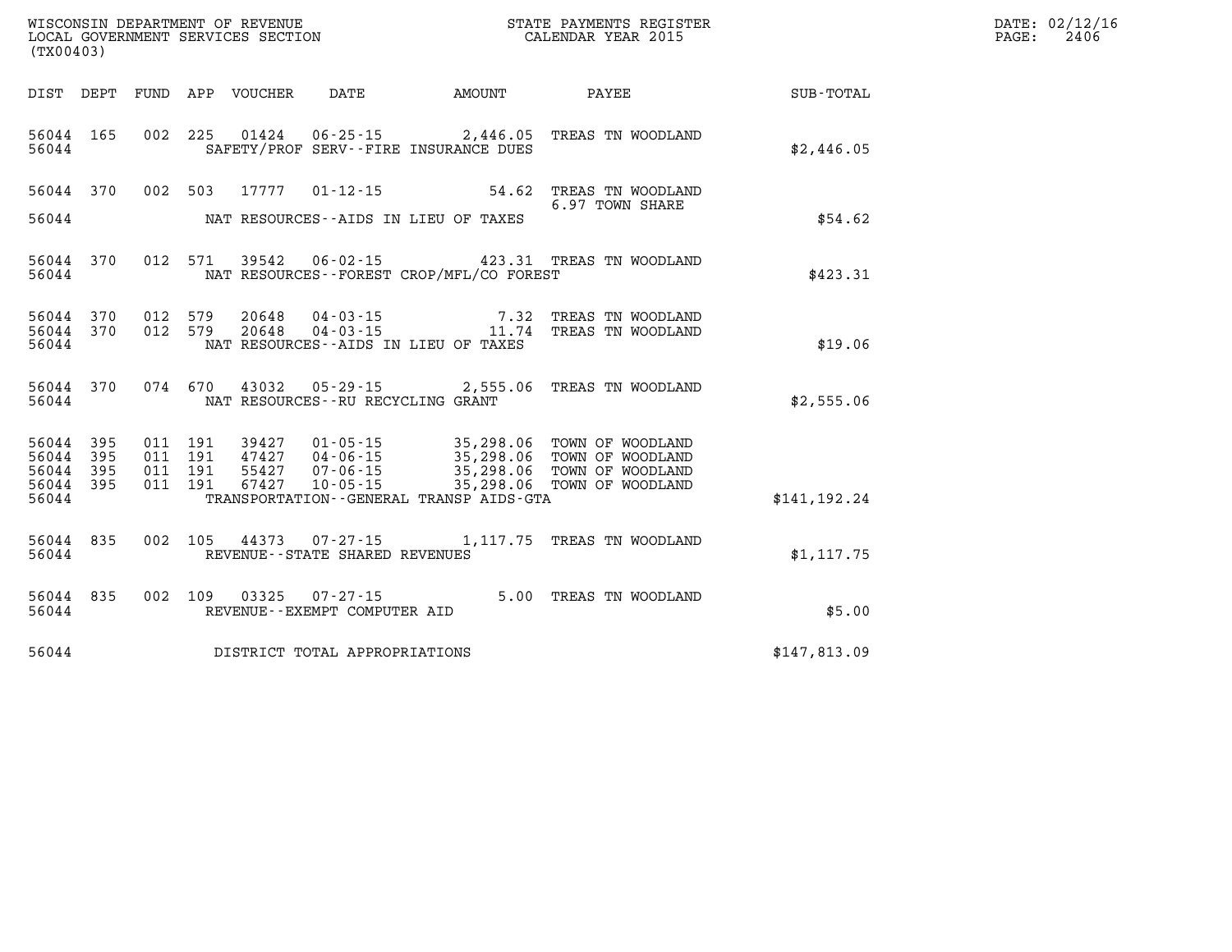WISCONSIN DEPARTMENT OF REVENUE
LOCAL GOVERNMENT SERVICES SECTION
(TX00403)

STATE PAYMENTS REGISTER
CALENDAR YEAR 2015

DATE: 02/12/16

| DIST | DEPT | FUND | APP | VOUCHER | DATE | AMOUNT | PAYEE | SUB-TOTAL |
|---|---|---|---|---|---|---|---|---|
| 56044 | 165 | 002 | 225 | 01424 | 06-25-15 | 2,446.05 | TREAS TN WOODLAND | |
| 56044 | | | | | SAFETY/PROF SERV--FIRE INSURANCE DUES | | | $2,446.05 |
| 56044 | 370 | 002 | 503 | 17777 | 01-12-15 | 54.62 | TREAS TN WOODLAND 6.97 TOWN SHARE | |
| 56044 | | | | | NAT RESOURCES--AIDS IN LIEU OF TAXES | | | $54.62 |
| 56044 | 370 | 012 | 571 | 39542 | 06-02-15 | 423.31 | TREAS TN WOODLAND | |
| 56044 | | | | | NAT RESOURCES--FOREST CROP/MFL/CO FOREST | | | $423.31 |
| 56044 | 370 | 012 | 579 | 20648 | 04-03-15 | 7.32 | TREAS TN WOODLAND | |
| 56044 | 370 | 012 | 579 | 20648 | 04-03-15 | 11.74 | TREAS TN WOODLAND | |
| 56044 | | | | | NAT RESOURCES--AIDS IN LIEU OF TAXES | | | $19.06 |
| 56044 | 370 | 074 | 670 | 43032 | 05-29-15 | 2,555.06 | TREAS TN WOODLAND | |
| 56044 | | | | | NAT RESOURCES--RU RECYCLING GRANT | | | $2,555.06 |
| 56044 | 395 | 011 | 191 | 39427 | 01-05-15 | 35,298.06 | TOWN OF WOODLAND | |
| 56044 | 395 | 011 | 191 | 47427 | 04-06-15 | 35,298.06 | TOWN OF WOODLAND | |
| 56044 | 395 | 011 | 191 | 55427 | 07-06-15 | 35,298.06 | TOWN OF WOODLAND | |
| 56044 | 395 | 011 | 191 | 67427 | 10-05-15 | 35,298.06 | TOWN OF WOODLAND | |
| 56044 | | | | | TRANSPORTATION--GENERAL TRANSP AIDS-GTA | | | $141,192.24 |
| 56044 | 835 | 002 | 105 | 44373 | 07-27-15 | 1,117.75 | TREAS TN WOODLAND | |
| 56044 | | | | | REVENUE--STATE SHARED REVENUES | | | $1,117.75 |
| 56044 | 835 | 002 | 109 | 03325 | 07-27-15 | 5.00 | TREAS TN WOODLAND | |
| 56044 | | | | | REVENUE--EXEMPT COMPUTER AID | | | $5.00 |
| 56044 | | | | | DISTRICT TOTAL APPROPRIATIONS | | | $147,813.09 |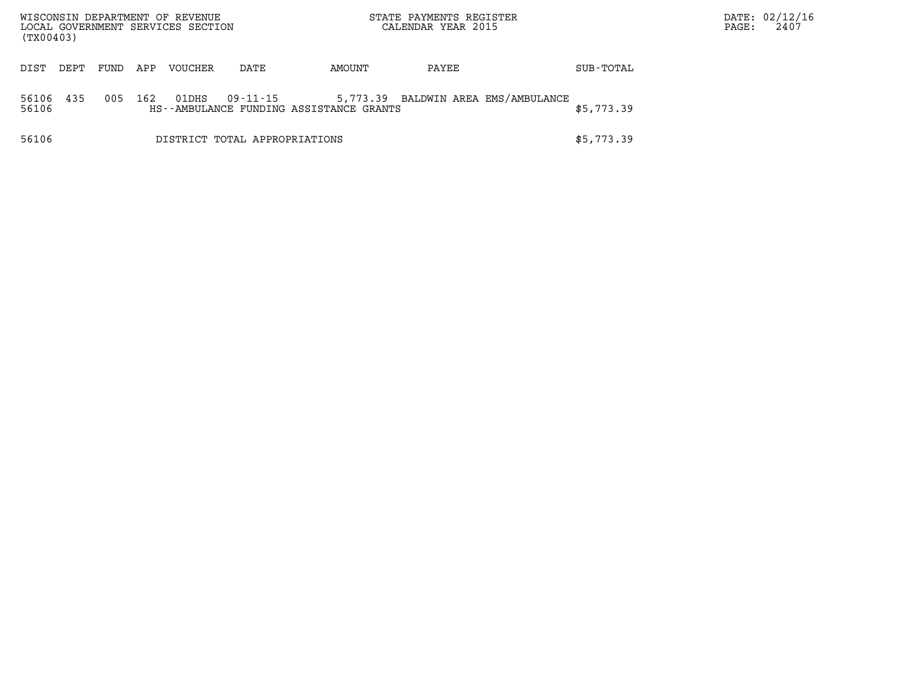| DIST | DEPT | FUND | APP | VOUCHER | DATE | AMOUNT | PAYEE | SUB-TOTAL |
|---|---|---|---|---|---|---|---|---|
| 56106 | 435 | 005 | 162 | 01DHS | 09-11-15 | 5,773.39 | BALDWIN AREA EMS/AMBULANCE | |
| 56106 | | | | HS--AMBULANCE FUNDING ASSISTANCE GRANTS | | | | $5,773.39 |
| 56106 | | | | DISTRICT TOTAL APPROPRIATIONS | | | | $5,773.39 |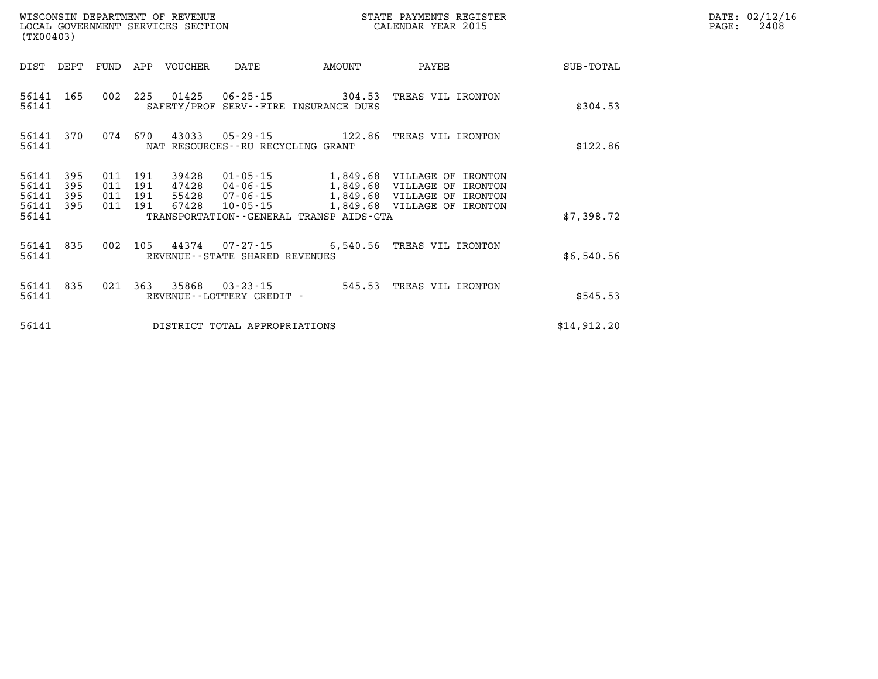| DIST | DEPT | FUND | APP | VOUCHER | DATE | AMOUNT | PAYEE | SUB-TOTAL |
|---|---|---|---|---|---|---|---|---|
| 56141 | 165 | 002 | 225 | 01425 | 06-25-15 | 304.53 | TREAS VIL IRONTON | |
| 56141 | | | | SAFETY/PROF SERV--FIRE INSURANCE DUES | | | | $304.53 |
| 56141 | 370 | 074 | 670 | 43033 | 05-29-15 | 122.86 | TREAS VIL IRONTON | |
| 56141 | | | | NAT RESOURCES--RU RECYCLING GRANT | | | | $122.86 |
| 56141 | 395 | 011 | 191 | 39428 | 01-05-15 | 1,849.68 | VILLAGE OF IRONTON | |
| 56141 | 395 | 011 | 191 | 47428 | 04-06-15 | 1,849.68 | VILLAGE OF IRONTON | |
| 56141 | 395 | 011 | 191 | 55428 | 07-06-15 | 1,849.68 | VILLAGE OF IRONTON | |
| 56141 | 395 | 011 | 191 | 67428 | 10-05-15 | 1,849.68 | VILLAGE OF IRONTON | |
| 56141 | | | | TRANSPORTATION--GENERAL TRANSP AIDS-GTA | | | | $7,398.72 |
| 56141 | 835 | 002 | 105 | 44374 | 07-27-15 | 6,540.56 | TREAS VIL IRONTON | |
| 56141 | | | | REVENUE--STATE SHARED REVENUES | | | | $6,540.56 |
| 56141 | 835 | 021 | 363 | 35868 | 03-23-15 | 545.53 | TREAS VIL IRONTON | |
| 56141 | | | | REVENUE--LOTTERY CREDIT - | | | | $545.53 |
| 56141 | | | | DISTRICT TOTAL APPROPRIATIONS | | | | $14,912.20 |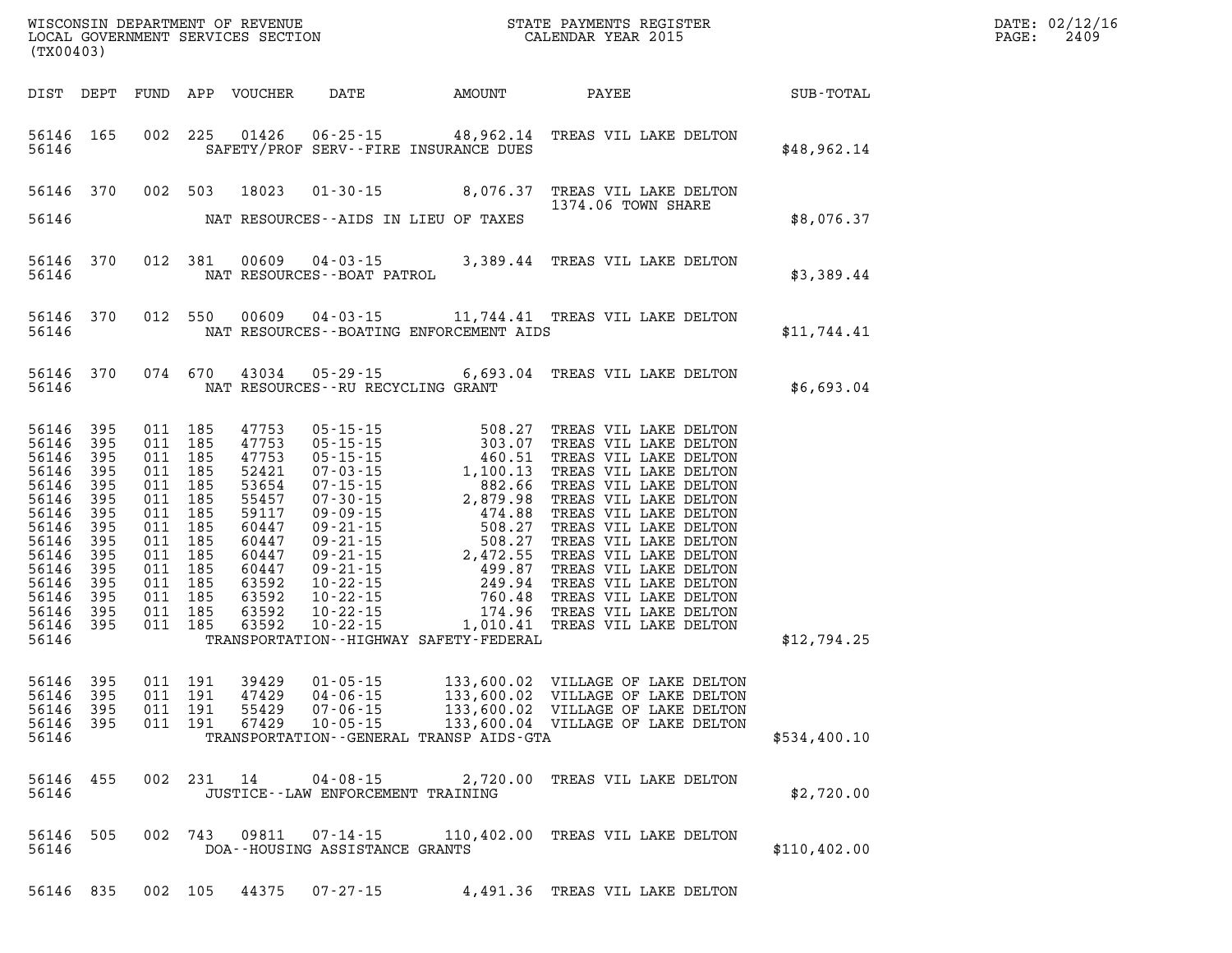WISCONSIN DEPARTMENT OF REVENUE
LOCAL GOVERNMENT SERVICES SECTION
(TX00403)

STATE PAYMENTS REGISTER
CALENDAR YEAR 2015

DATE: 02/12/16

| DIST | DEPT | FUND | APP | VOUCHER | DATE | AMOUNT | PAYEE | SUB-TOTAL |
|---|---|---|---|---|---|---|---|---|
| 56146 | 165 | 002 | 225 | 01426 | 06-25-15 | 48,962.14 | TREAS VIL LAKE DELTON | |
| 56146 | | | | | SAFETY/PROF SERV--FIRE INSURANCE DUES | | | $48,962.14 |
| 56146 | 370 | 002 | 503 | 18023 | 01-30-15 | 8,076.37 | TREAS VIL LAKE DELTON 1374.06 TOWN SHARE | |
| 56146 | | | | | NAT RESOURCES--AIDS IN LIEU OF TAXES | | | $8,076.37 |
| 56146 | 370 | 012 | 381 | 00609 | 04-03-15 | 3,389.44 | TREAS VIL LAKE DELTON | |
| 56146 | | | | | NAT RESOURCES--BOAT PATROL | | | $3,389.44 |
| 56146 | 370 | 012 | 550 | 00609 | 04-03-15 | 11,744.41 | TREAS VIL LAKE DELTON | |
| 56146 | | | | | NAT RESOURCES--BOATING ENFORCEMENT AIDS | | | $11,744.41 |
| 56146 | 370 | 074 | 670 | 43034 | 05-29-15 | 6,693.04 | TREAS VIL LAKE DELTON | |
| 56146 | | | | | NAT RESOURCES--RU RECYCLING GRANT | | | $6,693.04 |
| 56146 | 395 | 011 | 185 | 47753 | 05-15-15 | 508.27 | TREAS VIL LAKE DELTON | |
| 56146 | 395 | 011 | 185 | 47753 | 05-15-15 | 303.07 | TREAS VIL LAKE DELTON | |
| 56146 | 395 | 011 | 185 | 47753 | 05-15-15 | 460.51 | TREAS VIL LAKE DELTON | |
| 56146 | 395 | 011 | 185 | 52421 | 07-03-15 | 1,100.13 | TREAS VIL LAKE DELTON | |
| 56146 | 395 | 011 | 185 | 53654 | 07-15-15 | 882.66 | TREAS VIL LAKE DELTON | |
| 56146 | 395 | 011 | 185 | 55457 | 07-30-15 | 2,879.98 | TREAS VIL LAKE DELTON | |
| 56146 | 395 | 011 | 185 | 59117 | 09-09-15 | 474.88 | TREAS VIL LAKE DELTON | |
| 56146 | 395 | 011 | 185 | 60447 | 09-21-15 | 508.27 | TREAS VIL LAKE DELTON | |
| 56146 | 395 | 011 | 185 | 60447 | 09-21-15 | 508.27 | TREAS VIL LAKE DELTON | |
| 56146 | 395 | 011 | 185 | 60447 | 09-21-15 | 2,472.55 | TREAS VIL LAKE DELTON | |
| 56146 | 395 | 011 | 185 | 60447 | 09-21-15 | 499.87 | TREAS VIL LAKE DELTON | |
| 56146 | 395 | 011 | 185 | 63592 | 10-22-15 | 249.94 | TREAS VIL LAKE DELTON | |
| 56146 | 395 | 011 | 185 | 63592 | 10-22-15 | 760.48 | TREAS VIL LAKE DELTON | |
| 56146 | 395 | 011 | 185 | 63592 | 10-22-15 | 174.96 | TREAS VIL LAKE DELTON | |
| 56146 | 395 | 011 | 185 | 63592 | 10-22-15 | 1,010.41 | TREAS VIL LAKE DELTON | |
| 56146 | | | | | TRANSPORTATION--HIGHWAY SAFETY-FEDERAL | | | $12,794.25 |
| 56146 | 395 | 011 | 191 | 39429 | 01-05-15 | 133,600.02 | VILLAGE OF LAKE DELTON | |
| 56146 | 395 | 011 | 191 | 47429 | 04-06-15 | 133,600.02 | VILLAGE OF LAKE DELTON | |
| 56146 | 395 | 011 | 191 | 55429 | 07-06-15 | 133,600.02 | VILLAGE OF LAKE DELTON | |
| 56146 | 395 | 011 | 191 | 67429 | 10-05-15 | 133,600.04 | VILLAGE OF LAKE DELTON | |
| 56146 | | | | | TRANSPORTATION--GENERAL TRANSP AIDS-GTA | | | $534,400.10 |
| 56146 | 455 | 002 | 231 | 14 | 04-08-15 | 2,720.00 | TREAS VIL LAKE DELTON | |
| 56146 | | | | | JUSTICE--LAW ENFORCEMENT TRAINING | | | $2,720.00 |
| 56146 | 505 | 002 | 743 | 09811 | 07-14-15 | 110,402.00 | TREAS VIL LAKE DELTON | |
| 56146 | | | | | DOA--HOUSING ASSISTANCE GRANTS | | | $110,402.00 |
| 56146 | 835 | 002 | 105 | 44375 | 07-27-15 | 4,491.36 | TREAS VIL LAKE DELTON | |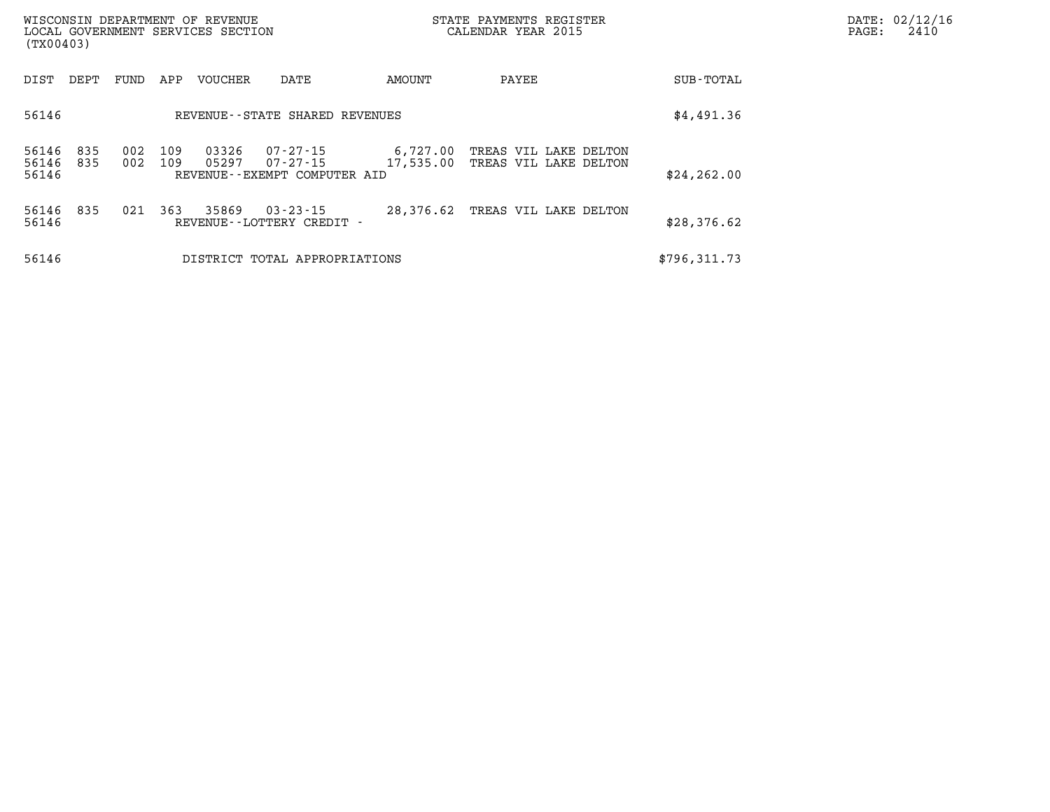| DIST | DEPT | FUND | APP | VOUCHER | DATE | AMOUNT | PAYEE | SUB-TOTAL |
|---|---|---|---|---|---|---|---|---|
| 56146 | | | | REVENUE--STATE SHARED REVENUES | | | | $4,491.36 |
| 56146 | 835 | 002 | 109 | 03326 | 07-27-15 | 6,727.00 | TREAS VIL LAKE DELTON | |
| 56146 | 835 | 002 | 109 | 05297 | 07-27-15 | 17,535.00 | TREAS VIL LAKE DELTON | |
| 56146 | | | | REVENUE--EXEMPT COMPUTER AID | | | | $24,262.00 |
| 56146 | 835 | 021 | 363 | 35869 | 03-23-15 | 28,376.62 | TREAS VIL LAKE DELTON | |
| 56146 | | | | REVENUE--LOTTERY CREDIT - | | | | $28,376.62 |
| 56146 | | | | DISTRICT TOTAL APPROPRIATIONS | | | | $796,311.73 |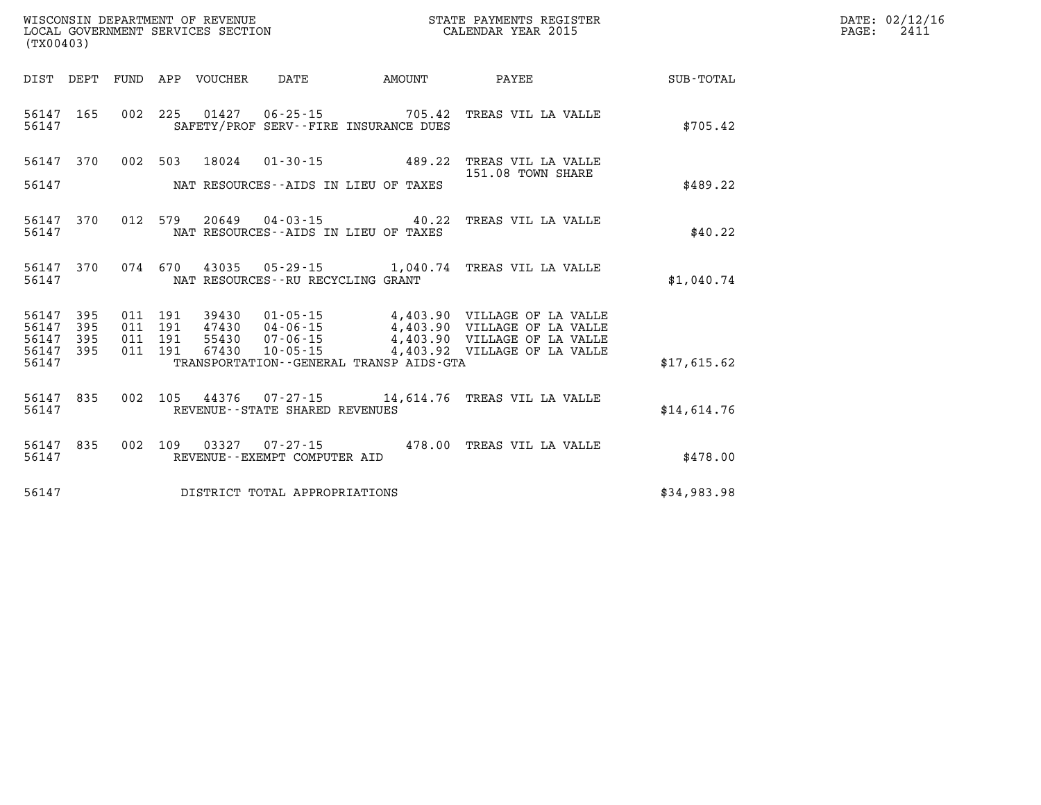WISCONSIN DEPARTMENT OF REVENUE
LOCAL GOVERNMENT SERVICES SECTION
(TX00403)

STATE PAYMENTS REGISTER
CALENDAR YEAR 2015

DATE: 02/12/16

| DIST | DEPT | FUND | APP | VOUCHER | DATE | AMOUNT | PAYEE | SUB-TOTAL |
|---|---|---|---|---|---|---|---|---|
| 56147 | 165 | 002 | 225 | 01427 | 06-25-15 | 705.42 | TREAS VIL LA VALLE | |
| 56147 | | | | | SAFETY/PROF SERV--FIRE INSURANCE DUES | | | $705.42 |
| 56147 | 370 | 002 | 503 | 18024 | 01-30-15 | 489.22 | TREAS VIL LA VALLE 151.08 TOWN SHARE | |
| 56147 | | | | | NAT RESOURCES--AIDS IN LIEU OF TAXES | | | $489.22 |
| 56147 | 370 | 012 | 579 | 20649 | 04-03-15 | 40.22 | TREAS VIL LA VALLE | |
| 56147 | | | | | NAT RESOURCES--AIDS IN LIEU OF TAXES | | | $40.22 |
| 56147 | 370 | 074 | 670 | 43035 | 05-29-15 | 1,040.74 | TREAS VIL LA VALLE | |
| 56147 | | | | | NAT RESOURCES--RU RECYCLING GRANT | | | $1,040.74 |
| 56147 | 395 | 011 | 191 | 39430 | 01-05-15 | 4,403.90 | VILLAGE OF LA VALLE | |
| 56147 | 395 | 011 | 191 | 47430 | 04-06-15 | 4,403.90 | VILLAGE OF LA VALLE | |
| 56147 | 395 | 011 | 191 | 55430 | 07-06-15 | 4,403.90 | VILLAGE OF LA VALLE | |
| 56147 | 395 | 011 | 191 | 67430 | 10-05-15 | 4,403.92 | VILLAGE OF LA VALLE | |
| 56147 | | | | | TRANSPORTATION--GENERAL TRANSP AIDS-GTA | | | $17,615.62 |
| 56147 | 835 | 002 | 105 | 44376 | 07-27-15 | 14,614.76 | TREAS VIL LA VALLE | |
| 56147 | | | | | REVENUE--STATE SHARED REVENUES | | | $14,614.76 |
| 56147 | 835 | 002 | 109 | 03327 | 07-27-15 | 478.00 | TREAS VIL LA VALLE | |
| 56147 | | | | | REVENUE--EXEMPT COMPUTER AID | | | $478.00 |
| 56147 | | | | | DISTRICT TOTAL APPROPRIATIONS | | | $34,983.98 |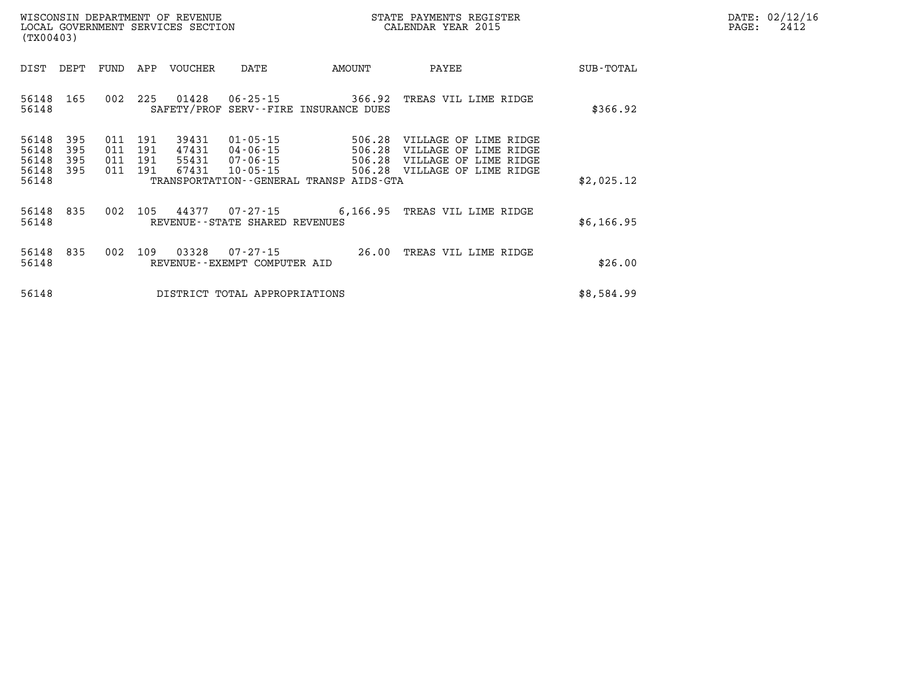WISCONSIN DEPARTMENT OF REVENUE
LOCAL GOVERNMENT SERVICES SECTION
(TX00403)

STATE PAYMENTS REGISTER
CALENDAR YEAR 2015

DATE: 02/12/16

| DIST | DEPT | FUND | APP | VOUCHER | DATE | AMOUNT | PAYEE | SUB-TOTAL |
|---|---|---|---|---|---|---|---|---|
| 56148 | 165 | 002 | 225 | 01428 | 06-25-15 | 366.92 | TREAS VIL LIME RIDGE | |
| 56148 | | | | SAFETY/PROF SERV--FIRE INSURANCE DUES | | | | $366.92 |
| 56148 | 395 | 011 | 191 | 39431 | 01-05-15 | 506.28 | VILLAGE OF LIME RIDGE | |
| 56148 | 395 | 011 | 191 | 47431 | 04-06-15 | 506.28 | VILLAGE OF LIME RIDGE | |
| 56148 | 395 | 011 | 191 | 55431 | 07-06-15 | 506.28 | VILLAGE OF LIME RIDGE | |
| 56148 | 395 | 011 | 191 | 67431 | 10-05-15 | 506.28 | VILLAGE OF LIME RIDGE | |
| 56148 | | | | TRANSPORTATION--GENERAL TRANSP AIDS-GTA | | | | $2,025.12 |
| 56148 | 835 | 002 | 105 | 44377 | 07-27-15 | 6,166.95 | TREAS VIL LIME RIDGE | |
| 56148 | | | | REVENUE--STATE SHARED REVENUES | | | | $6,166.95 |
| 56148 | 835 | 002 | 109 | 03328 | 07-27-15 | 26.00 | TREAS VIL LIME RIDGE | |
| 56148 | | | | REVENUE--EXEMPT COMPUTER AID | | | | $26.00 |
| 56148 | | | | DISTRICT TOTAL APPROPRIATIONS | | | | $8,584.99 |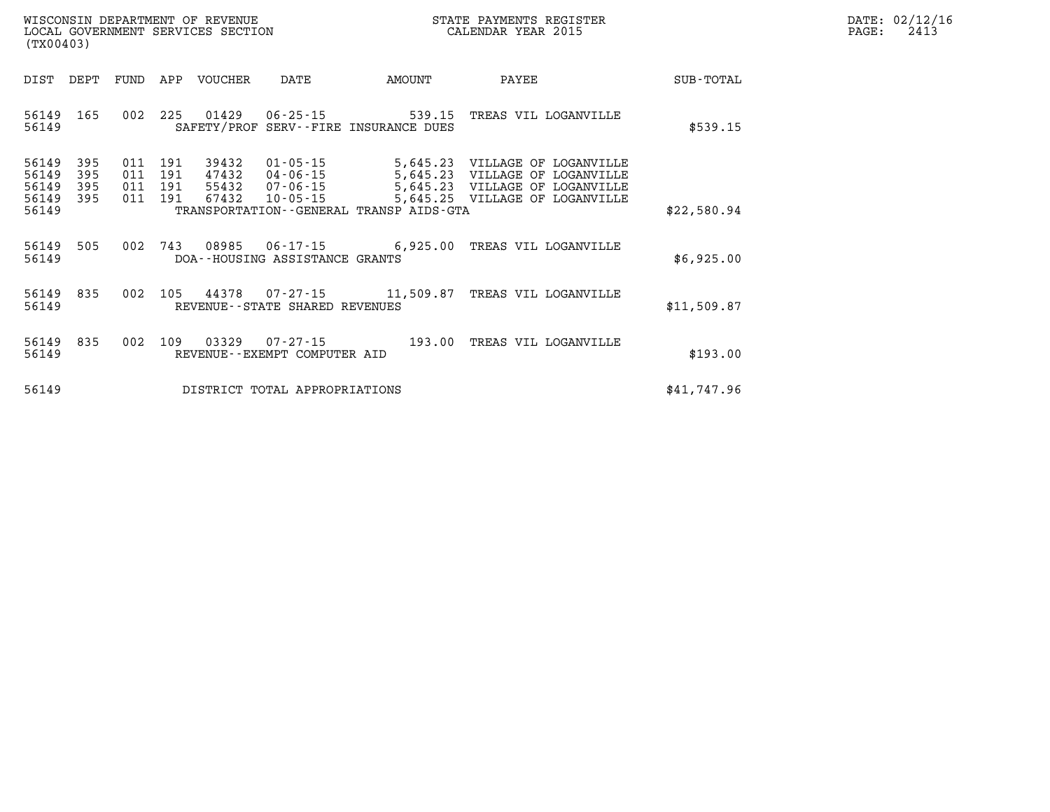WISCONSIN DEPARTMENT OF REVENUE
LOCAL GOVERNMENT SERVICES SECTION
(TX00403)

STATE PAYMENTS REGISTER
CALENDAR YEAR 2015

DATE: 02/12/16
PAGE: 2413

| DIST | DEPT | FUND | APP | VOUCHER | DATE | AMOUNT | PAYEE | SUB-TOTAL |
|---|---|---|---|---|---|---|---|---|
| 56149 | 165 | 002 | 225 | 01429 | 06-25-15 | 539.15 | TREAS VIL LOGANVILLE | |
| 56149 | | | | SAFETY/PROF SERV--FIRE INSURANCE DUES | | | | $539.15 |
| 56149 | 395 | 011 | 191 | 39432 | 01-05-15 | 5,645.23 | VILLAGE OF LOGANVILLE | |
| 56149 | 395 | 011 | 191 | 47432 | 04-06-15 | 5,645.23 | VILLAGE OF LOGANVILLE | |
| 56149 | 395 | 011 | 191 | 55432 | 07-06-15 | 5,645.23 | VILLAGE OF LOGANVILLE | |
| 56149 | 395 | 011 | 191 | 67432 | 10-05-15 | 5,645.25 | VILLAGE OF LOGANVILLE | |
| 56149 | | | | TRANSPORTATION--GENERAL TRANSP AIDS-GTA | | | | $22,580.94 |
| 56149 | 505 | 002 | 743 | 08985 | 06-17-15 | 6,925.00 | TREAS VIL LOGANVILLE | |
| 56149 | | | | DOA--HOUSING ASSISTANCE GRANTS | | | | $6,925.00 |
| 56149 | 835 | 002 | 105 | 44378 | 07-27-15 | 11,509.87 | TREAS VIL LOGANVILLE | |
| 56149 | | | | REVENUE--STATE SHARED REVENUES | | | | $11,509.87 |
| 56149 | 835 | 002 | 109 | 03329 | 07-27-15 | 193.00 | TREAS VIL LOGANVILLE | |
| 56149 | | | | REVENUE--EXEMPT COMPUTER AID | | | | $193.00 |
| 56149 | | | | DISTRICT TOTAL APPROPRIATIONS | | | | $41,747.96 |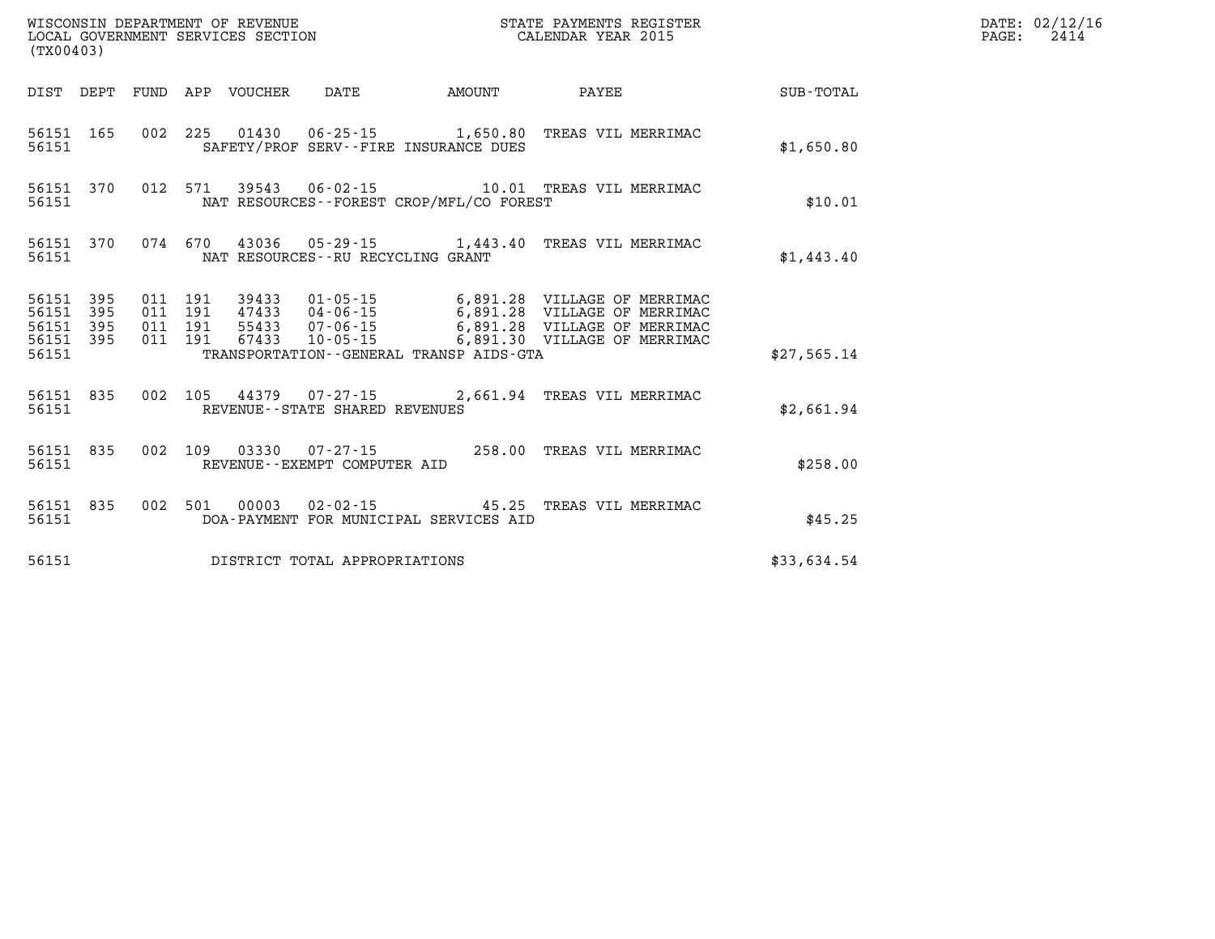WISCONSIN DEPARTMENT OF REVENUE
LOCAL GOVERNMENT SERVICES SECTION
(TX00403)

STATE PAYMENTS REGISTER
CALENDAR YEAR 2015

DATE: 02/12/16
PAGE: 2414

| DIST | DEPT | FUND | APP | VOUCHER | DATE | AMOUNT | PAYEE | SUB-TOTAL |
|---|---|---|---|---|---|---|---|---|
| 56151 | 165 | 002 | 225 | 01430 | 06-25-15 | 1,650.80 | TREAS VIL MERRIMAC | |
| 56151 | | | | SAFETY/PROF SERV--FIRE INSURANCE DUES | | | | $1,650.80 |
| 56151 | 370 | 012 | 571 | 39543 | 06-02-15 | 10.01 | TREAS VIL MERRIMAC | |
| 56151 | | | | NAT RESOURCES--FOREST CROP/MFL/CO FOREST | | | | $10.01 |
| 56151 | 370 | 074 | 670 | 43036 | 05-29-15 | 1,443.40 | TREAS VIL MERRIMAC | |
| 56151 | | | | NAT RESOURCES--RU RECYCLING GRANT | | | | $1,443.40 |
| 56151 | 395 | 011 | 191 | 39433 | 01-05-15 | 6,891.28 | VILLAGE OF MERRIMAC | |
| 56151 | 395 | 011 | 191 | 47433 | 04-06-15 | 6,891.28 | VILLAGE OF MERRIMAC | |
| 56151 | 395 | 011 | 191 | 55433 | 07-06-15 | 6,891.28 | VILLAGE OF MERRIMAC | |
| 56151 | 395 | 011 | 191 | 67433 | 10-05-15 | 6,891.30 | VILLAGE OF MERRIMAC | |
| 56151 | | | | TRANSPORTATION--GENERAL TRANSP AIDS-GTA | | | | $27,565.14 |
| 56151 | 835 | 002 | 105 | 44379 | 07-27-15 | 2,661.94 | TREAS VIL MERRIMAC | |
| 56151 | | | | REVENUE--STATE SHARED REVENUES | | | | $2,661.94 |
| 56151 | 835 | 002 | 109 | 03330 | 07-27-15 | 258.00 | TREAS VIL MERRIMAC | |
| 56151 | | | | REVENUE--EXEMPT COMPUTER AID | | | | $258.00 |
| 56151 | 835 | 002 | 501 | 00003 | 02-02-15 | 45.25 | TREAS VIL MERRIMAC | |
| 56151 | | | | DOA-PAYMENT FOR MUNICIPAL SERVICES AID | | | | $45.25 |
| 56151 | | | | DISTRICT TOTAL APPROPRIATIONS | | | | $33,634.54 |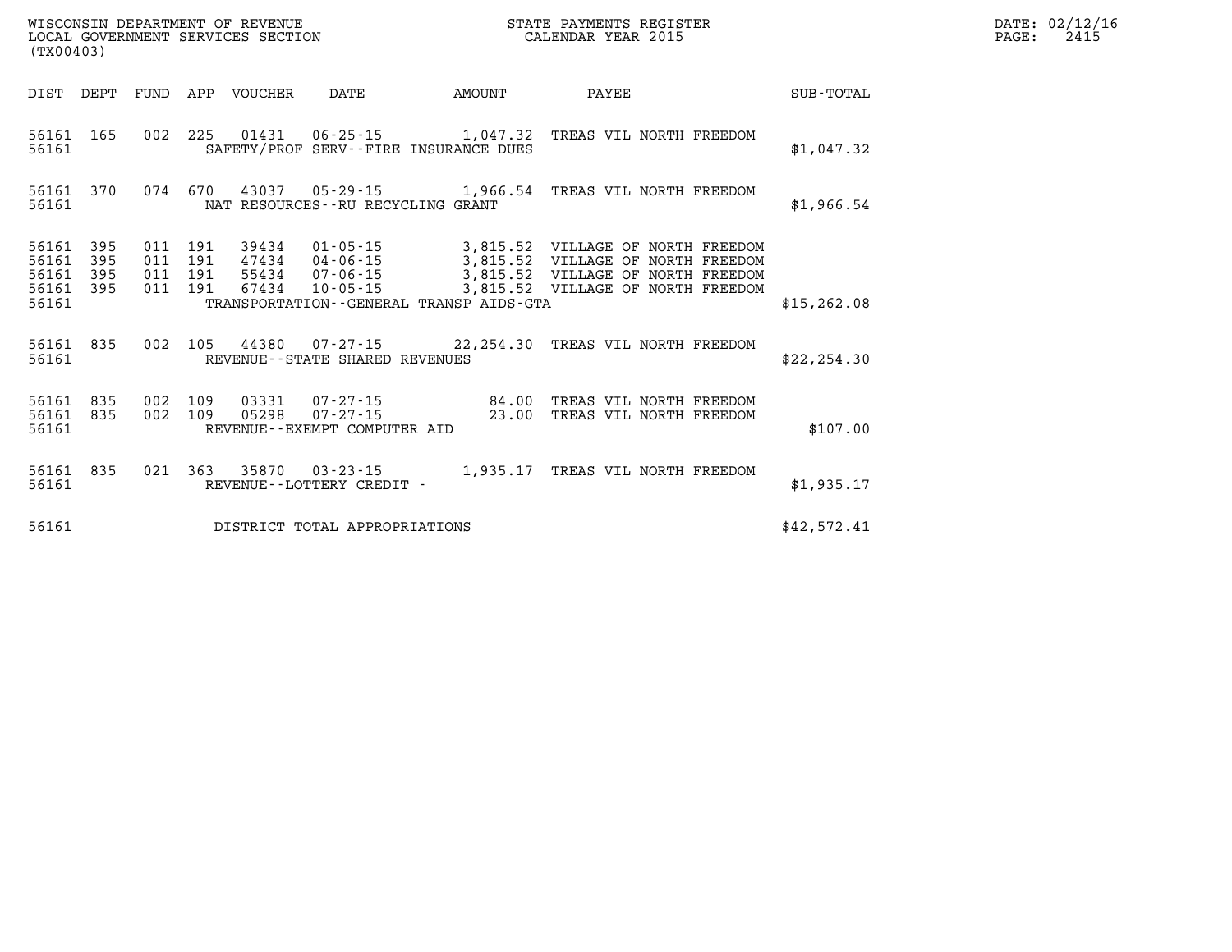WISCONSIN DEPARTMENT OF REVENUE
LOCAL GOVERNMENT SERVICES SECTION
(TX00403)

STATE PAYMENTS REGISTER
CALENDAR YEAR 2015

DATE: 02/12/16
PAGE: 2415

| DIST | DEPT | FUND | APP | VOUCHER | DATE | AMOUNT | PAYEE | SUB-TOTAL |
|---|---|---|---|---|---|---|---|---|
| 56161 | 165 | 002 | 225 | 01431 | 06-25-15 | 1,047.32 | TREAS VIL NORTH FREEDOM | |
| 56161 | | | | SAFETY/PROF SERV--FIRE INSURANCE DUES | | | | $1,047.32 |
| 56161 | 370 | 074 | 670 | 43037 | 05-29-15 | 1,966.54 | TREAS VIL NORTH FREEDOM | |
| 56161 | | | | NAT RESOURCES--RU RECYCLING GRANT | | | | $1,966.54 |
| 56161 | 395 | 011 | 191 | 39434 | 01-05-15 | 3,815.52 | VILLAGE OF NORTH FREEDOM | |
| 56161 | 395 | 011 | 191 | 47434 | 04-06-15 | 3,815.52 | VILLAGE OF NORTH FREEDOM | |
| 56161 | 395 | 011 | 191 | 55434 | 07-06-15 | 3,815.52 | VILLAGE OF NORTH FREEDOM | |
| 56161 | 395 | 011 | 191 | 67434 | 10-05-15 | 3,815.52 | VILLAGE OF NORTH FREEDOM | |
| 56161 | | | | TRANSPORTATION--GENERAL TRANSP AIDS-GTA | | | | $15,262.08 |
| 56161 | 835 | 002 | 105 | 44380 | 07-27-15 | 22,254.30 | TREAS VIL NORTH FREEDOM | |
| 56161 | | | | REVENUE--STATE SHARED REVENUES | | | | $22,254.30 |
| 56161 | 835 | 002 | 109 | 03331 | 07-27-15 | 84.00 | TREAS VIL NORTH FREEDOM | |
| 56161 | 835 | 002 | 109 | 05298 | 07-27-15 | 23.00 | TREAS VIL NORTH FREEDOM | |
| 56161 | | | | REVENUE--EXEMPT COMPUTER AID | | | | $107.00 |
| 56161 | 835 | 021 | 363 | 35870 | 03-23-15 | 1,935.17 | TREAS VIL NORTH FREEDOM | |
| 56161 | | | | REVENUE--LOTTERY CREDIT - | | | | $1,935.17 |
| 56161 | | | | DISTRICT TOTAL APPROPRIATIONS | | | | $42,572.41 |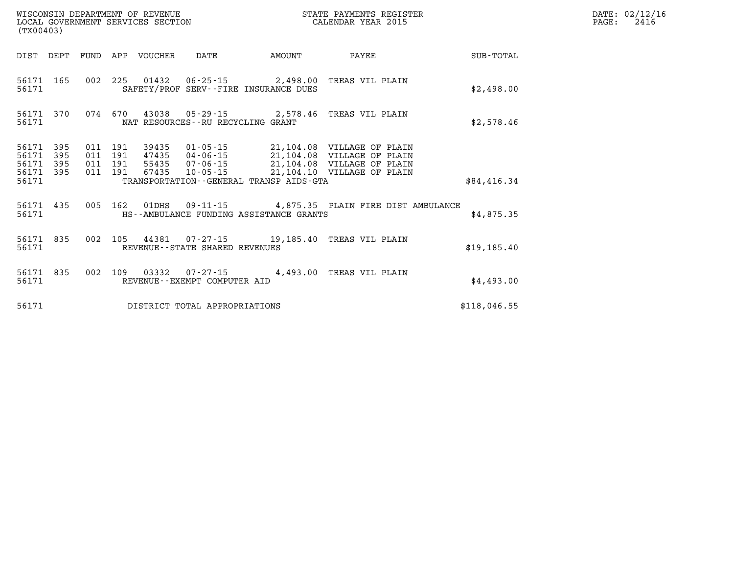WISCONSIN DEPARTMENT OF REVENUE
LOCAL GOVERNMENT SERVICES SECTION
(TX00403)

STATE PAYMENTS REGISTER
CALENDAR YEAR 2015

DATE: 02/12/16
PAGE: 2416

| DIST | DEPT | FUND | APP | VOUCHER | DATE | AMOUNT | PAYEE | SUB-TOTAL |
|---|---|---|---|---|---|---|---|---|
| 56171 | 165 | 002 | 225 | 01432 | 06-25-15 | 2,498.00 | TREAS VIL PLAIN | |
| 56171 | | | | SAFETY/PROF SERV--FIRE INSURANCE DUES | | | | $2,498.00 |
| 56171 | 370 | 074 | 670 | 43038 | 05-29-15 | 2,578.46 | TREAS VIL PLAIN | |
| 56171 | | | | NAT RESOURCES--RU RECYCLING GRANT | | | | $2,578.46 |
| 56171 | 395 | 011 | 191 | 39435 | 01-05-15 | 21,104.08 | VILLAGE OF PLAIN | |
| 56171 | 395 | 011 | 191 | 47435 | 04-06-15 | 21,104.08 | VILLAGE OF PLAIN | |
| 56171 | 395 | 011 | 191 | 55435 | 07-06-15 | 21,104.08 | VILLAGE OF PLAIN | |
| 56171 | 395 | 011 | 191 | 67435 | 10-05-15 | 21,104.10 | VILLAGE OF PLAIN | |
| 56171 | | | | TRANSPORTATION--GENERAL TRANSP AIDS-GTA | | | | $84,416.34 |
| 56171 | 435 | 005 | 162 | 01DHS | 09-11-15 | 4,875.35 | PLAIN FIRE DIST AMBULANCE | |
| 56171 | | | | HS--AMBULANCE FUNDING ASSISTANCE GRANTS | | | | $4,875.35 |
| 56171 | 835 | 002 | 105 | 44381 | 07-27-15 | 19,185.40 | TREAS VIL PLAIN | |
| 56171 | | | | REVENUE--STATE SHARED REVENUES | | | | $19,185.40 |
| 56171 | 835 | 002 | 109 | 03332 | 07-27-15 | 4,493.00 | TREAS VIL PLAIN | |
| 56171 | | | | REVENUE--EXEMPT COMPUTER AID | | | | $4,493.00 |
| 56171 | | | | DISTRICT TOTAL APPROPRIATIONS | | | | $118,046.55 |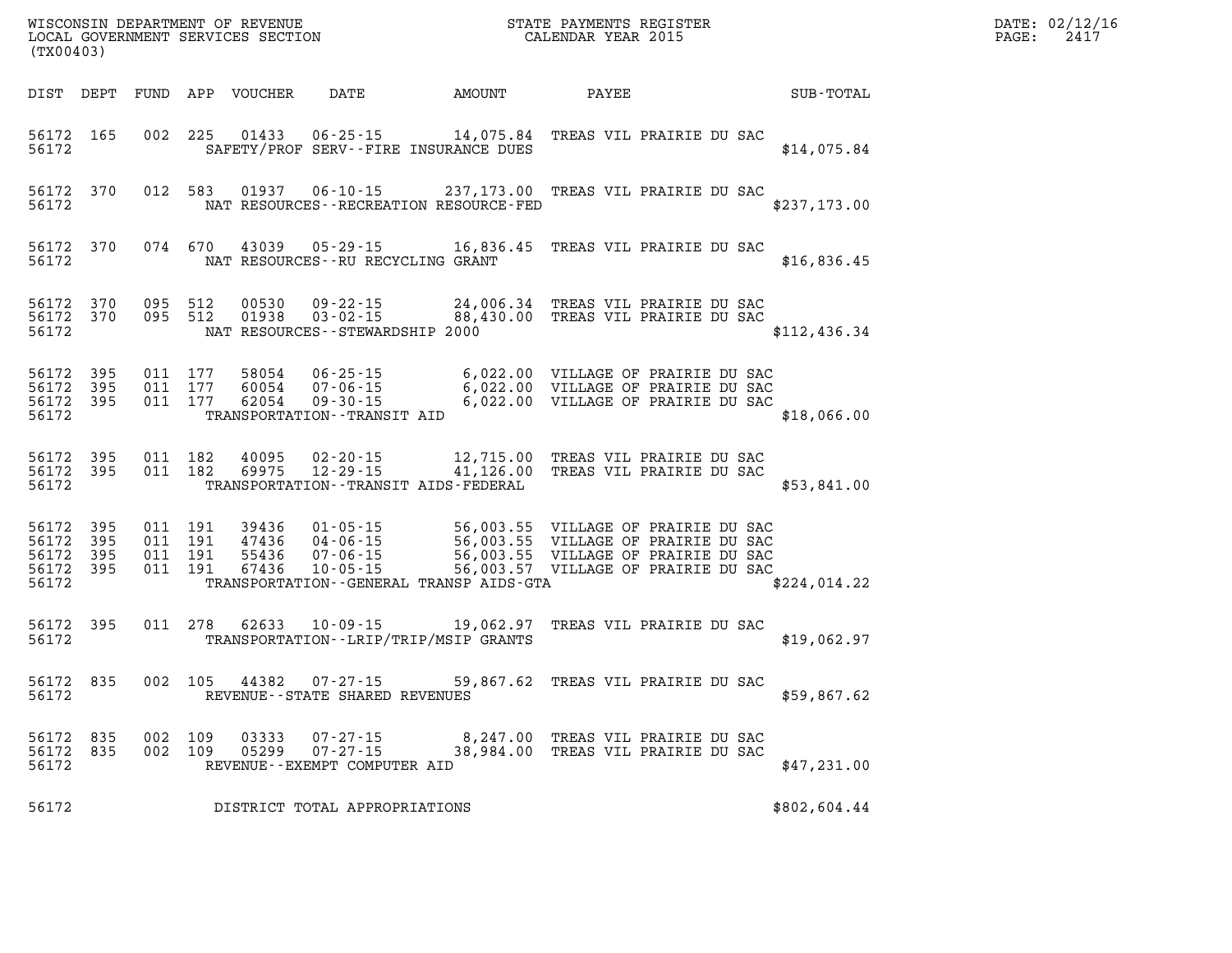WISCONSIN DEPARTMENT OF REVENUE
LOCAL GOVERNMENT SERVICES SECTION
(TX00403)

STATE PAYMENTS REGISTER
CALENDAR YEAR 2015

DATE: 02/12/16
PAGE: 2417

| DIST | DEPT | FUND | APP | VOUCHER | DATE | AMOUNT | PAYEE | SUB-TOTAL |
|---|---|---|---|---|---|---|---|---|
| 56172 | 165 | 002 | 225 | 01433 | 06-25-15 | 14,075.84 | TREAS VIL PRAIRIE DU SAC | |
| 56172 | | | | | SAFETY/PROF SERV--FIRE INSURANCE DUES | | | $14,075.84 |
| 56172 | 370 | 012 | 583 | 01937 | 06-10-15 | 237,173.00 | TREAS VIL PRAIRIE DU SAC | |
| 56172 | | | | | NAT RESOURCES--RECREATION RESOURCE-FED | | | $237,173.00 |
| 56172 | 370 | 074 | 670 | 43039 | 05-29-15 | 16,836.45 | TREAS VIL PRAIRIE DU SAC | |
| 56172 | | | | | NAT RESOURCES--RU RECYCLING GRANT | | | $16,836.45 |
| 56172 | 370 | 095 | 512 | 00530 | 09-22-15 | 24,006.34 | TREAS VIL PRAIRIE DU SAC | |
| 56172 | 370 | 095 | 512 | 01938 | 03-02-15 | 88,430.00 | TREAS VIL PRAIRIE DU SAC | |
| 56172 | | | | | NAT RESOURCES--STEWARDSHIP 2000 | | | $112,436.34 |
| 56172 | 395 | 011 | 177 | 58054 | 06-25-15 | 6,022.00 | VILLAGE OF PRAIRIE DU SAC | |
| 56172 | 395 | 011 | 177 | 60054 | 07-06-15 | 6,022.00 | VILLAGE OF PRAIRIE DU SAC | |
| 56172 | 395 | 011 | 177 | 62054 | 09-30-15 | 6,022.00 | VILLAGE OF PRAIRIE DU SAC | |
| 56172 | | | | | TRANSPORTATION--TRANSIT AID | | | $18,066.00 |
| 56172 | 395 | 011 | 182 | 40095 | 02-20-15 | 12,715.00 | TREAS VIL PRAIRIE DU SAC | |
| 56172 | 395 | 011 | 182 | 69975 | 12-29-15 | 41,126.00 | TREAS VIL PRAIRIE DU SAC | |
| 56172 | | | | | TRANSPORTATION--TRANSIT AIDS-FEDERAL | | | $53,841.00 |
| 56172 | 395 | 011 | 191 | 39436 | 01-05-15 | 56,003.55 | VILLAGE OF PRAIRIE DU SAC | |
| 56172 | 395 | 011 | 191 | 47436 | 04-06-15 | 56,003.55 | VILLAGE OF PRAIRIE DU SAC | |
| 56172 | 395 | 011 | 191 | 55436 | 07-06-15 | 56,003.55 | VILLAGE OF PRAIRIE DU SAC | |
| 56172 | 395 | 011 | 191 | 67436 | 10-05-15 | 56,003.57 | VILLAGE OF PRAIRIE DU SAC | |
| 56172 | | | | | TRANSPORTATION--GENERAL TRANSP AIDS-GTA | | | $224,014.22 |
| 56172 | 395 | 011 | 278 | 62633 | 10-09-15 | 19,062.97 | TREAS VIL PRAIRIE DU SAC | |
| 56172 | | | | | TRANSPORTATION--LRIP/TRIP/MSIP GRANTS | | | $19,062.97 |
| 56172 | 835 | 002 | 105 | 44382 | 07-27-15 | 59,867.62 | TREAS VIL PRAIRIE DU SAC | |
| 56172 | | | | | REVENUE--STATE SHARED REVENUES | | | $59,867.62 |
| 56172 | 835 | 002 | 109 | 03333 | 07-27-15 | 8,247.00 | TREAS VIL PRAIRIE DU SAC | |
| 56172 | 835 | 002 | 109 | 05299 | 07-27-15 | 38,984.00 | TREAS VIL PRAIRIE DU SAC | |
| 56172 | | | | | REVENUE--EXEMPT COMPUTER AID | | | $47,231.00 |
| 56172 | | | | | DISTRICT TOTAL APPROPRIATIONS | | | $802,604.44 |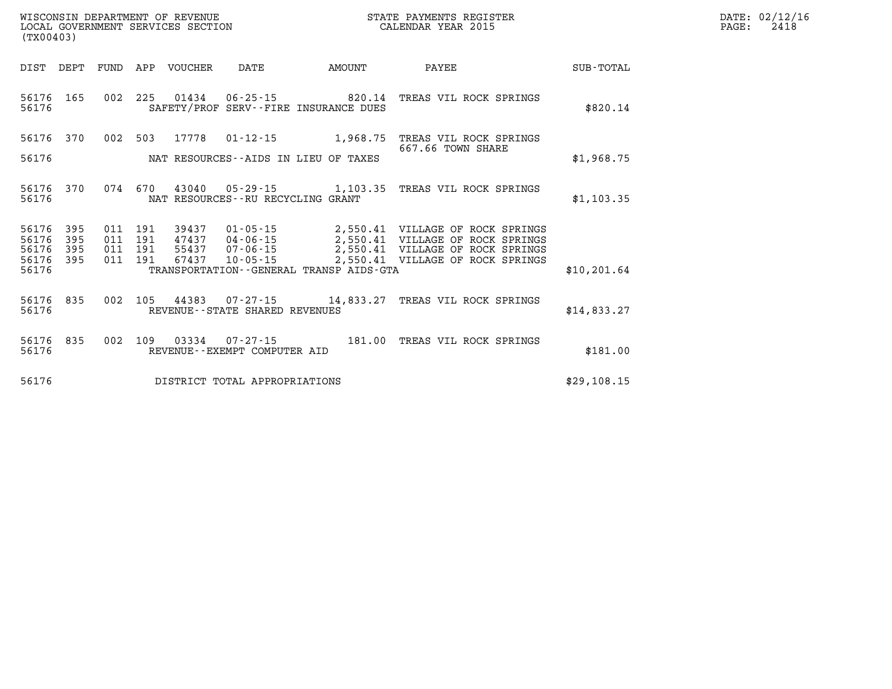WISCONSIN DEPARTMENT OF REVENUE
LOCAL GOVERNMENT SERVICES SECTION
(TX00403)

STATE PAYMENTS REGISTER
CALENDAR YEAR 2015

DATE: 02/12/16
PAGE: 2418

| DIST | DEPT | FUND | APP | VOUCHER | DATE | AMOUNT | PAYEE | SUB-TOTAL |
|---|---|---|---|---|---|---|---|---|
| 56176 | 165 | 002 | 225 | 01434 | 06-25-15 | 820.14 | TREAS VIL ROCK SPRINGS | |
| 56176 | | | | SAFETY/PROF SERV--FIRE INSURANCE DUES | | | | $820.14 |
| 56176 | 370 | 002 | 503 | 17778 | 01-12-15 | 1,968.75 | TREAS VIL ROCK SPRINGS<br>667.66 TOWN SHARE | |
| 56176 | | | | NAT RESOURCES--AIDS IN LIEU OF TAXES | | | | $1,968.75 |
| 56176 | 370 | 074 | 670 | 43040 | 05-29-15 | 1,103.35 | TREAS VIL ROCK SPRINGS | |
| 56176 | | | | NAT RESOURCES--RU RECYCLING GRANT | | | | $1,103.35 |
| 56176 | 395 | 011 | 191 | 39437 | 01-05-15 | 2,550.41 | VILLAGE OF ROCK SPRINGS | |
| 56176 | 395 | 011 | 191 | 47437 | 04-06-15 | 2,550.41 | VILLAGE OF ROCK SPRINGS | |
| 56176 | 395 | 011 | 191 | 55437 | 07-06-15 | 2,550.41 | VILLAGE OF ROCK SPRINGS | |
| 56176 | 395 | 011 | 191 | 67437 | 10-05-15 | 2,550.41 | VILLAGE OF ROCK SPRINGS | |
| 56176 | | | | TRANSPORTATION--GENERAL TRANSP AIDS-GTA | | | | $10,201.64 |
| 56176 | 835 | 002 | 105 | 44383 | 07-27-15 | 14,833.27 | TREAS VIL ROCK SPRINGS | |
| 56176 | | | | REVENUE--STATE SHARED REVENUES | | | | $14,833.27 |
| 56176 | 835 | 002 | 109 | 03334 | 07-27-15 | 181.00 | TREAS VIL ROCK SPRINGS | |
| 56176 | | | | REVENUE--EXEMPT COMPUTER AID | | | | $181.00 |
| 56176 | | | | DISTRICT TOTAL APPROPRIATIONS | | | | $29,108.15 |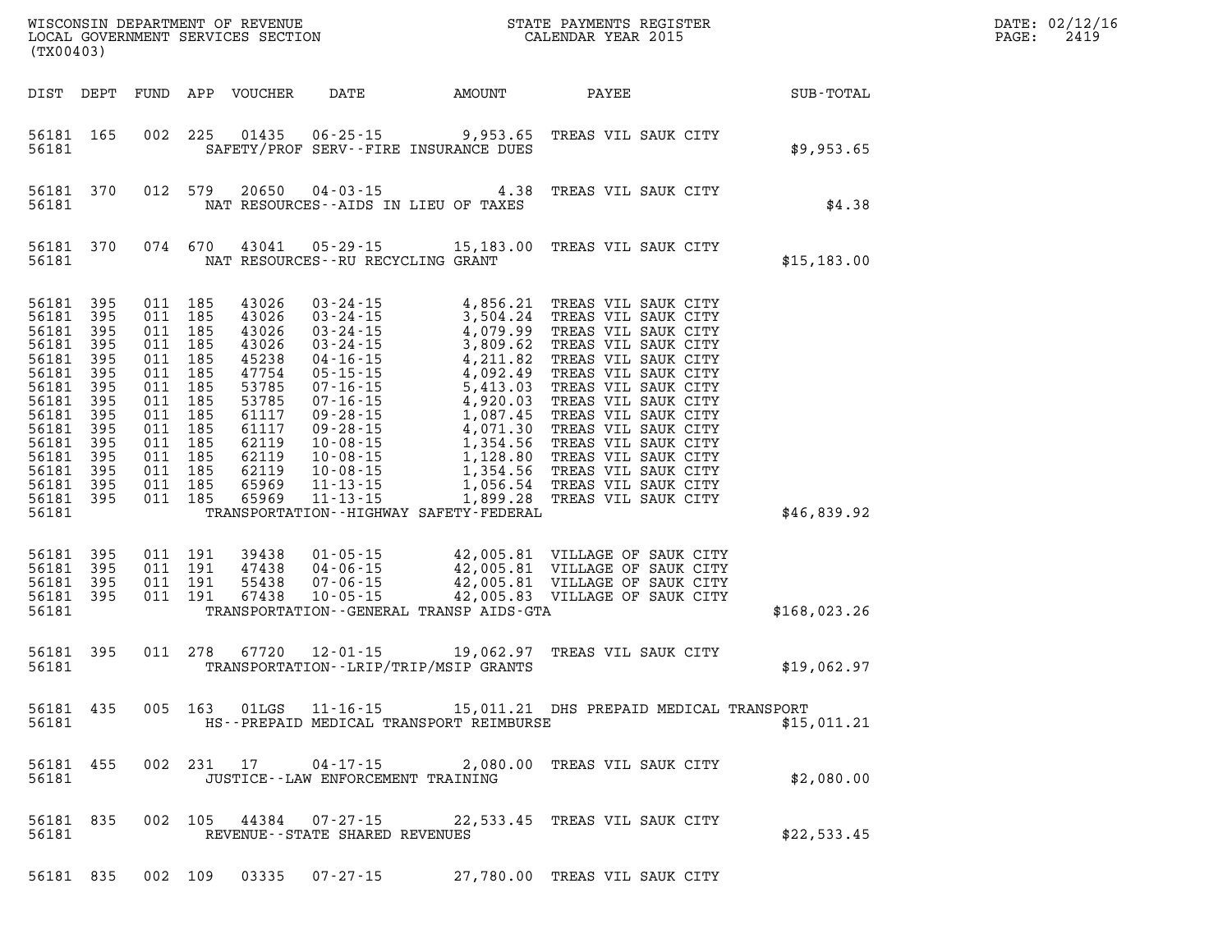WISCONSIN DEPARTMENT OF REVENUE
LOCAL GOVERNMENT SERVICES SECTION
(TX00403)

STATE PAYMENTS REGISTER
CALENDAR YEAR 2015

DATE: 02/12/16
PAGE: 2419

| DIST | DEPT | FUND | APP | VOUCHER | DATE | AMOUNT | PAYEE | SUB-TOTAL |
|---|---|---|---|---|---|---|---|---|
| 56181 | 165 | 002 | 225 | 01435 | 06-25-15 | 9,953.65 | TREAS VIL SAUK CITY | |
| 56181 | | | | | SAFETY/PROF SERV--FIRE INSURANCE DUES | | | $9,953.65 |
| 56181 | 370 | 012 | 579 | 20650 | 04-03-15 | 4.38 | TREAS VIL SAUK CITY | |
| 56181 | | | | | NAT RESOURCES--AIDS IN LIEU OF TAXES | | | $4.38 |
| 56181 | 370 | 074 | 670 | 43041 | 05-29-15 | 15,183.00 | TREAS VIL SAUK CITY | |
| 56181 | | | | | NAT RESOURCES--RU RECYCLING GRANT | | | $15,183.00 |
| 56181 | 395 | 011 | 185 | 43026 | 03-24-15 | 4,856.21 | TREAS VIL SAUK CITY | |
| 56181 | 395 | 011 | 185 | 43026 | 03-24-15 | 3,504.24 | TREAS VIL SAUK CITY | |
| 56181 | 395 | 011 | 185 | 43026 | 03-24-15 | 4,079.99 | TREAS VIL SAUK CITY | |
| 56181 | 395 | 011 | 185 | 43026 | 03-24-15 | 3,809.62 | TREAS VIL SAUK CITY | |
| 56181 | 395 | 011 | 185 | 45238 | 04-16-15 | 4,211.82 | TREAS VIL SAUK CITY | |
| 56181 | 395 | 011 | 185 | 47754 | 05-15-15 | 4,092.49 | TREAS VIL SAUK CITY | |
| 56181 | 395 | 011 | 185 | 53785 | 07-16-15 | 5,413.03 | TREAS VIL SAUK CITY | |
| 56181 | 395 | 011 | 185 | 53785 | 07-16-15 | 4,920.03 | TREAS VIL SAUK CITY | |
| 56181 | 395 | 011 | 185 | 61117 | 09-28-15 | 1,087.45 | TREAS VIL SAUK CITY | |
| 56181 | 395 | 011 | 185 | 61117 | 09-28-15 | 4,071.30 | TREAS VIL SAUK CITY | |
| 56181 | 395 | 011 | 185 | 62119 | 10-08-15 | 1,354.56 | TREAS VIL SAUK CITY | |
| 56181 | 395 | 011 | 185 | 62119 | 10-08-15 | 1,128.80 | TREAS VIL SAUK CITY | |
| 56181 | 395 | 011 | 185 | 62119 | 10-08-15 | 1,354.56 | TREAS VIL SAUK CITY | |
| 56181 | 395 | 011 | 185 | 65969 | 11-13-15 | 1,056.54 | TREAS VIL SAUK CITY | |
| 56181 | 395 | 011 | 185 | 65969 | 11-13-15 | 1,899.28 | TREAS VIL SAUK CITY | |
| 56181 | | | | | TRANSPORTATION--HIGHWAY SAFETY-FEDERAL | | | $46,839.92 |
| 56181 | 395 | 011 | 191 | 39438 | 01-05-15 | 42,005.81 | VILLAGE OF SAUK CITY | |
| 56181 | 395 | 011 | 191 | 47438 | 04-06-15 | 42,005.81 | VILLAGE OF SAUK CITY | |
| 56181 | 395 | 011 | 191 | 55438 | 07-06-15 | 42,005.81 | VILLAGE OF SAUK CITY | |
| 56181 | 395 | 011 | 191 | 67438 | 10-05-15 | 42,005.83 | VILLAGE OF SAUK CITY | |
| 56181 | | | | | TRANSPORTATION--GENERAL TRANSP AIDS-GTA | | | $168,023.26 |
| 56181 | 395 | 011 | 278 | 67720 | 12-01-15 | 19,062.97 | TREAS VIL SAUK CITY | |
| 56181 | | | | | TRANSPORTATION--LRIP/TRIP/MSIP GRANTS | | | $19,062.97 |
| 56181 | 435 | 005 | 163 | 01LGS | 11-16-15 | 15,011.21 | DHS PREPAID MEDICAL TRANSPORT | |
| 56181 | | | | | HS--PREPAID MEDICAL TRANSPORT REIMBURSE | | | $15,011.21 |
| 56181 | 455 | 002 | 231 | 17 | 04-17-15 | 2,080.00 | TREAS VIL SAUK CITY | |
| 56181 | | | | | JUSTICE--LAW ENFORCEMENT TRAINING | | | $2,080.00 |
| 56181 | 835 | 002 | 105 | 44384 | 07-27-15 | 22,533.45 | TREAS VIL SAUK CITY | |
| 56181 | | | | | REVENUE--STATE SHARED REVENUES | | | $22,533.45 |
| 56181 | 835 | 002 | 109 | 03335 | 07-27-15 | 27,780.00 | TREAS VIL SAUK CITY | |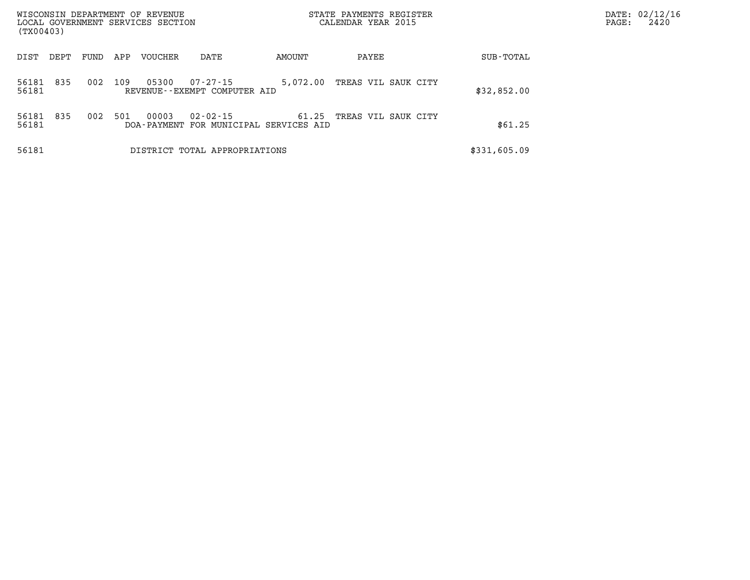WISCONSIN DEPARTMENT OF REVENUE
LOCAL GOVERNMENT SERVICES SECTION
(TX00403)

STATE PAYMENTS REGISTER
CALENDAR YEAR 2015

| DIST | DEPT | FUND | APP | VOUCHER | DATE | AMOUNT | PAYEE | SUB-TOTAL |
|---|---|---|---|---|---|---|---|---|
| 56181 | 835 | 002 | 109 | 05300 | 07-27-15 | 5,072.00 | TREAS VIL SAUK CITY | |
| 56181 | | | | REVENUE--EXEMPT COMPUTER AID | | | | $32,852.00 |
| 56181 | 835 | 002 | 501 | 00003 | 02-02-15 | 61.25 | TREAS VIL SAUK CITY | |
| 56181 | | | | DOA-PAYMENT FOR MUNICIPAL SERVICES AID | | | | $61.25 |
| 56181 | | | | DISTRICT TOTAL APPROPRIATIONS | | | | $331,605.09 |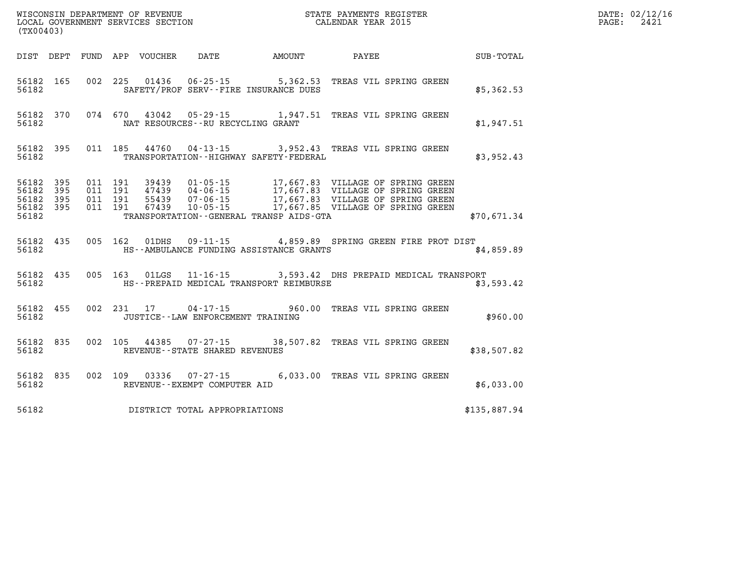WISCONSIN DEPARTMENT OF REVENUE
LOCAL GOVERNMENT SERVICES SECTION
(TX00403)

STATE PAYMENTS REGISTER
CALENDAR YEAR 2015

DATE: 02/12/16
PAGE: 2421

| DIST | DEPT | FUND | APP | VOUCHER | DATE | AMOUNT | PAYEE | SUB-TOTAL |
|---|---|---|---|---|---|---|---|---|
| 56182 | 165 | 002 | 225 | 01436 | 06-25-15 | 5,362.53 | TREAS VIL SPRING GREEN | |
| 56182 | | | | SAFETY/PROF SERV--FIRE INSURANCE DUES | | | | $5,362.53 |
| 56182 | 370 | 074 | 670 | 43042 | 05-29-15 | 1,947.51 | TREAS VIL SPRING GREEN | |
| 56182 | | | | NAT RESOURCES--RU RECYCLING GRANT | | | | $1,947.51 |
| 56182 | 395 | 011 | 185 | 44760 | 04-13-15 | 3,952.43 | TREAS VIL SPRING GREEN | |
| 56182 | | | | TRANSPORTATION--HIGHWAY SAFETY-FEDERAL | | | | $3,952.43 |
| 56182 | 395 | 011 | 191 | 39439 | 01-05-15 | 17,667.83 | VILLAGE OF SPRING GREEN | |
| 56182 | 395 | 011 | 191 | 47439 | 04-06-15 | 17,667.83 | VILLAGE OF SPRING GREEN | |
| 56182 | 395 | 011 | 191 | 55439 | 07-06-15 | 17,667.83 | VILLAGE OF SPRING GREEN | |
| 56182 | 395 | 011 | 191 | 67439 | 10-05-15 | 17,667.85 | VILLAGE OF SPRING GREEN | |
| 56182 | | | | TRANSPORTATION--GENERAL TRANSP AIDS-GTA | | | | $70,671.34 |
| 56182 | 435 | 005 | 162 | 01DHS | 09-11-15 | 4,859.89 | SPRING GREEN FIRE PROT DIST | |
| 56182 | | | | HS--AMBULANCE FUNDING ASSISTANCE GRANTS | | | | $4,859.89 |
| 56182 | 435 | 005 | 163 | 01LGS | 11-16-15 | 3,593.42 | DHS PREPAID MEDICAL TRANSPORT | |
| 56182 | | | | HS--PREPAID MEDICAL TRANSPORT REIMBURSE | | | | $3,593.42 |
| 56182 | 455 | 002 | 231 | 17 | 04-17-15 | 960.00 | TREAS VIL SPRING GREEN | |
| 56182 | | | | JUSTICE--LAW ENFORCEMENT TRAINING | | | | $960.00 |
| 56182 | 835 | 002 | 105 | 44385 | 07-27-15 | 38,507.82 | TREAS VIL SPRING GREEN | |
| 56182 | | | | REVENUE--STATE SHARED REVENUES | | | | $38,507.82 |
| 56182 | 835 | 002 | 109 | 03336 | 07-27-15 | 6,033.00 | TREAS VIL SPRING GREEN | |
| 56182 | | | | REVENUE--EXEMPT COMPUTER AID | | | | $6,033.00 |
| 56182 | | | | DISTRICT TOTAL APPROPRIATIONS | | | | $135,887.94 |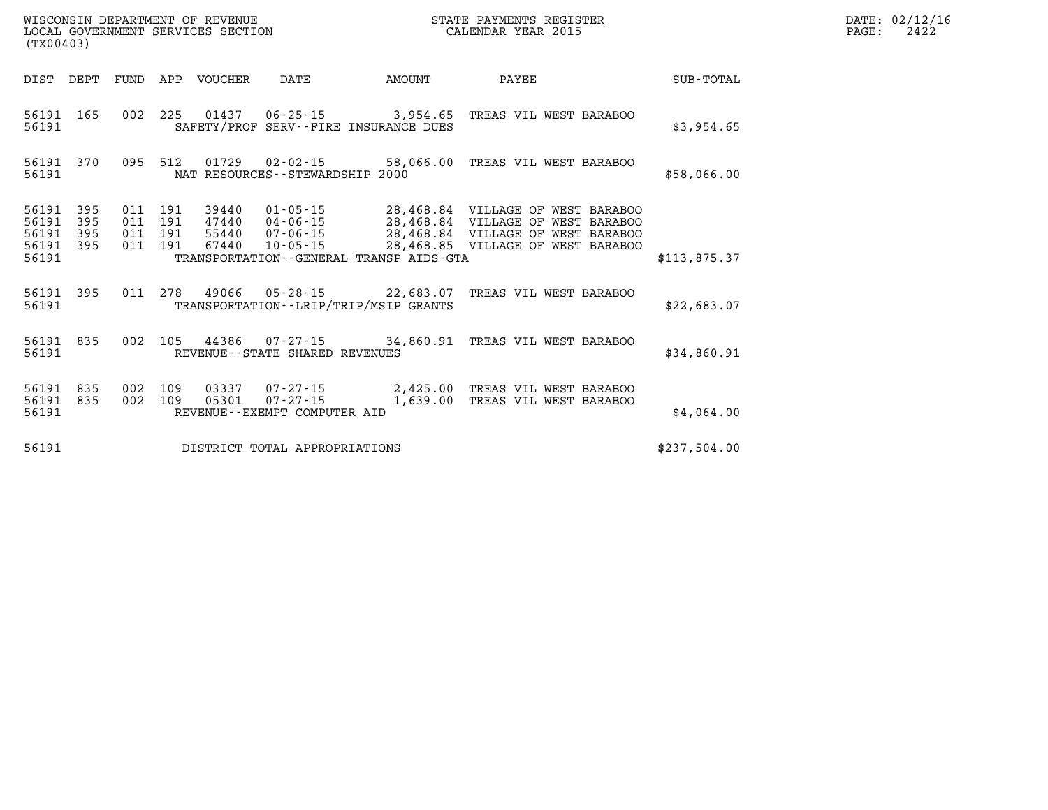WISCONSIN DEPARTMENT OF REVENUE
LOCAL GOVERNMENT SERVICES SECTION
(TX00403)

STATE PAYMENTS REGISTER
CALENDAR YEAR 2015

DATE: 02/12/16

| DIST | DEPT | FUND | APP | VOUCHER | DATE | AMOUNT | PAYEE | SUB-TOTAL |
|---|---|---|---|---|---|---|---|---|
| 56191 | 165 | 002 | 225 | 01437 | 06-25-15 | 3,954.65 | TREAS VIL WEST BARABOO | |
| 56191 | | | | SAFETY/PROF SERV--FIRE INSURANCE DUES | | | | $3,954.65 |
| 56191 | 370 | 095 | 512 | 01729 | 02-02-15 | 58,066.00 | TREAS VIL WEST BARABOO | |
| 56191 | | | | NAT RESOURCES--STEWARDSHIP 2000 | | | | $58,066.00 |
| 56191 | 395 | 011 | 191 | 39440 | 01-05-15 | 28,468.84 | VILLAGE OF WEST BARABOO | |
| 56191 | 395 | 011 | 191 | 47440 | 04-06-15 | 28,468.84 | VILLAGE OF WEST BARABOO | |
| 56191 | 395 | 011 | 191 | 55440 | 07-06-15 | 28,468.84 | VILLAGE OF WEST BARABOO | |
| 56191 | 395 | 011 | 191 | 67440 | 10-05-15 | 28,468.85 | VILLAGE OF WEST BARABOO | |
| 56191 | | | | TRANSPORTATION--GENERAL TRANSP AIDS-GTA | | | | $113,875.37 |
| 56191 | 395 | 011 | 278 | 49066 | 05-28-15 | 22,683.07 | TREAS VIL WEST BARABOO | |
| 56191 | | | | TRANSPORTATION--LRIP/TRIP/MSIP GRANTS | | | | $22,683.07 |
| 56191 | 835 | 002 | 105 | 44386 | 07-27-15 | 34,860.91 | TREAS VIL WEST BARABOO | |
| 56191 | | | | REVENUE--STATE SHARED REVENUES | | | | $34,860.91 |
| 56191 | 835 | 002 | 109 | 03337 | 07-27-15 | 2,425.00 | TREAS VIL WEST BARABOO | |
| 56191 | 835 | 002 | 109 | 05301 | 07-27-15 | 1,639.00 | TREAS VIL WEST BARABOO | |
| 56191 | | | | REVENUE--EXEMPT COMPUTER AID | | | | $4,064.00 |
| 56191 | | | | DISTRICT TOTAL APPROPRIATIONS | | | | $237,504.00 |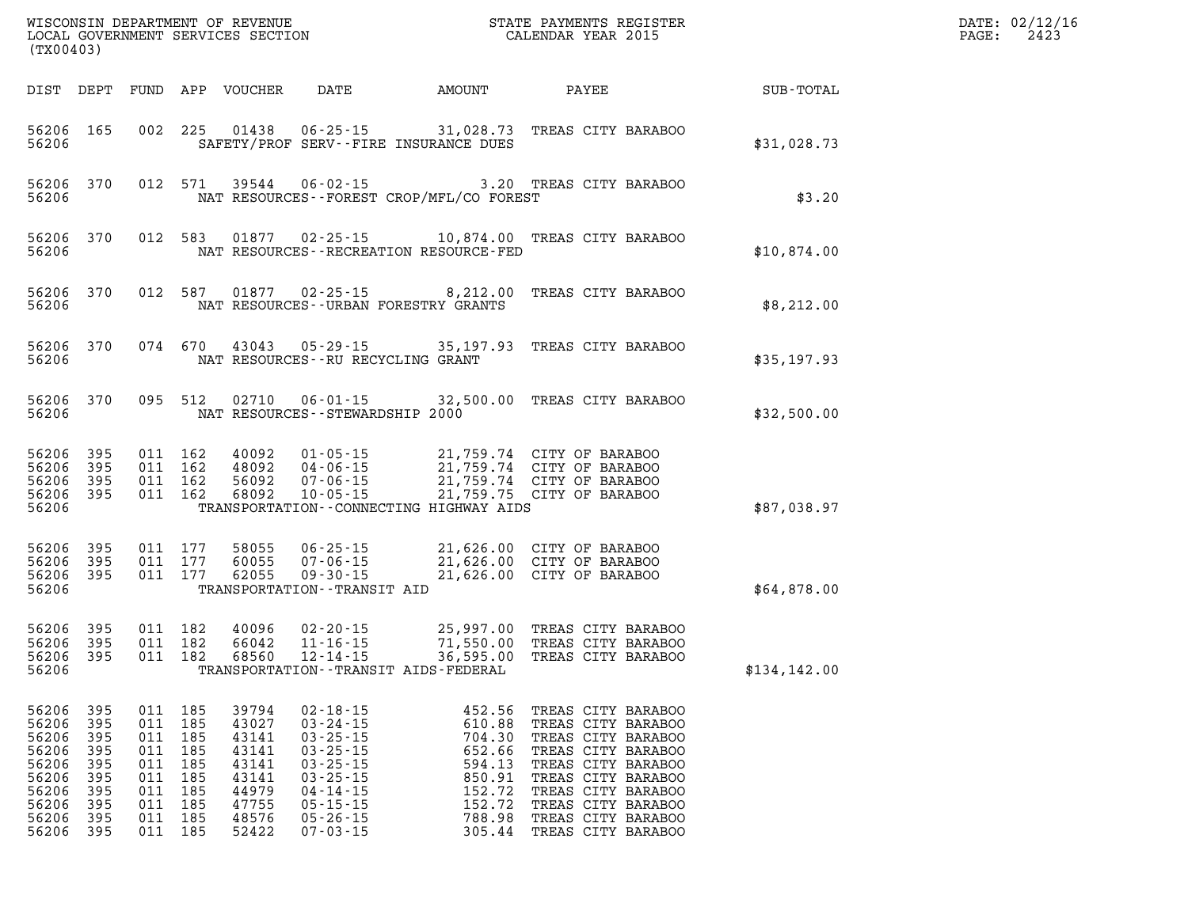WISCONSIN DEPARTMENT OF REVENUE
LOCAL GOVERNMENT SERVICES SECTION
(TX00403)

STATE PAYMENTS REGISTER
CALENDAR YEAR 2015

DATE: 02/12/16
PAGE: 2423

| DIST | DEPT | FUND | APP | VOUCHER | DATE | AMOUNT | PAYEE | SUB-TOTAL |
|---|---|---|---|---|---|---|---|---|
| 56206 | 165 | 002 | 225 | 01438 | 06-25-15 | 31,028.73 | TREAS CITY BARABOO | |
| 56206 | | | | | SAFETY/PROF SERV--FIRE INSURANCE DUES | | | $31,028.73 |
| 56206 | 370 | 012 | 571 | 39544 | 06-02-15 | 3.20 | TREAS CITY BARABOO | |
| 56206 | | | | | NAT RESOURCES--FOREST CROP/MFL/CO FOREST | | | $3.20 |
| 56206 | 370 | 012 | 583 | 01877 | 02-25-15 | 10,874.00 | TREAS CITY BARABOO | |
| 56206 | | | | | NAT RESOURCES--RECREATION RESOURCE-FED | | | $10,874.00 |
| 56206 | 370 | 012 | 587 | 01877 | 02-25-15 | 8,212.00 | TREAS CITY BARABOO | |
| 56206 | | | | | NAT RESOURCES--URBAN FORESTRY GRANTS | | | $8,212.00 |
| 56206 | 370 | 074 | 670 | 43043 | 05-29-15 | 35,197.93 | TREAS CITY BARABOO | |
| 56206 | | | | | NAT RESOURCES--RU RECYCLING GRANT | | | $35,197.93 |
| 56206 | 370 | 095 | 512 | 02710 | 06-01-15 | 32,500.00 | TREAS CITY BARABOO | |
| 56206 | | | | | NAT RESOURCES--STEWARDSHIP 2000 | | | $32,500.00 |
| 56206 | 395 | 011 | 162 | 40092 | 01-05-15 | 21,759.74 | CITY OF BARABOO | |
| 56206 | 395 | 011 | 162 | 48092 | 04-06-15 | 21,759.74 | CITY OF BARABOO | |
| 56206 | 395 | 011 | 162 | 56092 | 07-06-15 | 21,759.74 | CITY OF BARABOO | |
| 56206 | 395 | 011 | 162 | 68092 | 10-05-15 | 21,759.75 | CITY OF BARABOO | |
| 56206 | | | | | TRANSPORTATION--CONNECTING HIGHWAY AIDS | | | $87,038.97 |
| 56206 | 395 | 011 | 177 | 58055 | 06-25-15 | 21,626.00 | CITY OF BARABOO | |
| 56206 | 395 | 011 | 177 | 60055 | 07-06-15 | 21,626.00 | CITY OF BARABOO | |
| 56206 | 395 | 011 | 177 | 62055 | 09-30-15 | 21,626.00 | CITY OF BARABOO | |
| 56206 | | | | | TRANSPORTATION--TRANSIT AID | | | $64,878.00 |
| 56206 | 395 | 011 | 182 | 40096 | 02-20-15 | 25,997.00 | TREAS CITY BARABOO | |
| 56206 | 395 | 011 | 182 | 66042 | 11-16-15 | 71,550.00 | TREAS CITY BARABOO | |
| 56206 | 395 | 011 | 182 | 68560 | 12-14-15 | 36,595.00 | TREAS CITY BARABOO | |
| 56206 | | | | | TRANSPORTATION--TRANSIT AIDS-FEDERAL | | | $134,142.00 |
| 56206 | 395 | 011 | 185 | 39794 | 02-18-15 | 452.56 | TREAS CITY BARABOO | |
| 56206 | 395 | 011 | 185 | 43027 | 03-24-15 | 610.88 | TREAS CITY BARABOO | |
| 56206 | 395 | 011 | 185 | 43141 | 03-25-15 | 704.30 | TREAS CITY BARABOO | |
| 56206 | 395 | 011 | 185 | 43141 | 03-25-15 | 652.66 | TREAS CITY BARABOO | |
| 56206 | 395 | 011 | 185 | 43141 | 03-25-15 | 594.13 | TREAS CITY BARABOO | |
| 56206 | 395 | 011 | 185 | 43141 | 03-25-15 | 850.91 | TREAS CITY BARABOO | |
| 56206 | 395 | 011 | 185 | 44979 | 04-14-15 | 152.72 | TREAS CITY BARABOO | |
| 56206 | 395 | 011 | 185 | 47755 | 05-15-15 | 152.72 | TREAS CITY BARABOO | |
| 56206 | 395 | 011 | 185 | 48576 | 05-26-15 | 788.98 | TREAS CITY BARABOO | |
| 56206 | 395 | 011 | 185 | 52422 | 07-03-15 | 305.44 | TREAS CITY BARABOO | |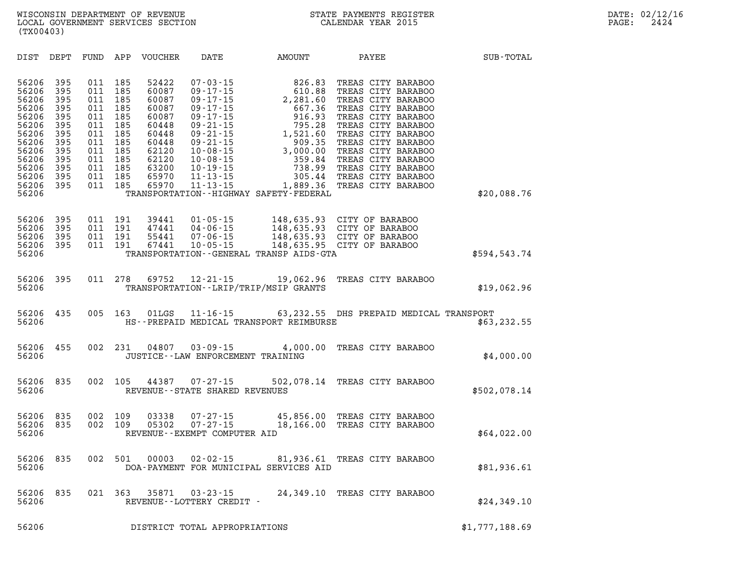WISCONSIN DEPARTMENT OF REVENUE
LOCAL GOVERNMENT SERVICES SECTION
(TX00403)

STATE PAYMENTS REGISTER
CALENDAR YEAR 2015

DATE: 02/12/16
PAGE: 2424

| DIST | DEPT | FUND | APP | VOUCHER | DATE | AMOUNT | PAYEE | SUB-TOTAL |
|---|---|---|---|---|---|---|---|---|
| 56206 | 395 | 011 | 185 | 52422 | 07-03-15 | 826.83 | TREAS CITY BARABOO | |
| 56206 | 395 | 011 | 185 | 60087 | 09-17-15 | 610.88 | TREAS CITY BARABOO | |
| 56206 | 395 | 011 | 185 | 60087 | 09-17-15 | 2,281.60 | TREAS CITY BARABOO | |
| 56206 | 395 | 011 | 185 | 60087 | 09-17-15 | 667.36 | TREAS CITY BARABOO | |
| 56206 | 395 | 011 | 185 | 60087 | 09-17-15 | 916.93 | TREAS CITY BARABOO | |
| 56206 | 395 | 011 | 185 | 60448 | 09-21-15 | 795.28 | TREAS CITY BARABOO | |
| 56206 | 395 | 011 | 185 | 60448 | 09-21-15 | 1,521.60 | TREAS CITY BARABOO | |
| 56206 | 395 | 011 | 185 | 60448 | 09-21-15 | 909.35 | TREAS CITY BARABOO | |
| 56206 | 395 | 011 | 185 | 62120 | 10-08-15 | 3,000.00 | TREAS CITY BARABOO | |
| 56206 | 395 | 011 | 185 | 62120 | 10-08-15 | 359.84 | TREAS CITY BARABOO | |
| 56206 | 395 | 011 | 185 | 63200 | 10-19-15 | 738.99 | TREAS CITY BARABOO | |
| 56206 | 395 | 011 | 185 | 65970 | 11-13-15 | 305.44 | TREAS CITY BARABOO | |
| 56206 | 395 | 011 | 185 | 65970 | 11-13-15 | 1,889.36 | TREAS CITY BARABOO | |
| 56206 | | | | | TRANSPORTATION--HIGHWAY SAFETY-FEDERAL | | | $20,088.76 |
| 56206 | 395 | 011 | 191 | 39441 | 01-05-15 | 148,635.93 | CITY OF BARABOO | |
| 56206 | 395 | 011 | 191 | 47441 | 04-06-15 | 148,635.93 | CITY OF BARABOO | |
| 56206 | 395 | 011 | 191 | 55441 | 07-06-15 | 148,635.93 | CITY OF BARABOO | |
| 56206 | 395 | 011 | 191 | 67441 | 10-05-15 | 148,635.95 | CITY OF BARABOO | |
| 56206 | | | | | TRANSPORTATION--GENERAL TRANSP AIDS-GTA | | | $594,543.74 |
| 56206 | 395 | 011 | 278 | 69752 | 12-21-15 | 19,062.96 | TREAS CITY BARABOO | |
| 56206 | | | | | TRANSPORTATION--LRIP/TRIP/MSIP GRANTS | | | $19,062.96 |
| 56206 | 435 | 005 | 163 | 01LGS | 11-16-15 | 63,232.55 | DHS PREPAID MEDICAL TRANSPORT | |
| 56206 | | | | | HS--PREPAID MEDICAL TRANSPORT REIMBURSE | | | $63,232.55 |
| 56206 | 455 | 002 | 231 | 04807 | 03-09-15 | 4,000.00 | TREAS CITY BARABOO | |
| 56206 | | | | | JUSTICE--LAW ENFORCEMENT TRAINING | | | $4,000.00 |
| 56206 | 835 | 002 | 105 | 44387 | 07-27-15 | 502,078.14 | TREAS CITY BARABOO | |
| 56206 | | | | | REVENUE--STATE SHARED REVENUES | | | $502,078.14 |
| 56206 | 835 | 002 | 109 | 03338 | 07-27-15 | 45,856.00 | TREAS CITY BARABOO | |
| 56206 | 835 | 002 | 109 | 05302 | 07-27-15 | 18,166.00 | TREAS CITY BARABOO | |
| 56206 | | | | | REVENUE--EXEMPT COMPUTER AID | | | $64,022.00 |
| 56206 | 835 | 002 | 501 | 00003 | 02-02-15 | 81,936.61 | TREAS CITY BARABOO | |
| 56206 | | | | | DOA-PAYMENT FOR MUNICIPAL SERVICES AID | | | $81,936.61 |
| 56206 | 835 | 021 | 363 | 35871 | 03-23-15 | 24,349.10 | TREAS CITY BARABOO | |
| 56206 | | | | | REVENUE--LOTTERY CREDIT - | | | $24,349.10 |
| 56206 | | | | | DISTRICT TOTAL APPROPRIATIONS | | | $1,777,188.69 |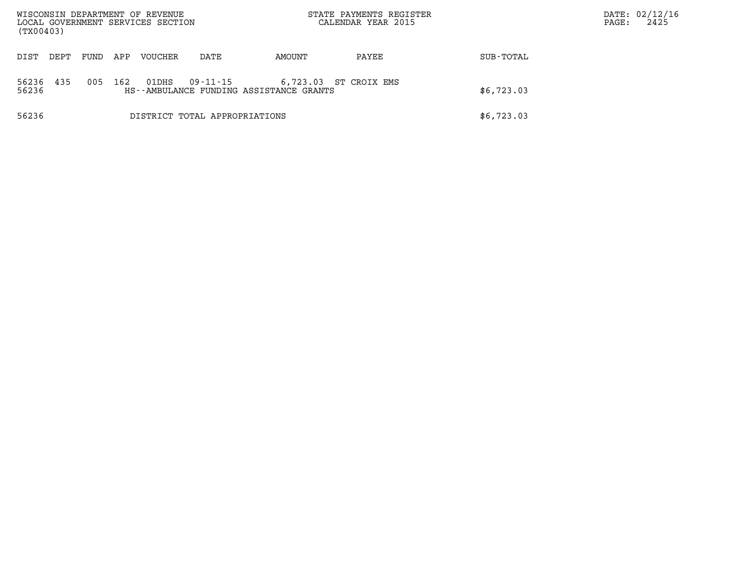WISCONSIN DEPARTMENT OF REVENUE
LOCAL GOVERNMENT SERVICES SECTION
(TX00403)

STATE PAYMENTS REGISTER
CALENDAR YEAR 2015

DATE: 02/12/16

| DIST | DEPT | FUND | APP | VOUCHER | DATE | AMOUNT | PAYEE | SUB-TOTAL |
|---|---|---|---|---|---|---|---|---|
| 56236 | 435 | 005 | 162 | 01DHS | 09-11-15 | 6,723.03 | ST CROIX EMS | |
| 56236 | | | | HS--AMBULANCE FUNDING ASSISTANCE GRANTS | | | | $6,723.03 |
| 56236 | | | | DISTRICT TOTAL APPROPRIATIONS | | | | $6,723.03 |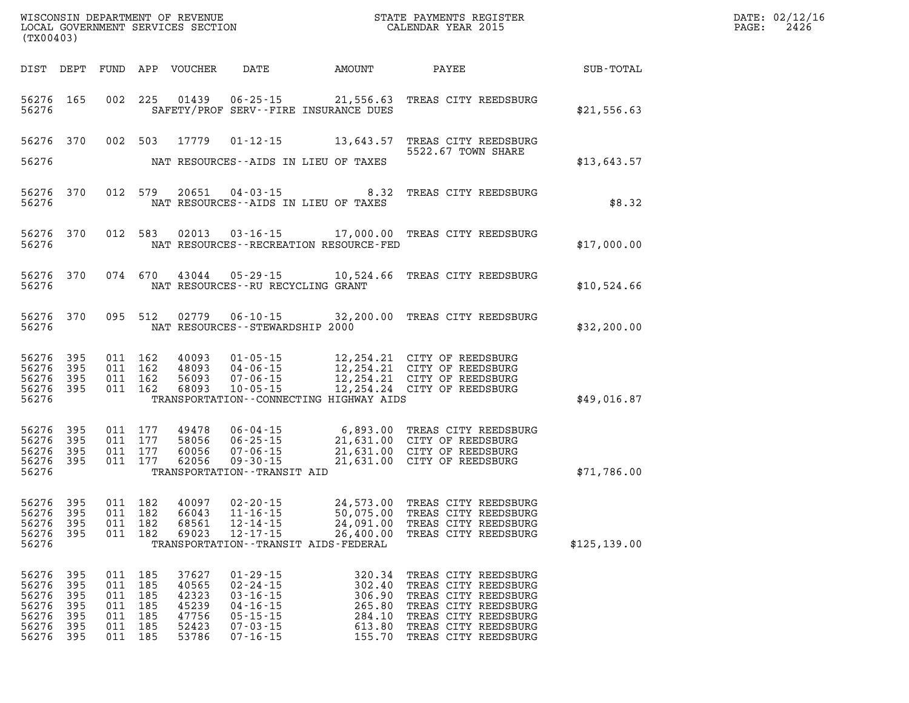WISCONSIN DEPARTMENT OF REVENUE
LOCAL GOVERNMENT SERVICES SECTION
(TX00403)

STATE PAYMENTS REGISTER
CALENDAR YEAR 2015

DATE: 02/12/16

| DIST | DEPT | FUND | APP | VOUCHER | DATE | AMOUNT | PAYEE | SUB-TOTAL |
|---|---|---|---|---|---|---|---|---|
| 56276 | 165 | 002 | 225 | 01439 | 06-25-15 | 21,556.63 | TREAS CITY REEDSBURG | |
| 56276 | | | | | SAFETY/PROF SERV--FIRE INSURANCE DUES | | | $21,556.63 |
| 56276 | 370 | 002 | 503 | 17779 | 01-12-15 | 13,643.57 | TREAS CITY REEDSBURG 5522.67 TOWN SHARE | |
| 56276 | | | | | NAT RESOURCES--AIDS IN LIEU OF TAXES | | | $13,643.57 |
| 56276 | 370 | 012 | 579 | 20651 | 04-03-15 | 8.32 | TREAS CITY REEDSBURG | |
| 56276 | | | | | NAT RESOURCES--AIDS IN LIEU OF TAXES | | | $8.32 |
| 56276 | 370 | 012 | 583 | 02013 | 03-16-15 | 17,000.00 | TREAS CITY REEDSBURG | |
| 56276 | | | | | NAT RESOURCES--RECREATION RESOURCE-FED | | | $17,000.00 |
| 56276 | 370 | 074 | 670 | 43044 | 05-29-15 | 10,524.66 | TREAS CITY REEDSBURG | |
| 56276 | | | | | NAT RESOURCES--RU RECYCLING GRANT | | | $10,524.66 |
| 56276 | 370 | 095 | 512 | 02779 | 06-10-15 | 32,200.00 | TREAS CITY REEDSBURG | |
| 56276 | | | | | NAT RESOURCES--STEWARDSHIP 2000 | | | $32,200.00 |
| 56276 | 395 | 011 | 162 | 40093 | 01-05-15 | 12,254.21 | CITY OF REEDSBURG | |
| 56276 | 395 | 011 | 162 | 48093 | 04-06-15 | 12,254.21 | CITY OF REEDSBURG | |
| 56276 | 395 | 011 | 162 | 56093 | 07-06-15 | 12,254.21 | CITY OF REEDSBURG | |
| 56276 | 395 | 011 | 162 | 68093 | 10-05-15 | 12,254.24 | CITY OF REEDSBURG | |
| 56276 | | | | | TRANSPORTATION--CONNECTING HIGHWAY AIDS | | | $49,016.87 |
| 56276 | 395 | 011 | 177 | 49478 | 06-04-15 | 6,893.00 | TREAS CITY REEDSBURG | |
| 56276 | 395 | 011 | 177 | 58056 | 06-25-15 | 21,631.00 | CITY OF REEDSBURG | |
| 56276 | 395 | 011 | 177 | 60056 | 07-06-15 | 21,631.00 | CITY OF REEDSBURG | |
| 56276 | 395 | 011 | 177 | 62056 | 09-30-15 | 21,631.00 | CITY OF REEDSBURG | |
| 56276 | | | | | TRANSPORTATION--TRANSIT AID | | | $71,786.00 |
| 56276 | 395 | 011 | 182 | 40097 | 02-20-15 | 24,573.00 | TREAS CITY REEDSBURG | |
| 56276 | 395 | 011 | 182 | 66043 | 11-16-15 | 50,075.00 | TREAS CITY REEDSBURG | |
| 56276 | 395 | 011 | 182 | 68561 | 12-14-15 | 24,091.00 | TREAS CITY REEDSBURG | |
| 56276 | 395 | 011 | 182 | 69023 | 12-17-15 | 26,400.00 | TREAS CITY REEDSBURG | |
| 56276 | | | | | TRANSPORTATION--TRANSIT AIDS-FEDERAL | | | $125,139.00 |
| 56276 | 395 | 011 | 185 | 37627 | 01-29-15 | 320.34 | TREAS CITY REEDSBURG | |
| 56276 | 395 | 011 | 185 | 40565 | 02-24-15 | 302.40 | TREAS CITY REEDSBURG | |
| 56276 | 395 | 011 | 185 | 42323 | 03-16-15 | 306.90 | TREAS CITY REEDSBURG | |
| 56276 | 395 | 011 | 185 | 45239 | 04-16-15 | 265.80 | TREAS CITY REEDSBURG | |
| 56276 | 395 | 011 | 185 | 47756 | 05-15-15 | 284.10 | TREAS CITY REEDSBURG | |
| 56276 | 395 | 011 | 185 | 52423 | 07-03-15 | 613.80 | TREAS CITY REEDSBURG | |
| 56276 | 395 | 011 | 185 | 53786 | 07-16-15 | 155.70 | TREAS CITY REEDSBURG | |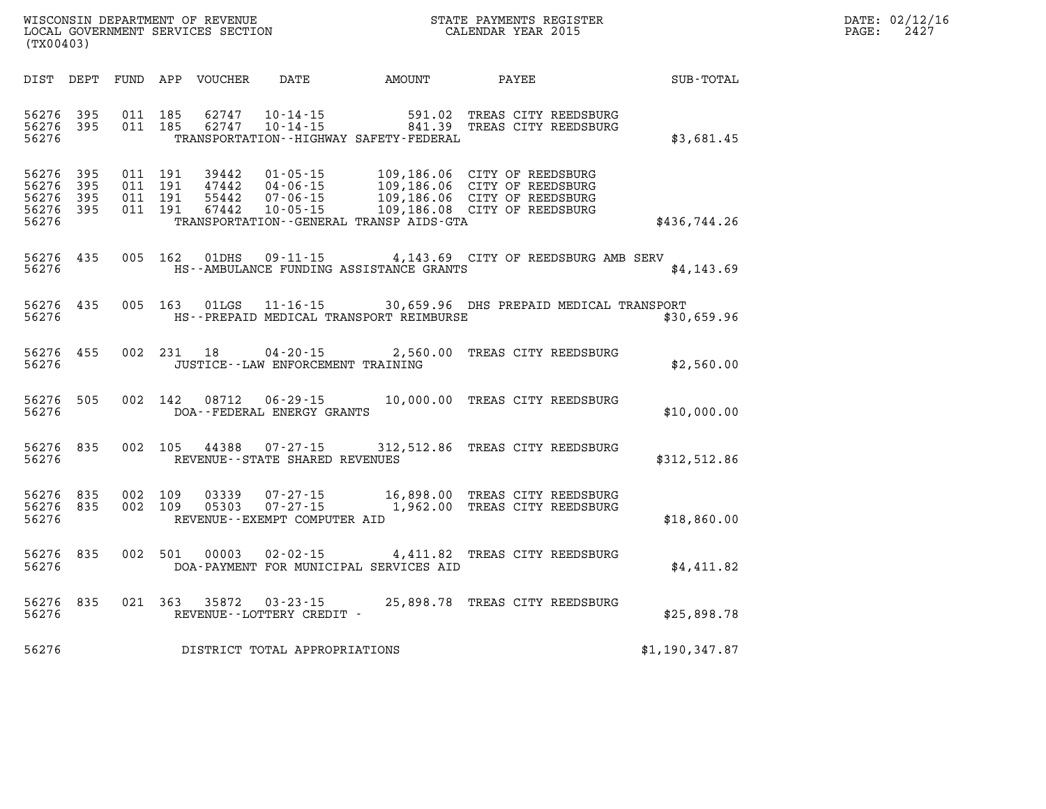WISCONSIN DEPARTMENT OF REVENUE
LOCAL GOVERNMENT SERVICES SECTION
(TX00403)

STATE PAYMENTS REGISTER
CALENDAR YEAR 2015

DATE: 02/12/16

| DIST | DEPT | FUND | APP | VOUCHER | DATE | AMOUNT | PAYEE | SUB-TOTAL |
|---|---|---|---|---|---|---|---|---|
| 56276 | 395 | 011 | 185 | 62747 | 10-14-15 | 591.02 | TREAS CITY REEDSBURG | |
| 56276 | 395 | 011 | 185 | 62747 | 10-14-15 | 841.39 | TREAS CITY REEDSBURG | |
| 56276 | | | | | TRANSPORTATION--HIGHWAY SAFETY-FEDERAL | | | $3,681.45 |
| 56276 | 395 | 011 | 191 | 39442 | 01-05-15 | 109,186.06 | CITY OF REEDSBURG | |
| 56276 | 395 | 011 | 191 | 47442 | 04-06-15 | 109,186.06 | CITY OF REEDSBURG | |
| 56276 | 395 | 011 | 191 | 55442 | 07-06-15 | 109,186.06 | CITY OF REEDSBURG | |
| 56276 | 395 | 011 | 191 | 67442 | 10-05-15 | 109,186.08 | CITY OF REEDSBURG | |
| 56276 | | | | | TRANSPORTATION--GENERAL TRANSP AIDS-GTA | | | $436,744.26 |
| 56276 | 435 | 005 | 162 | 01DHS | 09-11-15 | 4,143.69 | CITY OF REEDSBURG AMB SERV | |
| 56276 | | | | | HS--AMBULANCE FUNDING ASSISTANCE GRANTS | | | $4,143.69 |
| 56276 | 435 | 005 | 163 | 01LGS | 11-16-15 | 30,659.96 | DHS PREPAID MEDICAL TRANSPORT | |
| 56276 | | | | | HS--PREPAID MEDICAL TRANSPORT REIMBURSE | | | $30,659.96 |
| 56276 | 455 | 002 | 231 | 18 | 04-20-15 | 2,560.00 | TREAS CITY REEDSBURG | |
| 56276 | | | | | JUSTICE--LAW ENFORCEMENT TRAINING | | | $2,560.00 |
| 56276 | 505 | 002 | 142 | 08712 | 06-29-15 | 10,000.00 | TREAS CITY REEDSBURG | |
| 56276 | | | | | DOA--FEDERAL ENERGY GRANTS | | | $10,000.00 |
| 56276 | 835 | 002 | 105 | 44388 | 07-27-15 | 312,512.86 | TREAS CITY REEDSBURG | |
| 56276 | | | | | REVENUE--STATE SHARED REVENUES | | | $312,512.86 |
| 56276 | 835 | 002 | 109 | 03339 | 07-27-15 | 16,898.00 | TREAS CITY REEDSBURG | |
| 56276 | 835 | 002 | 109 | 05303 | 07-27-15 | 1,962.00 | TREAS CITY REEDSBURG | |
| 56276 | | | | | REVENUE--EXEMPT COMPUTER AID | | | $18,860.00 |
| 56276 | 835 | 002 | 501 | 00003 | 02-02-15 | 4,411.82 | TREAS CITY REEDSBURG | |
| 56276 | | | | | DOA-PAYMENT FOR MUNICIPAL SERVICES AID | | | $4,411.82 |
| 56276 | 835 | 021 | 363 | 35872 | 03-23-15 | 25,898.78 | TREAS CITY REEDSBURG | |
| 56276 | | | | | REVENUE--LOTTERY CREDIT - | | | $25,898.78 |
| 56276 | | | | | DISTRICT TOTAL APPROPRIATIONS | | | $1,190,347.87 |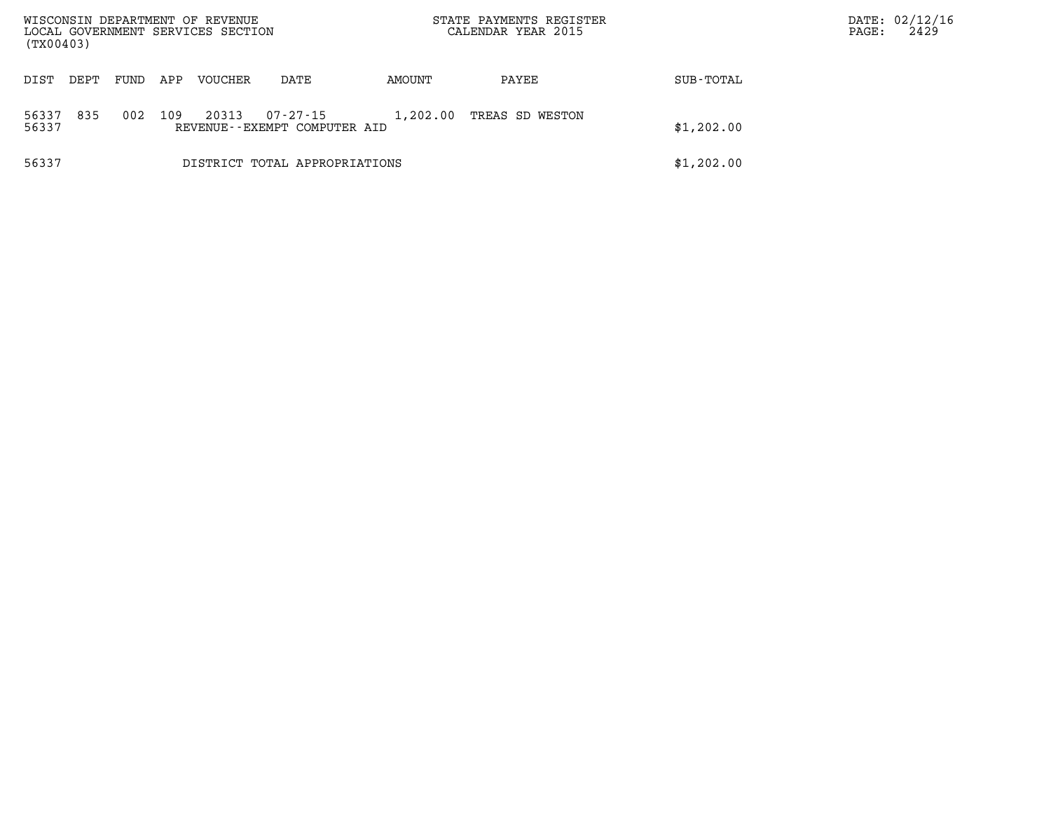WISCONSIN DEPARTMENT OF REVENUE
LOCAL GOVERNMENT SERVICES SECTION
(TX00403)

STATE PAYMENTS REGISTER
CALENDAR YEAR 2015

| DIST | DEPT | FUND | APP | VOUCHER | DATE | AMOUNT | PAYEE | SUB-TOTAL |
|---|---|---|---|---|---|---|---|---|
| 56337 | 835 | 002 | 109 | 20313 | 07-27-15 | 1,202.00 | TREAS SD WESTON | |
| 56337 | | | | REVENUE--EXEMPT COMPUTER AID | | | | $1,202.00 |
| 56337 | | | | DISTRICT TOTAL APPROPRIATIONS | | | | $1,202.00 |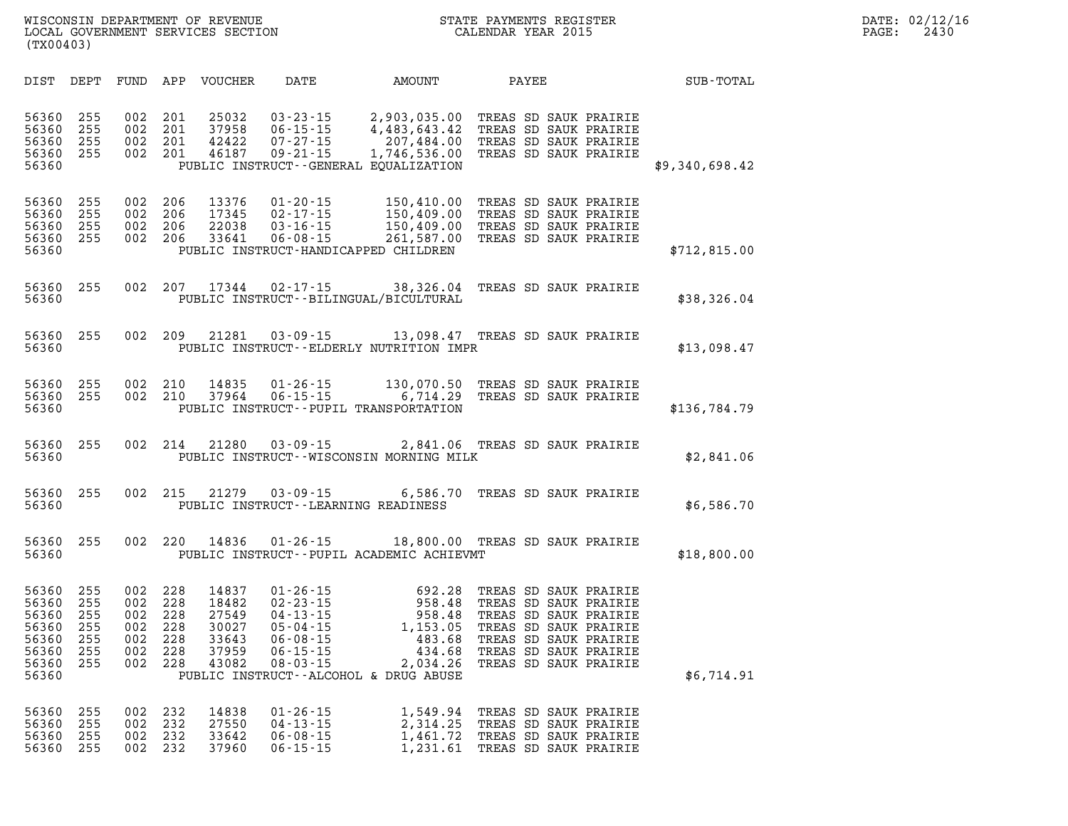WISCONSIN DEPARTMENT OF REVENUE
LOCAL GOVERNMENT SERVICES SECTION
(TX00403)

STATE PAYMENTS REGISTER
CALENDAR YEAR 2015

DATE: 02/12/16
PAGE: 2430

| DIST | DEPT | FUND | APP | VOUCHER | DATE | AMOUNT | PAYEE | SUB-TOTAL |
|---|---|---|---|---|---|---|---|---|
| 56360 | 255 | 002 | 201 | 25032 | 03-23-15 | 2,903,035.00 | TREAS SD SAUK PRAIRIE | |
| 56360 | 255 | 002 | 201 | 37958 | 06-15-15 | 4,483,643.42 | TREAS SD SAUK PRAIRIE | |
| 56360 | 255 | 002 | 201 | 42422 | 07-27-15 | 207,484.00 | TREAS SD SAUK PRAIRIE | |
| 56360 | 255 | 002 | 201 | 46187 | 09-21-15 | 1,746,536.00 | TREAS SD SAUK PRAIRIE | |
| 56360 | | | | | | PUBLIC INSTRUCT--GENERAL EQUALIZATION | | $9,340,698.42 |
| 56360 | 255 | 002 | 206 | 13376 | 01-20-15 | 150,410.00 | TREAS SD SAUK PRAIRIE | |
| 56360 | 255 | 002 | 206 | 17345 | 02-17-15 | 150,409.00 | TREAS SD SAUK PRAIRIE | |
| 56360 | 255 | 002 | 206 | 22038 | 03-16-15 | 150,409.00 | TREAS SD SAUK PRAIRIE | |
| 56360 | 255 | 002 | 206 | 33641 | 06-08-15 | 261,587.00 | TREAS SD SAUK PRAIRIE | |
| 56360 | | | | | | PUBLIC INSTRUCT-HANDICAPPED CHILDREN | | $712,815.00 |
| 56360 | 255 | 002 | 207 | 17344 | 02-17-15 | 38,326.04 | TREAS SD SAUK PRAIRIE | |
| 56360 | | | | | | PUBLIC INSTRUCT--BILINGUAL/BICULTURAL | | $38,326.04 |
| 56360 | 255 | 002 | 209 | 21281 | 03-09-15 | 13,098.47 | TREAS SD SAUK PRAIRIE | |
| 56360 | | | | | | PUBLIC INSTRUCT--ELDERLY NUTRITION IMPR | | $13,098.47 |
| 56360 | 255 | 002 | 210 | 14835 | 01-26-15 | 130,070.50 | TREAS SD SAUK PRAIRIE | |
| 56360 | 255 | 002 | 210 | 37964 | 06-15-15 | 6,714.29 | TREAS SD SAUK PRAIRIE | |
| 56360 | | | | | | PUBLIC INSTRUCT--PUPIL TRANSPORTATION | | $136,784.79 |
| 56360 | 255 | 002 | 214 | 21280 | 03-09-15 | 2,841.06 | TREAS SD SAUK PRAIRIE | |
| 56360 | | | | | | PUBLIC INSTRUCT--WISCONSIN MORNING MILK | | $2,841.06 |
| 56360 | 255 | 002 | 215 | 21279 | 03-09-15 | 6,586.70 | TREAS SD SAUK PRAIRIE | |
| 56360 | | | | | | PUBLIC INSTRUCT--LEARNING READINESS | | $6,586.70 |
| 56360 | 255 | 002 | 220 | 14836 | 01-26-15 | 18,800.00 | TREAS SD SAUK PRAIRIE | |
| 56360 | | | | | | PUBLIC INSTRUCT--PUPIL ACADEMIC ACHIEVMT | | $18,800.00 |
| 56360 | 255 | 002 | 228 | 14837 | 01-26-15 | 692.28 | TREAS SD SAUK PRAIRIE | |
| 56360 | 255 | 002 | 228 | 18482 | 02-23-15 | 958.48 | TREAS SD SAUK PRAIRIE | |
| 56360 | 255 | 002 | 228 | 27549 | 04-13-15 | 958.48 | TREAS SD SAUK PRAIRIE | |
| 56360 | 255 | 002 | 228 | 30027 | 05-04-15 | 1,153.05 | TREAS SD SAUK PRAIRIE | |
| 56360 | 255 | 002 | 228 | 33643 | 06-08-15 | 483.68 | TREAS SD SAUK PRAIRIE | |
| 56360 | 255 | 002 | 228 | 37959 | 06-15-15 | 434.68 | TREAS SD SAUK PRAIRIE | |
| 56360 | 255 | 002 | 228 | 43082 | 08-03-15 | 2,034.26 | TREAS SD SAUK PRAIRIE | |
| 56360 | | | | | | PUBLIC INSTRUCT--ALCOHOL & DRUG ABUSE | | $6,714.91 |
| 56360 | 255 | 002 | 232 | 14838 | 01-26-15 | 1,549.94 | TREAS SD SAUK PRAIRIE | |
| 56360 | 255 | 002 | 232 | 27550 | 04-13-15 | 2,314.25 | TREAS SD SAUK PRAIRIE | |
| 56360 | 255 | 002 | 232 | 33642 | 06-08-15 | 1,461.72 | TREAS SD SAUK PRAIRIE | |
| 56360 | 255 | 002 | 232 | 37960 | 06-15-15 | 1,231.61 | TREAS SD SAUK PRAIRIE | |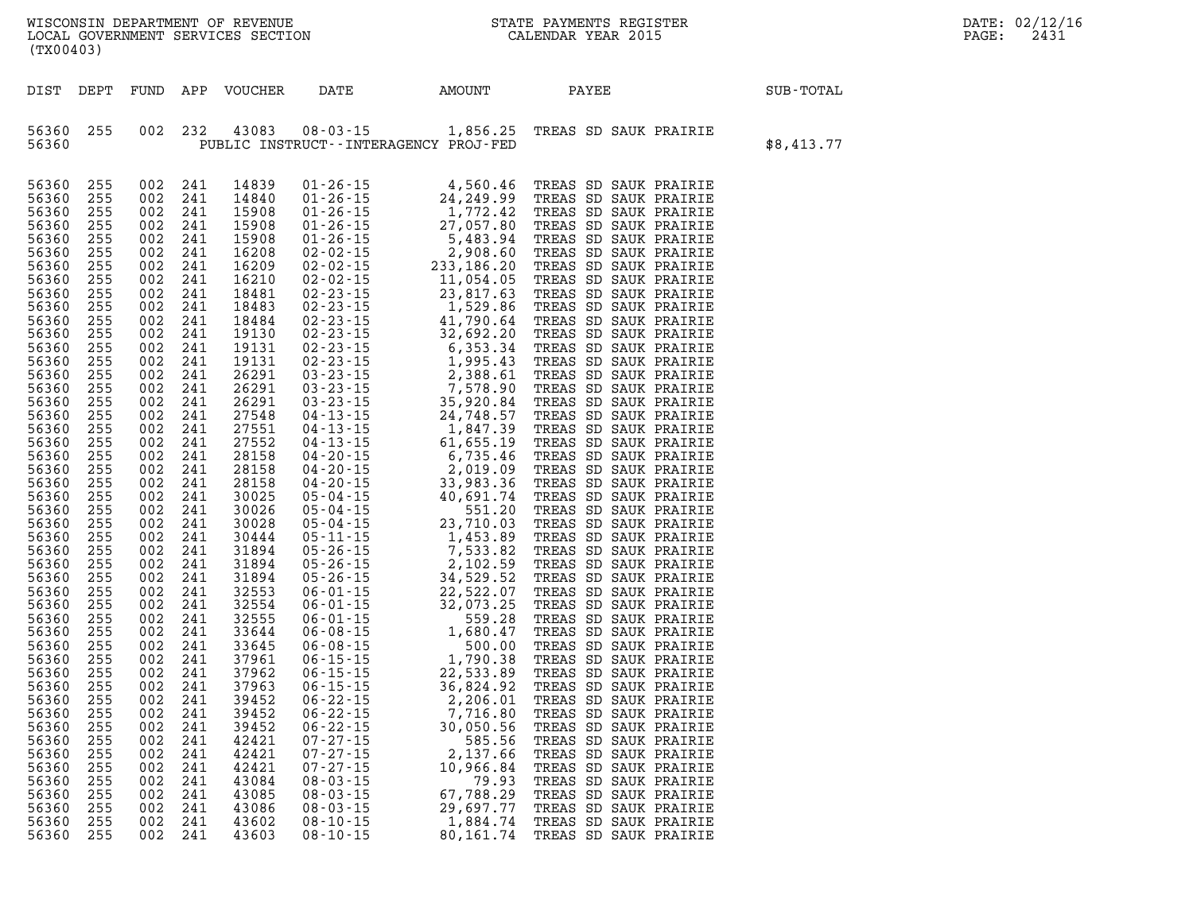WISCONSIN DEPARTMENT OF REVENUE
LOCAL GOVERNMENT SERVICES SECTION
(TX00403)

STATE PAYMENTS REGISTER
CALENDAR YEAR 2015

| DIST | DEPT | FUND | APP | VOUCHER | DATE | AMOUNT | PAYEE | SUB-TOTAL |
|---|---|---|---|---|---|---|---|---|
| 56360 | 255 | 002 | 232 | 43083 | 08-03-15 | 1,856.25 | TREAS SD SAUK PRAIRIE | |
| 56360 | | | | | PUBLIC INSTRUCT--INTERAGENCY PROJ-FED | | | $8,413.77 |
| 56360 | 255 | 002 | 241 | 14839 | 01-26-15 | 4,560.46 | TREAS SD SAUK PRAIRIE | |
| 56360 | 255 | 002 | 241 | 14840 | 01-26-15 | 24,249.99 | TREAS SD SAUK PRAIRIE | |
| 56360 | 255 | 002 | 241 | 15908 | 01-26-15 | 1,772.42 | TREAS SD SAUK PRAIRIE | |
| 56360 | 255 | 002 | 241 | 15908 | 01-26-15 | 27,057.80 | TREAS SD SAUK PRAIRIE | |
| 56360 | 255 | 002 | 241 | 15908 | 01-26-15 | 5,483.94 | TREAS SD SAUK PRAIRIE | |
| 56360 | 255 | 002 | 241 | 16208 | 02-02-15 | 2,908.60 | TREAS SD SAUK PRAIRIE | |
| 56360 | 255 | 002 | 241 | 16209 | 02-02-15 | 233,186.20 | TREAS SD SAUK PRAIRIE | |
| 56360 | 255 | 002 | 241 | 16210 | 02-02-15 | 11,054.05 | TREAS SD SAUK PRAIRIE | |
| 56360 | 255 | 002 | 241 | 18481 | 02-23-15 | 23,817.63 | TREAS SD SAUK PRAIRIE | |
| 56360 | 255 | 002 | 241 | 18483 | 02-23-15 | 1,529.86 | TREAS SD SAUK PRAIRIE | |
| 56360 | 255 | 002 | 241 | 18484 | 02-23-15 | 41,790.64 | TREAS SD SAUK PRAIRIE | |
| 56360 | 255 | 002 | 241 | 19130 | 02-23-15 | 32,692.20 | TREAS SD SAUK PRAIRIE | |
| 56360 | 255 | 002 | 241 | 19131 | 02-23-15 | 6,353.34 | TREAS SD SAUK PRAIRIE | |
| 56360 | 255 | 002 | 241 | 19131 | 02-23-15 | 1,995.43 | TREAS SD SAUK PRAIRIE | |
| 56360 | 255 | 002 | 241 | 26291 | 03-23-15 | 2,388.61 | TREAS SD SAUK PRAIRIE | |
| 56360 | 255 | 002 | 241 | 26291 | 03-23-15 | 7,578.90 | TREAS SD SAUK PRAIRIE | |
| 56360 | 255 | 002 | 241 | 26291 | 03-23-15 | 35,920.84 | TREAS SD SAUK PRAIRIE | |
| 56360 | 255 | 002 | 241 | 27548 | 04-13-15 | 24,748.57 | TREAS SD SAUK PRAIRIE | |
| 56360 | 255 | 002 | 241 | 27551 | 04-13-15 | 1,847.39 | TREAS SD SAUK PRAIRIE | |
| 56360 | 255 | 002 | 241 | 27552 | 04-13-15 | 61,655.19 | TREAS SD SAUK PRAIRIE | |
| 56360 | 255 | 002 | 241 | 28158 | 04-20-15 | 6,735.46 | TREAS SD SAUK PRAIRIE | |
| 56360 | 255 | 002 | 241 | 28158 | 04-20-15 | 2,019.09 | TREAS SD SAUK PRAIRIE | |
| 56360 | 255 | 002 | 241 | 28158 | 04-20-15 | 33,983.36 | TREAS SD SAUK PRAIRIE | |
| 56360 | 255 | 002 | 241 | 30025 | 05-04-15 | 40,691.74 | TREAS SD SAUK PRAIRIE | |
| 56360 | 255 | 002 | 241 | 30026 | 05-04-15 | 551.20 | TREAS SD SAUK PRAIRIE | |
| 56360 | 255 | 002 | 241 | 30028 | 05-04-15 | 23,710.03 | TREAS SD SAUK PRAIRIE | |
| 56360 | 255 | 002 | 241 | 30444 | 05-11-15 | 1,453.89 | TREAS SD SAUK PRAIRIE | |
| 56360 | 255 | 002 | 241 | 31894 | 05-26-15 | 7,533.82 | TREAS SD SAUK PRAIRIE | |
| 56360 | 255 | 002 | 241 | 31894 | 05-26-15 | 2,102.59 | TREAS SD SAUK PRAIRIE | |
| 56360 | 255 | 002 | 241 | 31894 | 05-26-15 | 34,529.52 | TREAS SD SAUK PRAIRIE | |
| 56360 | 255 | 002 | 241 | 32553 | 06-01-15 | 22,522.07 | TREAS SD SAUK PRAIRIE | |
| 56360 | 255 | 002 | 241 | 32554 | 06-01-15 | 32,073.25 | TREAS SD SAUK PRAIRIE | |
| 56360 | 255 | 002 | 241 | 32555 | 06-01-15 | 559.28 | TREAS SD SAUK PRAIRIE | |
| 56360 | 255 | 002 | 241 | 33644 | 06-08-15 | 1,680.47 | TREAS SD SAUK PRAIRIE | |
| 56360 | 255 | 002 | 241 | 33645 | 06-08-15 | 500.00 | TREAS SD SAUK PRAIRIE | |
| 56360 | 255 | 002 | 241 | 37961 | 06-15-15 | 1,790.38 | TREAS SD SAUK PRAIRIE | |
| 56360 | 255 | 002 | 241 | 37962 | 06-15-15 | 22,533.89 | TREAS SD SAUK PRAIRIE | |
| 56360 | 255 | 002 | 241 | 37963 | 06-15-15 | 36,824.92 | TREAS SD SAUK PRAIRIE | |
| 56360 | 255 | 002 | 241 | 39452 | 06-22-15 | 2,206.01 | TREAS SD SAUK PRAIRIE | |
| 56360 | 255 | 002 | 241 | 39452 | 06-22-15 | 7,716.80 | TREAS SD SAUK PRAIRIE | |
| 56360 | 255 | 002 | 241 | 39452 | 06-22-15 | 30,050.56 | TREAS SD SAUK PRAIRIE | |
| 56360 | 255 | 002 | 241 | 42421 | 07-27-15 | 585.56 | TREAS SD SAUK PRAIRIE | |
| 56360 | 255 | 002 | 241 | 42421 | 07-27-15 | 2,137.66 | TREAS SD SAUK PRAIRIE | |
| 56360 | 255 | 002 | 241 | 42421 | 07-27-15 | 10,966.84 | TREAS SD SAUK PRAIRIE | |
| 56360 | 255 | 002 | 241 | 43084 | 08-03-15 | 79.93 | TREAS SD SAUK PRAIRIE | |
| 56360 | 255 | 002 | 241 | 43085 | 08-03-15 | 67,788.29 | TREAS SD SAUK PRAIRIE | |
| 56360 | 255 | 002 | 241 | 43086 | 08-03-15 | 29,697.77 | TREAS SD SAUK PRAIRIE | |
| 56360 | 255 | 002 | 241 | 43602 | 08-10-15 | 1,884.74 | TREAS SD SAUK PRAIRIE | |
| 56360 | 255 | 002 | 241 | 43603 | 08-10-15 | 80,161.74 | TREAS SD SAUK PRAIRIE | |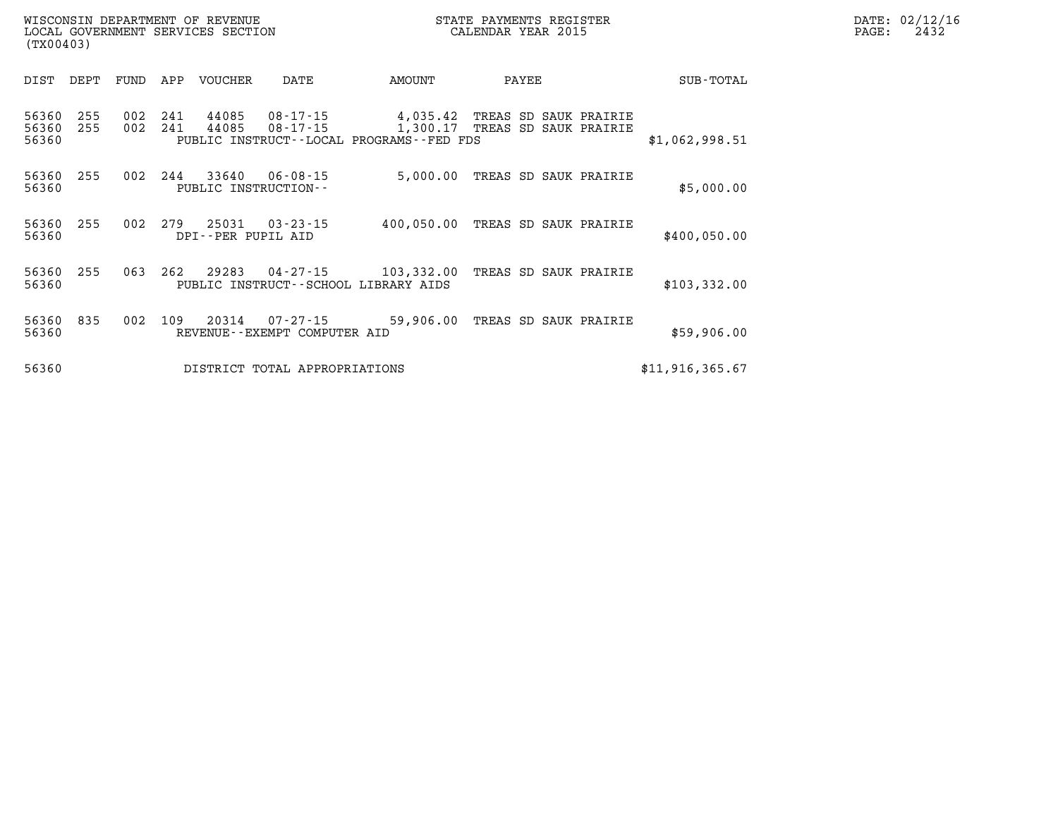| DIST | DEPT | FUND | APP | VOUCHER | DATE | AMOUNT | PAYEE | SUB-TOTAL |
|---|---|---|---|---|---|---|---|---|
| 56360 | 255 | 002 | 241 | 44085 | 08-17-15 | 4,035.42 | TREAS SD SAUK PRAIRIE | |
| 56360 | 255 | 002 | 241 | 44085 | 08-17-15 | 1,300.17 | TREAS SD SAUK PRAIRIE | |
| 56360 | | | | PUBLIC INSTRUCT--LOCAL PROGRAMS--FED FDS | | | | $1,062,998.51 |
| 56360 | 255 | 002 | 244 | 33640 | 06-08-15 | 5,000.00 | TREAS SD SAUK PRAIRIE | |
| 56360 | | | | PUBLIC INSTRUCTION-- | | | | $5,000.00 |
| 56360 | 255 | 002 | 279 | 25031 | 03-23-15 | 400,050.00 | TREAS SD SAUK PRAIRIE | |
| 56360 | | | | DPI--PER PUPIL AID | | | | $400,050.00 |
| 56360 | 255 | 063 | 262 | 29283 | 04-27-15 | 103,332.00 | TREAS SD SAUK PRAIRIE | |
| 56360 | | | | PUBLIC INSTRUCT--SCHOOL LIBRARY AIDS | | | | $103,332.00 |
| 56360 | 835 | 002 | 109 | 20314 | 07-27-15 | 59,906.00 | TREAS SD SAUK PRAIRIE | |
| 56360 | | | | REVENUE--EXEMPT COMPUTER AID | | | | $59,906.00 |
| 56360 | | | | DISTRICT TOTAL APPROPRIATIONS | | | | $11,916,365.67 |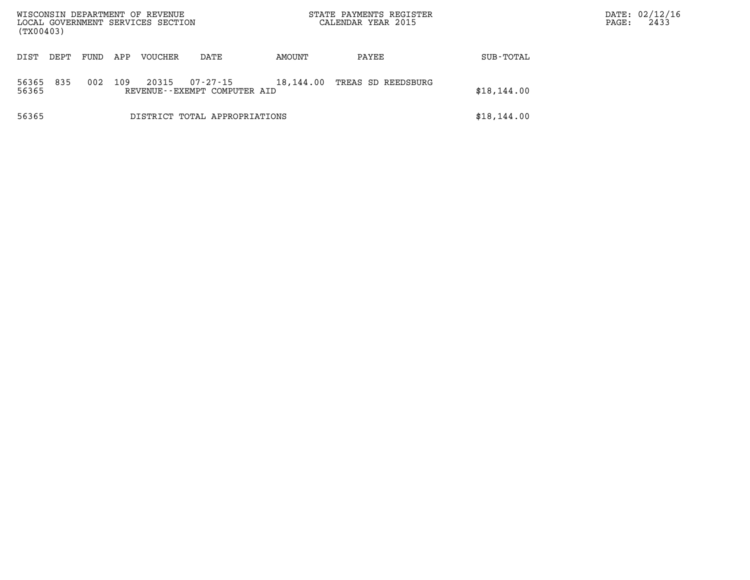WISCONSIN DEPARTMENT OF REVENUE
LOCAL GOVERNMENT SERVICES SECTION
(TX00403)

STATE PAYMENTS REGISTER
CALENDAR YEAR 2015

| DIST | DEPT | FUND | APP | VOUCHER | DATE | AMOUNT | PAYEE | SUB-TOTAL |
|---|---|---|---|---|---|---|---|---|
| 56365 | 835 | 002 | 109 | 20315 | 07-27-15 | 18,144.00 | TREAS SD REEDSBURG | |
| 56365 | | | | REVENUE--EXEMPT COMPUTER AID | | | | $18,144.00 |
| 56365 | | | | DISTRICT TOTAL APPROPRIATIONS | | | | $18,144.00 |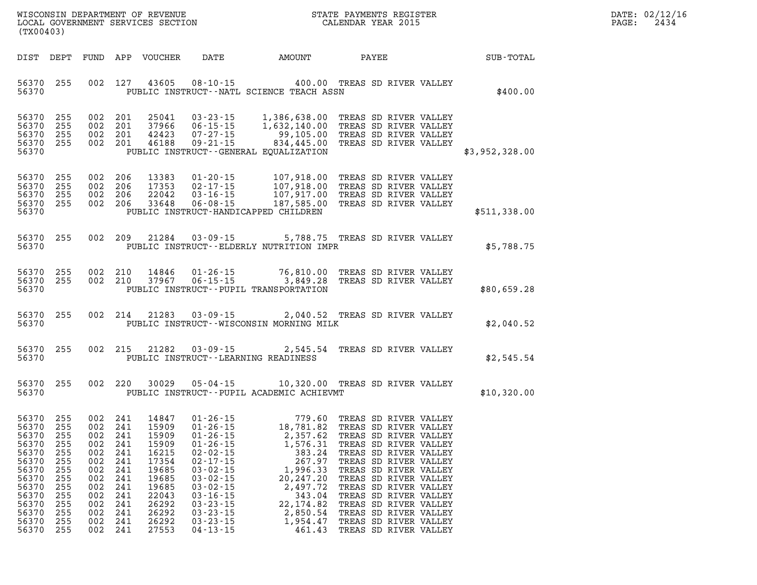WISCONSIN DEPARTMENT OF REVENUE
LOCAL GOVERNMENT SERVICES SECTION
(TX00403)

STATE PAYMENTS REGISTER
CALENDAR YEAR 2015

| DIST | DEPT | FUND | APP | VOUCHER | DATE | AMOUNT | PAYEE | SUB-TOTAL |
|---|---|---|---|---|---|---|---|---|
| 56370 | 255 | 002 | 127 | 43605 | 08-10-15 | 400.00 | TREAS SD RIVER VALLEY | |
| 56370 | | | | | | PUBLIC INSTRUCT--NATL SCIENCE TEACH ASSN | | $400.00 |
| 56370 | 255 | 002 | 201 | 25041 | 03-23-15 | 1,386,638.00 | TREAS SD RIVER VALLEY | |
| 56370 | 255 | 002 | 201 | 37966 | 06-15-15 | 1,632,140.00 | TREAS SD RIVER VALLEY | |
| 56370 | 255 | 002 | 201 | 42423 | 07-27-15 | 99,105.00 | TREAS SD RIVER VALLEY | |
| 56370 | 255 | 002 | 201 | 46188 | 09-21-15 | 834,445.00 | TREAS SD RIVER VALLEY | |
| 56370 | | | | | | PUBLIC INSTRUCT--GENERAL EQUALIZATION | | $3,952,328.00 |
| 56370 | 255 | 002 | 206 | 13383 | 01-20-15 | 107,918.00 | TREAS SD RIVER VALLEY | |
| 56370 | 255 | 002 | 206 | 17353 | 02-17-15 | 107,918.00 | TREAS SD RIVER VALLEY | |
| 56370 | 255 | 002 | 206 | 22042 | 03-16-15 | 107,917.00 | TREAS SD RIVER VALLEY | |
| 56370 | 255 | 002 | 206 | 33648 | 06-08-15 | 187,585.00 | TREAS SD RIVER VALLEY | |
| 56370 | | | | | | PUBLIC INSTRUCT-HANDICAPPED CHILDREN | | $511,338.00 |
| 56370 | 255 | 002 | 209 | 21284 | 03-09-15 | 5,788.75 | TREAS SD RIVER VALLEY | |
| 56370 | | | | | | PUBLIC INSTRUCT--ELDERLY NUTRITION IMPR | | $5,788.75 |
| 56370 | 255 | 002 | 210 | 14846 | 01-26-15 | 76,810.00 | TREAS SD RIVER VALLEY | |
| 56370 | 255 | 002 | 210 | 37967 | 06-15-15 | 3,849.28 | TREAS SD RIVER VALLEY | |
| 56370 | | | | | | PUBLIC INSTRUCT--PUPIL TRANSPORTATION | | $80,659.28 |
| 56370 | 255 | 002 | 214 | 21283 | 03-09-15 | 2,040.52 | TREAS SD RIVER VALLEY | |
| 56370 | | | | | | PUBLIC INSTRUCT--WISCONSIN MORNING MILK | | $2,040.52 |
| 56370 | 255 | 002 | 215 | 21282 | 03-09-15 | 2,545.54 | TREAS SD RIVER VALLEY | |
| 56370 | | | | | | PUBLIC INSTRUCT--LEARNING READINESS | | $2,545.54 |
| 56370 | 255 | 002 | 220 | 30029 | 05-04-15 | 10,320.00 | TREAS SD RIVER VALLEY | |
| 56370 | | | | | | PUBLIC INSTRUCT--PUPIL ACADEMIC ACHIEVMT | | $10,320.00 |
| 56370 | 255 | 002 | 241 | 14847 | 01-26-15 | 779.60 | TREAS SD RIVER VALLEY | |
| 56370 | 255 | 002 | 241 | 15909 | 01-26-15 | 18,781.82 | TREAS SD RIVER VALLEY | |
| 56370 | 255 | 002 | 241 | 15909 | 01-26-15 | 2,357.62 | TREAS SD RIVER VALLEY | |
| 56370 | 255 | 002 | 241 | 15909 | 01-26-15 | 1,576.31 | TREAS SD RIVER VALLEY | |
| 56370 | 255 | 002 | 241 | 16215 | 02-02-15 | 383.24 | TREAS SD RIVER VALLEY | |
| 56370 | 255 | 002 | 241 | 17354 | 02-17-15 | 267.97 | TREAS SD RIVER VALLEY | |
| 56370 | 255 | 002 | 241 | 19685 | 03-02-15 | 1,996.33 | TREAS SD RIVER VALLEY | |
| 56370 | 255 | 002 | 241 | 19685 | 03-02-15 | 20,247.20 | TREAS SD RIVER VALLEY | |
| 56370 | 255 | 002 | 241 | 19685 | 03-02-15 | 2,497.72 | TREAS SD RIVER VALLEY | |
| 56370 | 255 | 002 | 241 | 22043 | 03-16-15 | 343.04 | TREAS SD RIVER VALLEY | |
| 56370 | 255 | 002 | 241 | 26292 | 03-23-15 | 22,174.82 | TREAS SD RIVER VALLEY | |
| 56370 | 255 | 002 | 241 | 26292 | 03-23-15 | 2,850.54 | TREAS SD RIVER VALLEY | |
| 56370 | 255 | 002 | 241 | 26292 | 03-23-15 | 1,954.47 | TREAS SD RIVER VALLEY | |
| 56370 | 255 | 002 | 241 | 27553 | 04-13-15 | 461.43 | TREAS SD RIVER VALLEY | |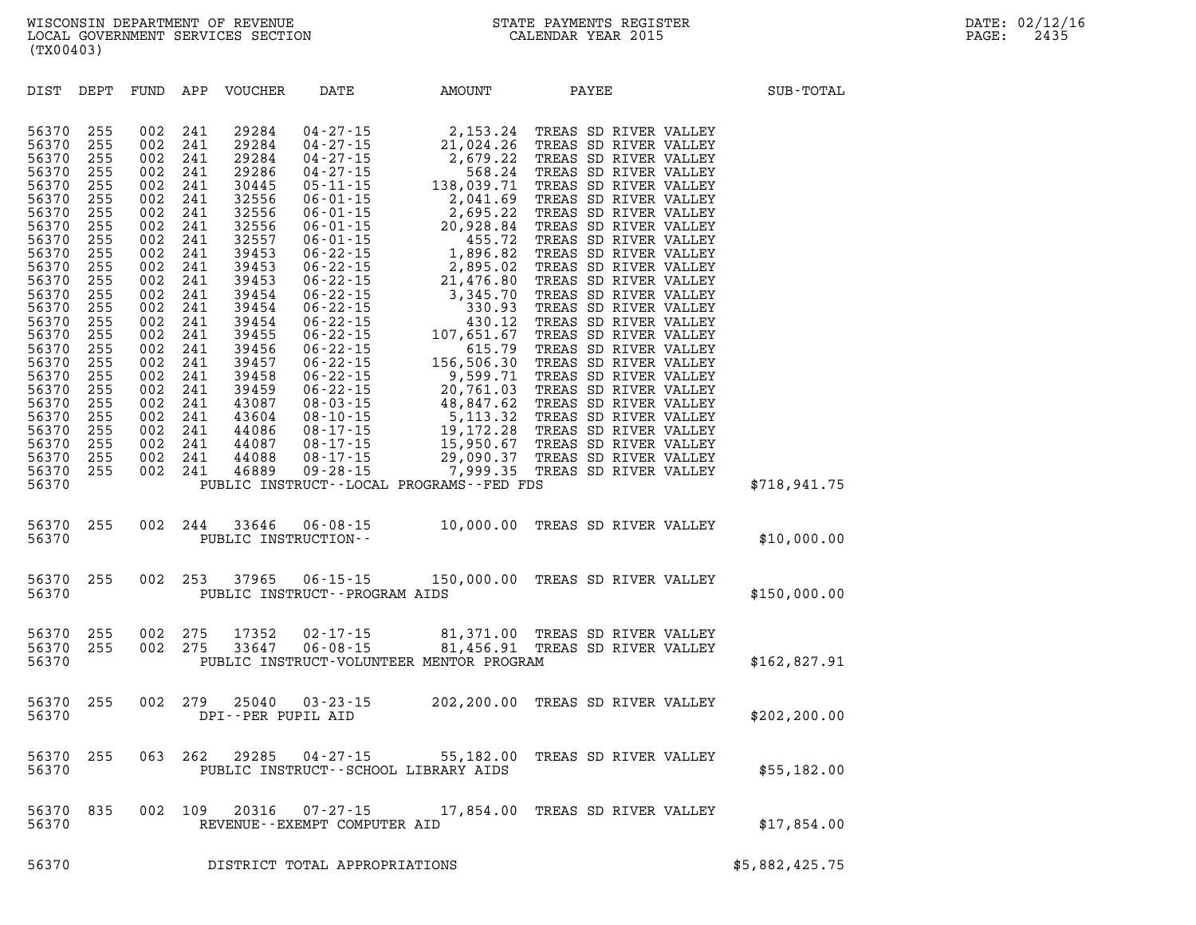WISCONSIN DEPARTMENT OF REVENUE
LOCAL GOVERNMENT SERVICES SECTION
(TX00403)

STATE PAYMENTS REGISTER
CALENDAR YEAR 2015

DATE: 02/12/16
PAGE: 2435

| DIST | DEPT | FUND | APP | VOUCHER | DATE | AMOUNT | PAYEE | SUB-TOTAL |
|---|---|---|---|---|---|---|---|---|
| 56370 | 255 | 002 | 241 | 29284 | 04-27-15 | 2,153.24 | TREAS SD RIVER VALLEY | |
| 56370 | 255 | 002 | 241 | 29284 | 04-27-15 | 21,024.26 | TREAS SD RIVER VALLEY | |
| 56370 | 255 | 002 | 241 | 29284 | 04-27-15 | 2,679.22 | TREAS SD RIVER VALLEY | |
| 56370 | 255 | 002 | 241 | 29286 | 04-27-15 | 568.24 | TREAS SD RIVER VALLEY | |
| 56370 | 255 | 002 | 241 | 30445 | 05-11-15 | 138,039.71 | TREAS SD RIVER VALLEY | |
| 56370 | 255 | 002 | 241 | 32556 | 06-01-15 | 2,041.69 | TREAS SD RIVER VALLEY | |
| 56370 | 255 | 002 | 241 | 32556 | 06-01-15 | 2,695.22 | TREAS SD RIVER VALLEY | |
| 56370 | 255 | 002 | 241 | 32556 | 06-01-15 | 20,928.84 | TREAS SD RIVER VALLEY | |
| 56370 | 255 | 002 | 241 | 32557 | 06-01-15 | 455.72 | TREAS SD RIVER VALLEY | |
| 56370 | 255 | 002 | 241 | 39453 | 06-22-15 | 1,896.82 | TREAS SD RIVER VALLEY | |
| 56370 | 255 | 002 | 241 | 39453 | 06-22-15 | 2,895.02 | TREAS SD RIVER VALLEY | |
| 56370 | 255 | 002 | 241 | 39453 | 06-22-15 | 21,476.80 | TREAS SD RIVER VALLEY | |
| 56370 | 255 | 002 | 241 | 39454 | 06-22-15 | 3,345.70 | TREAS SD RIVER VALLEY | |
| 56370 | 255 | 002 | 241 | 39454 | 06-22-15 | 330.93 | TREAS SD RIVER VALLEY | |
| 56370 | 255 | 002 | 241 | 39454 | 06-22-15 | 430.12 | TREAS SD RIVER VALLEY | |
| 56370 | 255 | 002 | 241 | 39455 | 06-22-15 | 107,651.67 | TREAS SD RIVER VALLEY | |
| 56370 | 255 | 002 | 241 | 39456 | 06-22-15 | 615.79 | TREAS SD RIVER VALLEY | |
| 56370 | 255 | 002 | 241 | 39457 | 06-22-15 | 156,506.30 | TREAS SD RIVER VALLEY | |
| 56370 | 255 | 002 | 241 | 39458 | 06-22-15 | 9,599.71 | TREAS SD RIVER VALLEY | |
| 56370 | 255 | 002 | 241 | 39459 | 06-22-15 | 20,761.03 | TREAS SD RIVER VALLEY | |
| 56370 | 255 | 002 | 241 | 43087 | 08-03-15 | 48,847.62 | TREAS SD RIVER VALLEY | |
| 56370 | 255 | 002 | 241 | 43604 | 08-10-15 | 5,113.32 | TREAS SD RIVER VALLEY | |
| 56370 | 255 | 002 | 241 | 44086 | 08-17-15 | 19,172.28 | TREAS SD RIVER VALLEY | |
| 56370 | 255 | 002 | 241 | 44087 | 08-17-15 | 15,950.67 | TREAS SD RIVER VALLEY | |
| 56370 | 255 | 002 | 241 | 44088 | 08-17-15 | 29,090.37 | TREAS SD RIVER VALLEY | |
| 56370 | 255 | 002 | 241 | 46889 | 09-28-15 | 7,999.35 | TREAS SD RIVER VALLEY | |
| 56370 | | | | PUBLIC INSTRUCT--LOCAL PROGRAMS--FED FDS | | | | $718,941.75 |
| 56370 | 255 | 002 | 244 | 33646 | 06-08-15 | 10,000.00 | TREAS SD RIVER VALLEY | |
| 56370 | | | | PUBLIC INSTRUCTION-- | | | | $10,000.00 |
| 56370 | 255 | 002 | 253 | 37965 | 06-15-15 | 150,000.00 | TREAS SD RIVER VALLEY | |
| 56370 | | | | PUBLIC INSTRUCT--PROGRAM AIDS | | | | $150,000.00 |
| 56370 | 255 | 002 | 275 | 17352 | 02-17-15 | 81,371.00 | TREAS SD RIVER VALLEY | |
| 56370 | 255 | 002 | 275 | 33647 | 06-08-15 | 81,456.91 | TREAS SD RIVER VALLEY | |
| 56370 | | | | PUBLIC INSTRUCT-VOLUNTEER MENTOR PROGRAM | | | | $162,827.91 |
| 56370 | 255 | 002 | 279 | 25040 | 03-23-15 | 202,200.00 | TREAS SD RIVER VALLEY | |
| 56370 | | | | DPI--PER PUPIL AID | | | | $202,200.00 |
| 56370 | 255 | 063 | 262 | 29285 | 04-27-15 | 55,182.00 | TREAS SD RIVER VALLEY | |
| 56370 | | | | PUBLIC INSTRUCT--SCHOOL LIBRARY AIDS | | | | $55,182.00 |
| 56370 | 835 | 002 | 109 | 20316 | 07-27-15 | 17,854.00 | TREAS SD RIVER VALLEY | |
| 56370 | | | | REVENUE--EXEMPT COMPUTER AID | | | | $17,854.00 |
| 56370 | | | | DISTRICT TOTAL APPROPRIATIONS | | | | $5,882,425.75 |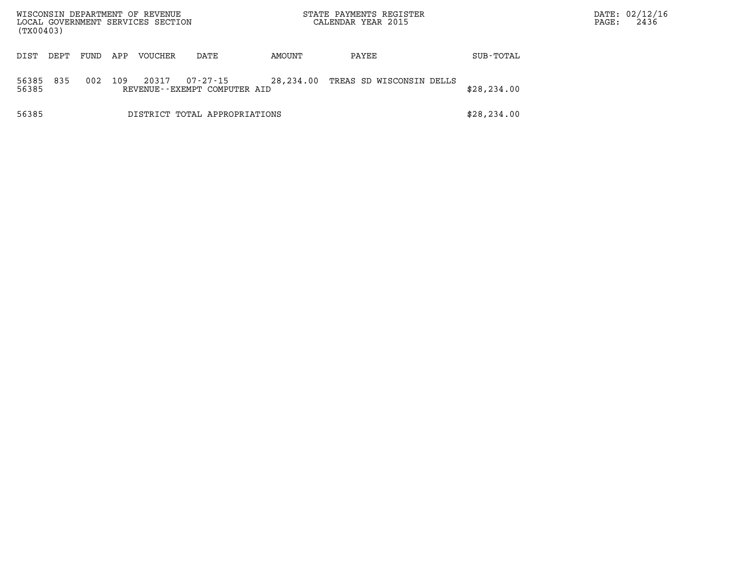WISCONSIN DEPARTMENT OF REVENUE
LOCAL GOVERNMENT SERVICES SECTION
(TX00403)

STATE PAYMENTS REGISTER
CALENDAR YEAR 2015

DATE: 02/12/16

| DIST | DEPT | FUND | APP | VOUCHER | DATE | AMOUNT | PAYEE | SUB-TOTAL |
|---|---|---|---|---|---|---|---|---|
| 56385 | 835 | 002 | 109 | 20317 | 07-27-15 | 28,234.00 | TREAS SD WISCONSIN DELLS | |
| 56385 | | | | REVENUE--EXEMPT COMPUTER AID | | | | $28,234.00 |
| 56385 | | | | DISTRICT TOTAL APPROPRIATIONS | | | | $28,234.00 |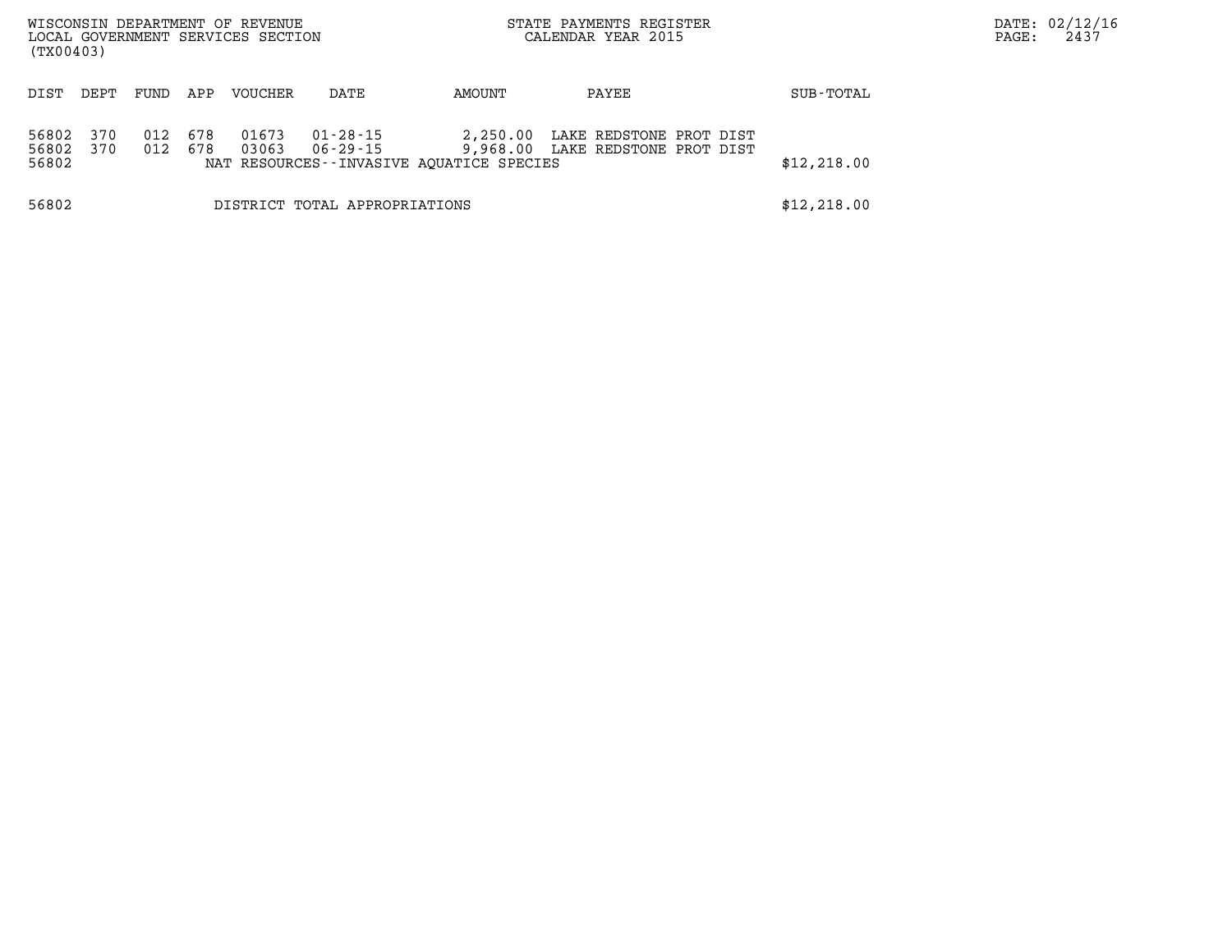WISCONSIN DEPARTMENT OF REVENUE
LOCAL GOVERNMENT SERVICES SECTION
(TX00403)

STATE PAYMENTS REGISTER
CALENDAR YEAR 2015

DATE: 02/12/16
PAGE: 2437

| DIST | DEPT | FUND | APP | VOUCHER | DATE | AMOUNT | PAYEE | SUB-TOTAL |
|---|---|---|---|---|---|---|---|---|
| 56802 | 370 | 012 | 678 | 01673 | 01-28-15 | 2,250.00 | LAKE REDSTONE PROT DIST | |
| 56802 | 370 | 012 | 678 | 03063 | 06-29-15 | 9,968.00 | LAKE REDSTONE PROT DIST | |
| 56802 | | | | NAT RESOURCES--INVASIVE AQUATICE SPECIES | | | | $12,218.00 |
| 56802 | | | | DISTRICT TOTAL APPROPRIATIONS | | | | $12,218.00 |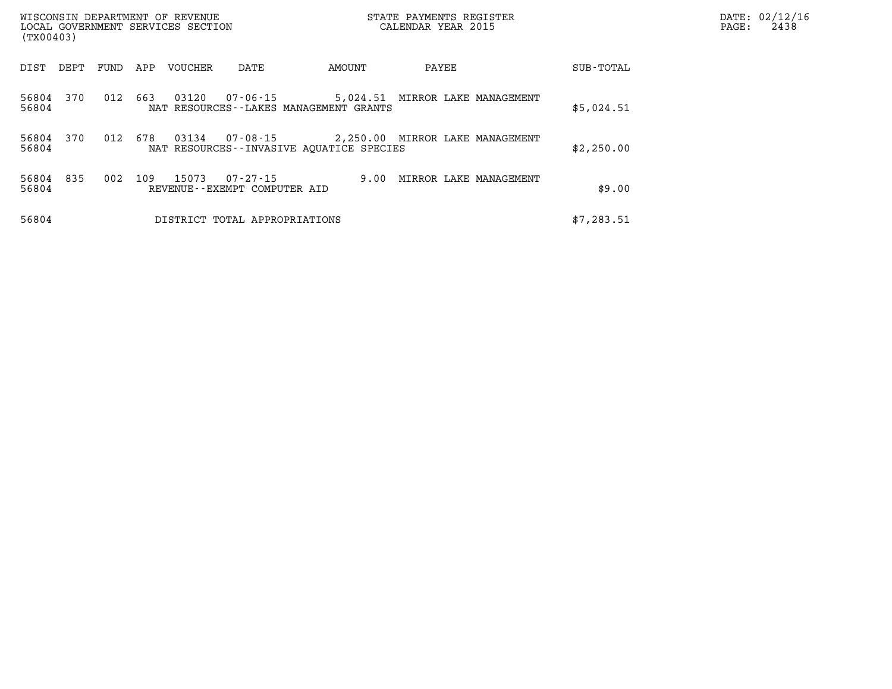| DIST | DEPT | FUND | APP | VOUCHER | DATE | AMOUNT | PAYEE | SUB-TOTAL |
|---|---|---|---|---|---|---|---|---|
| 56804 | 370 | 012 | 663 | 03120 | 07-06-15 | 5,024.51 | MIRROR LAKE MANAGEMENT | |
| 56804 | | | | NAT RESOURCES--LAKES MANAGEMENT GRANTS | | | | $5,024.51 |
| 56804 | 370 | 012 | 678 | 03134 | 07-08-15 | 2,250.00 | MIRROR LAKE MANAGEMENT | |
| 56804 | | | | NAT RESOURCES--INVASIVE AQUATICE SPECIES | | | | $2,250.00 |
| 56804 | 835 | 002 | 109 | 15073 | 07-27-15 | 9.00 | MIRROR LAKE MANAGEMENT | |
| 56804 | | | | REVENUE--EXEMPT COMPUTER AID | | | | $9.00 |
| 56804 | | | | DISTRICT TOTAL APPROPRIATIONS | | | | $7,283.51 |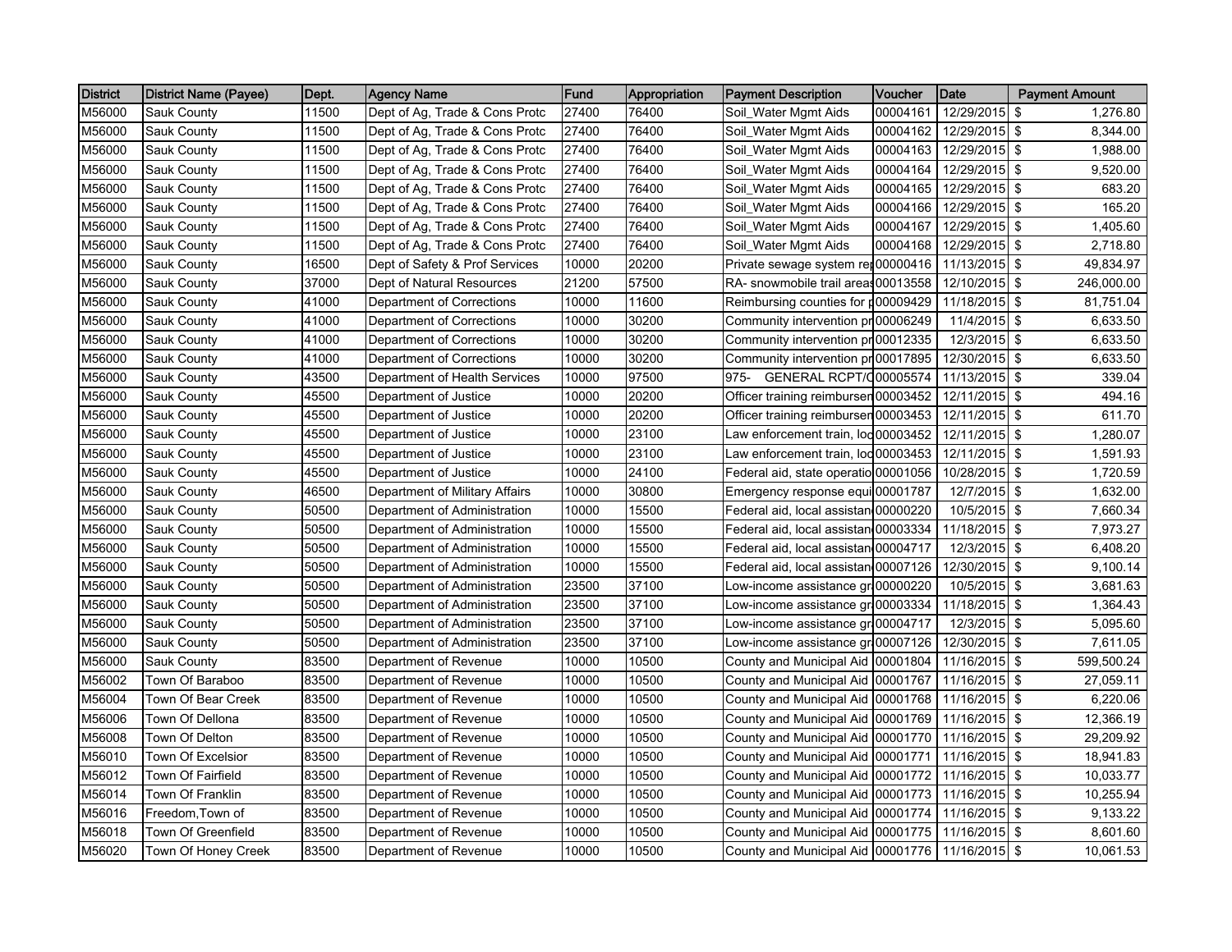| District | District Name (Payee) | Dept. | Agency Name | Fund | Appropriation | Payment Description | Voucher | Date | Payment Amount |
|---|---|---|---|---|---|---|---|---|---|
| M56000 | Sauk County | 11500 | Dept of Ag, Trade & Cons Protc | 27400 | 76400 | Soil_Water Mgmt Aids | 00004161 | 12/29/2015 | $ 1,276.80 |
| M56000 | Sauk County | 11500 | Dept of Ag, Trade & Cons Protc | 27400 | 76400 | Soil_Water Mgmt Aids | 00004162 | 12/29/2015 | $ 8,344.00 |
| M56000 | Sauk County | 11500 | Dept of Ag, Trade & Cons Protc | 27400 | 76400 | Soil_Water Mgmt Aids | 00004163 | 12/29/2015 | $ 1,988.00 |
| M56000 | Sauk County | 11500 | Dept of Ag, Trade & Cons Protc | 27400 | 76400 | Soil_Water Mgmt Aids | 00004164 | 12/29/2015 | $ 9,520.00 |
| M56000 | Sauk County | 11500 | Dept of Ag, Trade & Cons Protc | 27400 | 76400 | Soil_Water Mgmt Aids | 00004165 | 12/29/2015 | $ 683.20 |
| M56000 | Sauk County | 11500 | Dept of Ag, Trade & Cons Protc | 27400 | 76400 | Soil_Water Mgmt Aids | 00004166 | 12/29/2015 | $ 165.20 |
| M56000 | Sauk County | 11500 | Dept of Ag, Trade & Cons Protc | 27400 | 76400 | Soil_Water Mgmt Aids | 00004167 | 12/29/2015 | $ 1,405.60 |
| M56000 | Sauk County | 11500 | Dept of Ag, Trade & Cons Protc | 27400 | 76400 | Soil_Water Mgmt Aids | 00004168 | 12/29/2015 | $ 2,718.80 |
| M56000 | Sauk County | 16500 | Dept of Safety & Prof Services | 10000 | 20200 | Private sewage system rep | 00000416 | 11/13/2015 | $ 49,834.97 |
| M56000 | Sauk County | 37000 | Dept of Natural Resources | 21200 | 57500 | RA- snowmobile trail areas | 00013558 | 12/10/2015 | $ 246,000.00 |
| M56000 | Sauk County | 41000 | Department of Corrections | 10000 | 11600 | Reimbursing counties for p | 00009429 | 11/18/2015 | $ 81,751.04 |
| M56000 | Sauk County | 41000 | Department of Corrections | 10000 | 30200 | Community intervention pr | 00006249 | 11/4/2015 | $ 6,633.50 |
| M56000 | Sauk County | 41000 | Department of Corrections | 10000 | 30200 | Community intervention pr | 00012335 | 12/3/2015 | $ 6,633.50 |
| M56000 | Sauk County | 41000 | Department of Corrections | 10000 | 30200 | Community intervention pr | 00017895 | 12/30/2015 | $ 6,633.50 |
| M56000 | Sauk County | 43500 | Department of Health Services | 10000 | 97500 | 975- GENERAL RCPT/C | 00005574 | 11/13/2015 | $ 339.04 |
| M56000 | Sauk County | 45500 | Department of Justice | 10000 | 20200 | Officer training reimbursen | 00003452 | 12/11/2015 | $ 494.16 |
| M56000 | Sauk County | 45500 | Department of Justice | 10000 | 20200 | Officer training reimbursen | 00003453 | 12/11/2015 | $ 611.70 |
| M56000 | Sauk County | 45500 | Department of Justice | 10000 | 23100 | Law enforcement train, loc | 00003452 | 12/11/2015 | $ 1,280.07 |
| M56000 | Sauk County | 45500 | Department of Justice | 10000 | 23100 | Law enforcement train, loc | 00003453 | 12/11/2015 | $ 1,591.93 |
| M56000 | Sauk County | 45500 | Department of Justice | 10000 | 24100 | Federal aid, state operatio | 00001056 | 10/28/2015 | $ 1,720.59 |
| M56000 | Sauk County | 46500 | Department of Military Affairs | 10000 | 30800 | Emergency response equi | 00001787 | 12/7/2015 | $ 1,632.00 |
| M56000 | Sauk County | 50500 | Department of Administration | 10000 | 15500 | Federal aid, local assistan | 00000220 | 10/5/2015 | $ 7,660.34 |
| M56000 | Sauk County | 50500 | Department of Administration | 10000 | 15500 | Federal aid, local assistan | 00003334 | 11/18/2015 | $ 7,973.27 |
| M56000 | Sauk County | 50500 | Department of Administration | 10000 | 15500 | Federal aid, local assistan | 00004717 | 12/3/2015 | $ 6,408.20 |
| M56000 | Sauk County | 50500 | Department of Administration | 10000 | 15500 | Federal aid, local assistan | 00007126 | 12/30/2015 | $ 9,100.14 |
| M56000 | Sauk County | 50500 | Department of Administration | 23500 | 37100 | Low-income assistance gr | 00000220 | 10/5/2015 | $ 3,681.63 |
| M56000 | Sauk County | 50500 | Department of Administration | 23500 | 37100 | Low-income assistance gr | 00003334 | 11/18/2015 | $ 1,364.43 |
| M56000 | Sauk County | 50500 | Department of Administration | 23500 | 37100 | Low-income assistance gr | 00004717 | 12/3/2015 | $ 5,095.60 |
| M56000 | Sauk County | 50500 | Department of Administration | 23500 | 37100 | Low-income assistance gr | 00007126 | 12/30/2015 | $ 7,611.05 |
| M56000 | Sauk County | 83500 | Department of Revenue | 10000 | 10500 | County and Municipal Aid | 00001804 | 11/16/2015 | $ 599,500.24 |
| M56002 | Town Of Baraboo | 83500 | Department of Revenue | 10000 | 10500 | County and Municipal Aid | 00001767 | 11/16/2015 | $ 27,059.11 |
| M56004 | Town Of Bear Creek | 83500 | Department of Revenue | 10000 | 10500 | County and Municipal Aid | 00001768 | 11/16/2015 | $ 6,220.06 |
| M56006 | Town Of Dellona | 83500 | Department of Revenue | 10000 | 10500 | County and Municipal Aid | 00001769 | 11/16/2015 | $ 12,366.19 |
| M56008 | Town Of Delton | 83500 | Department of Revenue | 10000 | 10500 | County and Municipal Aid | 00001770 | 11/16/2015 | $ 29,209.92 |
| M56010 | Town Of Excelsior | 83500 | Department of Revenue | 10000 | 10500 | County and Municipal Aid | 00001771 | 11/16/2015 | $ 18,941.83 |
| M56012 | Town Of Fairfield | 83500 | Department of Revenue | 10000 | 10500 | County and Municipal Aid | 00001772 | 11/16/2015 | $ 10,033.77 |
| M56014 | Town Of Franklin | 83500 | Department of Revenue | 10000 | 10500 | County and Municipal Aid | 00001773 | 11/16/2015 | $ 10,255.94 |
| M56016 | Freedom,Town of | 83500 | Department of Revenue | 10000 | 10500 | County and Municipal Aid | 00001774 | 11/16/2015 | $ 9,133.22 |
| M56018 | Town Of Greenfield | 83500 | Department of Revenue | 10000 | 10500 | County and Municipal Aid | 00001775 | 11/16/2015 | $ 8,601.60 |
| M56020 | Town Of Honey Creek | 83500 | Department of Revenue | 10000 | 10500 | County and Municipal Aid | 00001776 | 11/16/2015 | $ 10,061.53 |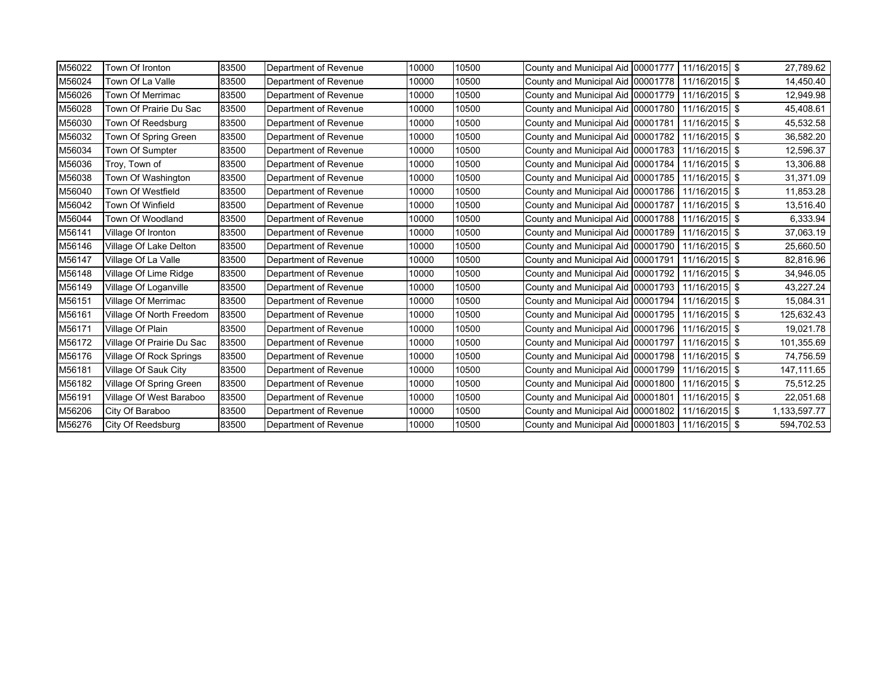| | | | | | | | | | | |
|---|---|---|---|---|---|---|---|---|---|---|
| M56022 | Town Of Ironton | 83500 | Department of Revenue | 10000 | 10500 | County and Municipal Aid | 00001777 | 11/16/2015 | $ | 27,789.62 |
| M56024 | Town Of La Valle | 83500 | Department of Revenue | 10000 | 10500 | County and Municipal Aid | 00001778 | 11/16/2015 | $ | 14,450.40 |
| M56026 | Town Of Merrimac | 83500 | Department of Revenue | 10000 | 10500 | County and Municipal Aid | 00001779 | 11/16/2015 | $ | 12,949.98 |
| M56028 | Town Of Prairie Du Sac | 83500 | Department of Revenue | 10000 | 10500 | County and Municipal Aid | 00001780 | 11/16/2015 | $ | 45,408.61 |
| M56030 | Town Of Reedsburg | 83500 | Department of Revenue | 10000 | 10500 | County and Municipal Aid | 00001781 | 11/16/2015 | $ | 45,532.58 |
| M56032 | Town Of Spring Green | 83500 | Department of Revenue | 10000 | 10500 | County and Municipal Aid | 00001782 | 11/16/2015 | $ | 36,582.20 |
| M56034 | Town Of Sumpter | 83500 | Department of Revenue | 10000 | 10500 | County and Municipal Aid | 00001783 | 11/16/2015 | $ | 12,596.37 |
| M56036 | Troy, Town of | 83500 | Department of Revenue | 10000 | 10500 | County and Municipal Aid | 00001784 | 11/16/2015 | $ | 13,306.88 |
| M56038 | Town Of Washington | 83500 | Department of Revenue | 10000 | 10500 | County and Municipal Aid | 00001785 | 11/16/2015 | $ | 31,371.09 |
| M56040 | Town Of Westfield | 83500 | Department of Revenue | 10000 | 10500 | County and Municipal Aid | 00001786 | 11/16/2015 | $ | 11,853.28 |
| M56042 | Town Of Winfield | 83500 | Department of Revenue | 10000 | 10500 | County and Municipal Aid | 00001787 | 11/16/2015 | $ | 13,516.40 |
| M56044 | Town Of Woodland | 83500 | Department of Revenue | 10000 | 10500 | County and Municipal Aid | 00001788 | 11/16/2015 | $ | 6,333.94 |
| M56141 | Village Of Ironton | 83500 | Department of Revenue | 10000 | 10500 | County and Municipal Aid | 00001789 | 11/16/2015 | $ | 37,063.19 |
| M56146 | Village Of Lake Delton | 83500 | Department of Revenue | 10000 | 10500 | County and Municipal Aid | 00001790 | 11/16/2015 | $ | 25,660.50 |
| M56147 | Village Of La Valle | 83500 | Department of Revenue | 10000 | 10500 | County and Municipal Aid | 00001791 | 11/16/2015 | $ | 82,816.96 |
| M56148 | Village Of Lime Ridge | 83500 | Department of Revenue | 10000 | 10500 | County and Municipal Aid | 00001792 | 11/16/2015 | $ | 34,946.05 |
| M56149 | Village Of Loganville | 83500 | Department of Revenue | 10000 | 10500 | County and Municipal Aid | 00001793 | 11/16/2015 | $ | 43,227.24 |
| M56151 | Village Of Merrimac | 83500 | Department of Revenue | 10000 | 10500 | County and Municipal Aid | 00001794 | 11/16/2015 | $ | 15,084.31 |
| M56161 | Village Of North Freedom | 83500 | Department of Revenue | 10000 | 10500 | County and Municipal Aid | 00001795 | 11/16/2015 | $ | 125,632.43 |
| M56171 | Village Of Plain | 83500 | Department of Revenue | 10000 | 10500 | County and Municipal Aid | 00001796 | 11/16/2015 | $ | 19,021.78 |
| M56172 | Village Of Prairie Du Sac | 83500 | Department of Revenue | 10000 | 10500 | County and Municipal Aid | 00001797 | 11/16/2015 | $ | 101,355.69 |
| M56176 | Village Of Rock Springs | 83500 | Department of Revenue | 10000 | 10500 | County and Municipal Aid | 00001798 | 11/16/2015 | $ | 74,756.59 |
| M56181 | Village Of Sauk City | 83500 | Department of Revenue | 10000 | 10500 | County and Municipal Aid | 00001799 | 11/16/2015 | $ | 147,111.65 |
| M56182 | Village Of Spring Green | 83500 | Department of Revenue | 10000 | 10500 | County and Municipal Aid | 00001800 | 11/16/2015 | $ | 75,512.25 |
| M56191 | Village Of West Baraboo | 83500 | Department of Revenue | 10000 | 10500 | County and Municipal Aid | 00001801 | 11/16/2015 | $ | 22,051.68 |
| M56206 | City Of Baraboo | 83500 | Department of Revenue | 10000 | 10500 | County and Municipal Aid | 00001802 | 11/16/2015 | $ | 1,133,597.77 |
| M56276 | City Of Reedsburg | 83500 | Department of Revenue | 10000 | 10500 | County and Municipal Aid | 00001803 | 11/16/2015 | $ | 594,702.53 |